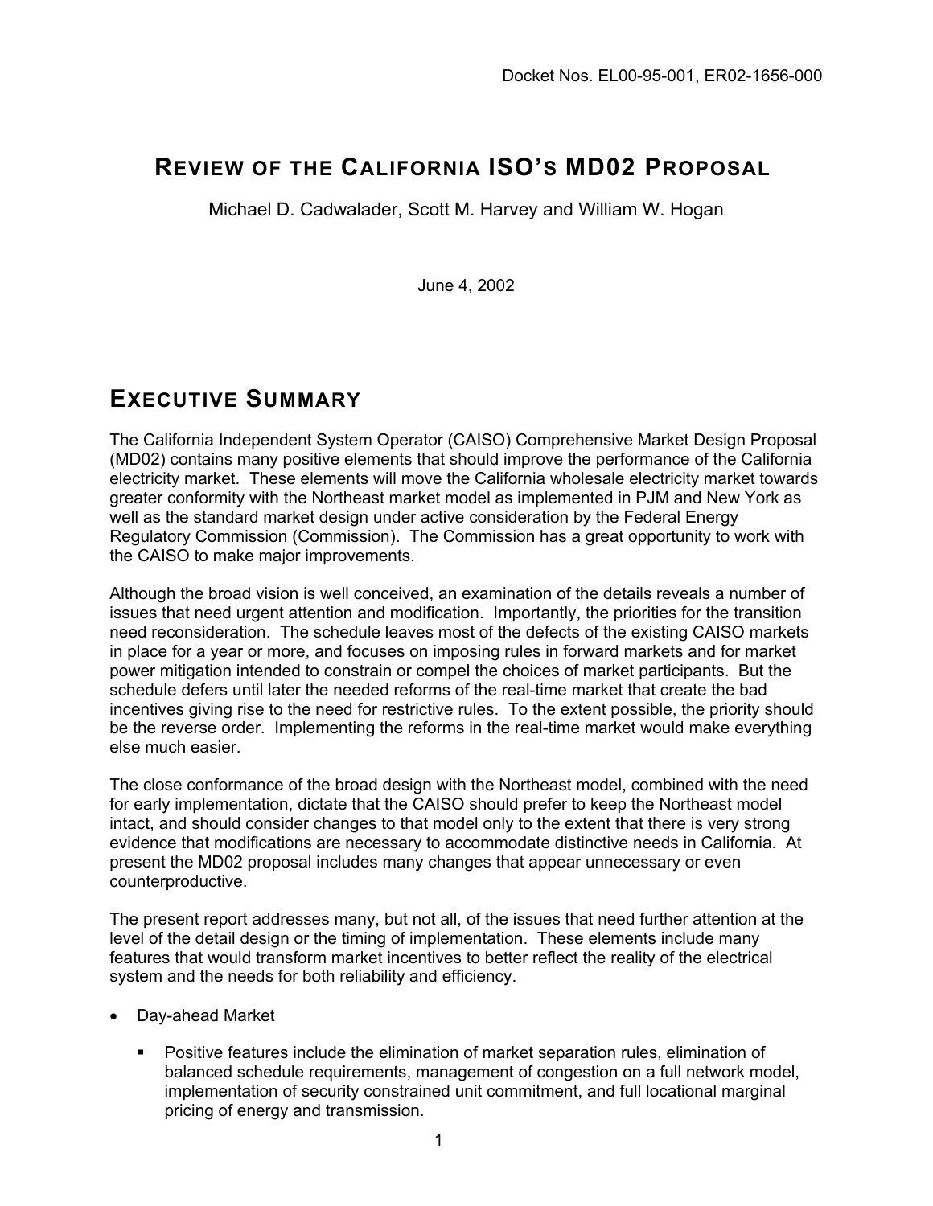Docket Nos. EL00-95-001, ER02-1656-000

# REVIEW OF THE CALIFORNIA ISO'S MD02 PROPOSAL

Michael D. Cadwalader, Scott M. Harvey and William W. Hogan

June 4, 2002

## EXECUTIVE SUMMARY

The California Independent System Operator (CAISO) Comprehensive Market Design Proposal (MD02) contains many positive elements that should improve the performance of the California electricity market. These elements will move the California wholesale electricity market towards greater conformity with the Northeast market model as implemented in PJM and New York as well as the standard market design under active consideration by the Federal Energy Regulatory Commission (Commission). The Commission has a great opportunity to work with the CAISO to make major improvements.

Although the broad vision is well conceived, an examination of the details reveals a number of issues that need urgent attention and modification. Importantly, the priorities for the transition need reconsideration. The schedule leaves most of the defects of the existing CAISO markets in place for a year or more, and focuses on imposing rules in forward markets and for market power mitigation intended to constrain or compel the choices of market participants. But the schedule defers until later the needed reforms of the real-time market that create the bad incentives giving rise to the need for restrictive rules. To the extent possible, the priority should be the reverse order. Implementing the reforms in the real-time market would make everything else much easier.

The close conformance of the broad design with the Northeast model, combined with the need for early implementation, dictate that the CAISO should prefer to keep the Northeast model intact, and should consider changes to that model only to the extent that there is very strong evidence that modifications are necessary to accommodate distinctive needs in California. At present the MD02 proposal includes many changes that appear unnecessary or even counterproductive.

The present report addresses many, but not all, of the issues that need further attention at the level of the detail design or the timing of implementation. These elements include many features that would transform market incentives to better reflect the reality of the electrical system and the needs for both reliability and efficiency.

- Day-ahead Market
  - Positive features include the elimination of market separation rules, elimination of balanced schedule requirements, management of congestion on a full network model, implementation of security constrained unit commitment, and full locational marginal pricing of energy and transmission.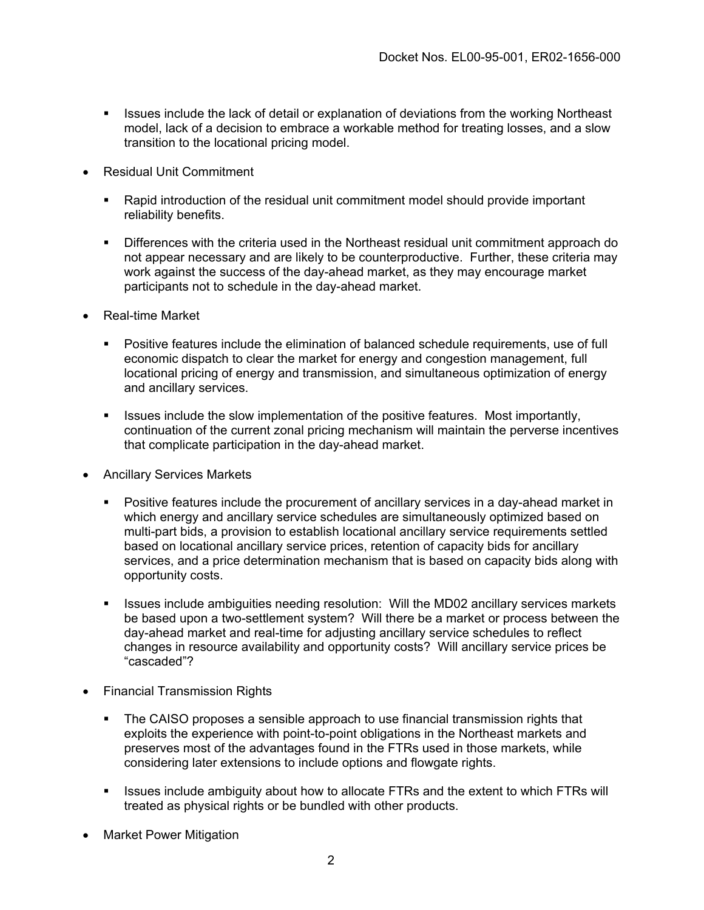- Issues include the lack of detail or explanation of deviations from the working Northeast model, lack of a decision to embrace a workable method for treating losses, and a slow transition to the locational pricing model.

- Residual Unit Commitment

  - Rapid introduction of the residual unit commitment model should provide important reliability benefits.

  - Differences with the criteria used in the Northeast residual unit commitment approach do not appear necessary and are likely to be counterproductive. Further, these criteria may work against the success of the day-ahead market, as they may encourage market participants not to schedule in the day-ahead market.

- Real-time Market

  - Positive features include the elimination of balanced schedule requirements, use of full economic dispatch to clear the market for energy and congestion management, full locational pricing of energy and transmission, and simultaneous optimization of energy and ancillary services.

  - Issues include the slow implementation of the positive features. Most importantly, continuation of the current zonal pricing mechanism will maintain the perverse incentives that complicate participation in the day-ahead market.

- Ancillary Services Markets

  - Positive features include the procurement of ancillary services in a day-ahead market in which energy and ancillary service schedules are simultaneously optimized based on multi-part bids, a provision to establish locational ancillary service requirements settled based on locational ancillary service prices, retention of capacity bids for ancillary services, and a price determination mechanism that is based on capacity bids along with opportunity costs.

  - Issues include ambiguities needing resolution: Will the MD02 ancillary services markets be based upon a two-settlement system? Will there be a market or process between the day-ahead market and real-time for adjusting ancillary service schedules to reflect changes in resource availability and opportunity costs? Will ancillary service prices be "cascaded"?

- Financial Transmission Rights

  - The CAISO proposes a sensible approach to use financial transmission rights that exploits the experience with point-to-point obligations in the Northeast markets and preserves most of the advantages found in the FTRs used in those markets, while considering later extensions to include options and flowgate rights.

  - Issues include ambiguity about how to allocate FTRs and the extent to which FTRs will treated as physical rights or be bundled with other products.

- Market Power Mitigation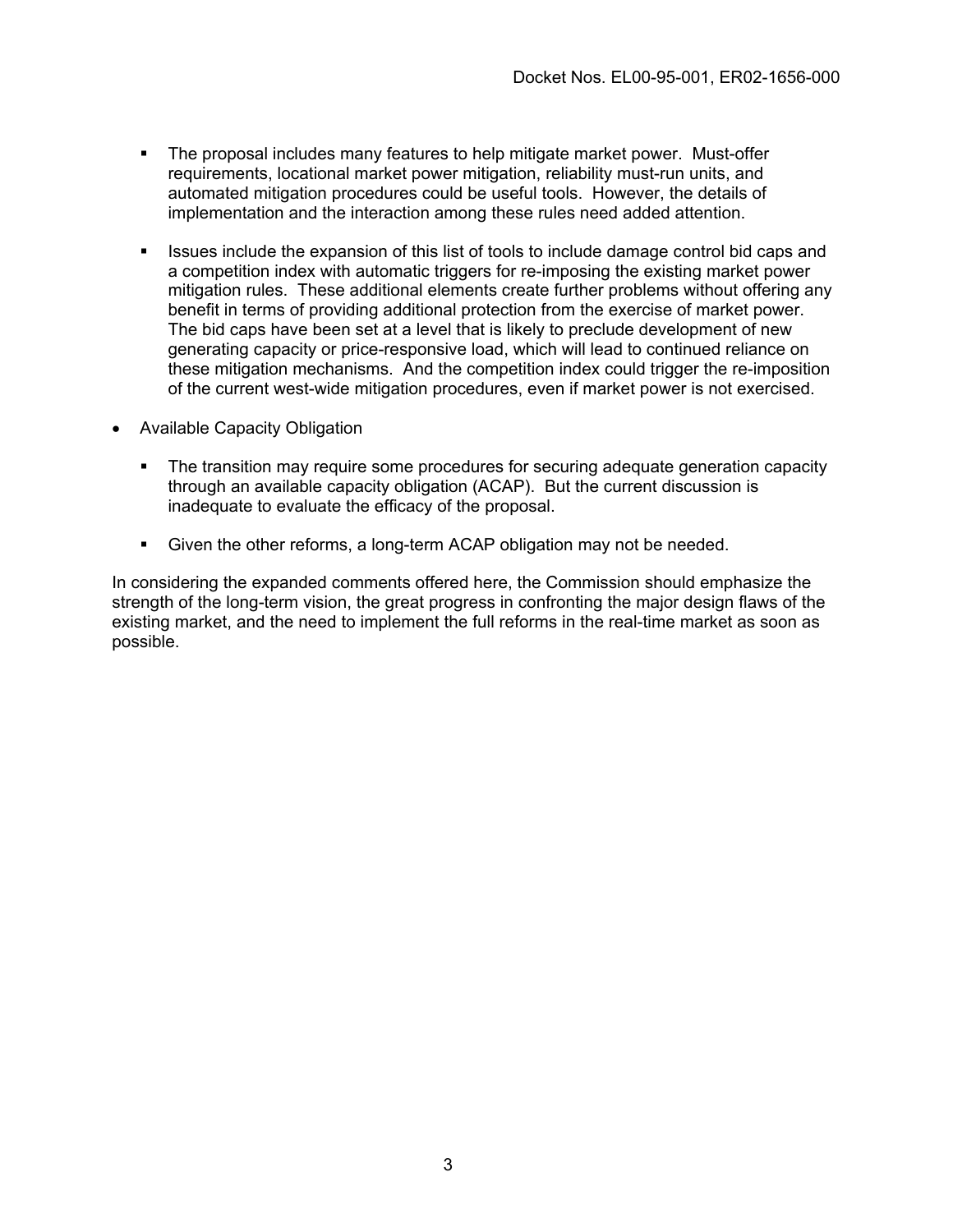- The proposal includes many features to help mitigate market power. Must-offer requirements, locational market power mitigation, reliability must-run units, and automated mitigation procedures could be useful tools. However, the details of implementation and the interaction among these rules need added attention.

   - Issues include the expansion of this list of tools to include damage control bid caps and a competition index with automatic triggers for re-imposing the existing market power mitigation rules. These additional elements create further problems without offering any benefit in terms of providing additional protection from the exercise of market power. The bid caps have been set at a level that is likely to preclude development of new generating capacity or price-responsive load, which will lead to continued reliance on these mitigation mechanisms. And the competition index could trigger the re-imposition of the current west-wide mitigation procedures, even if market power is not exercised.

- Available Capacity Obligation

   - The transition may require some procedures for securing adequate generation capacity through an available capacity obligation (ACAP). But the current discussion is inadequate to evaluate the efficacy of the proposal.

   - Given the other reforms, a long-term ACAP obligation may not be needed.

In considering the expanded comments offered here, the Commission should emphasize the strength of the long-term vision, the great progress in confronting the major design flaws of the existing market, and the need to implement the full reforms in the real-time market as soon as possible.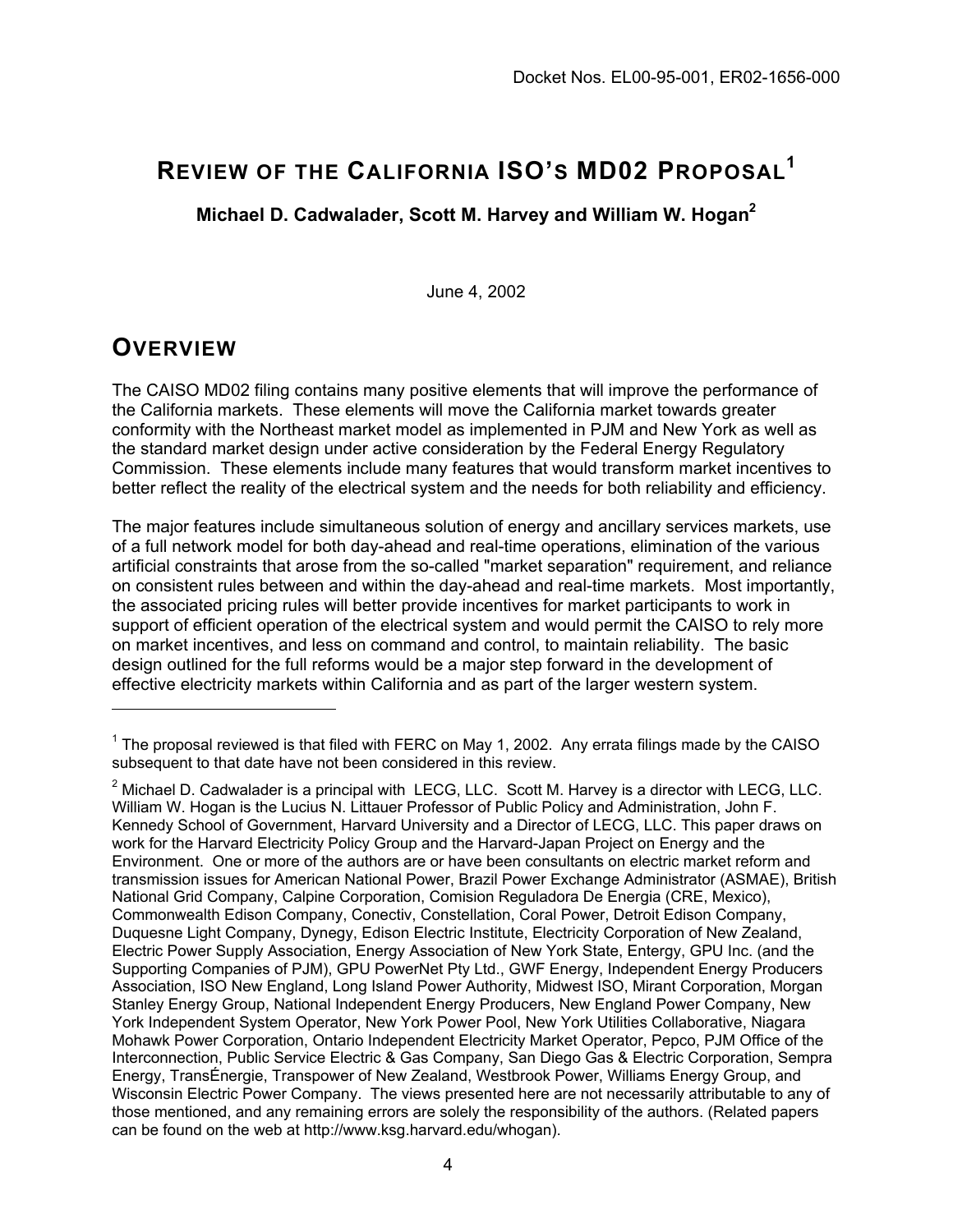Docket Nos. EL00-95-001, ER02-1656-000

# Review of the California ISO's MD02 Proposal[1]

**Michael D. Cadwalader, Scott M. Harvey and William W. Hogan[2]**

June 4, 2002

## Overview

The CAISO MD02 filing contains many positive elements that will improve the performance of the California markets. These elements will move the California market towards greater conformity with the Northeast market model as implemented in PJM and New York as well as the standard market design under active consideration by the Federal Energy Regulatory Commission. These elements include many features that would transform market incentives to better reflect the reality of the electrical system and the needs for both reliability and efficiency.

The major features include simultaneous solution of energy and ancillary services markets, use of a full network model for both day-ahead and real-time operations, elimination of the various artificial constraints that arose from the so-called "market separation" requirement, and reliance on consistent rules between and within the day-ahead and real-time markets. Most importantly, the associated pricing rules will better provide incentives for market participants to work in support of efficient operation of the electrical system and would permit the CAISO to rely more on market incentives, and less on command and control, to maintain reliability. The basic design outlined for the full reforms would be a major step forward in the development of effective electricity markets within California and as part of the larger western system.

---

[1] The proposal reviewed is that filed with FERC on May 1, 2002. Any errata filings made by the CAISO subsequent to that date have not been considered in this review.

[2] Michael D. Cadwalader is a principal with LECG, LLC. Scott M. Harvey is a director with LECG, LLC. William W. Hogan is the Lucius N. Littauer Professor of Public Policy and Administration, John F. Kennedy School of Government, Harvard University and a Director of LECG, LLC. This paper draws on work for the Harvard Electricity Policy Group and the Harvard-Japan Project on Energy and the Environment. One or more of the authors are or have been consultants on electric market reform and transmission issues for American National Power, Brazil Power Exchange Administrator (ASMAE), British National Grid Company, Calpine Corporation, Comision Reguladora De Energia (CRE, Mexico), Commonwealth Edison Company, Conectiv, Constellation, Coral Power, Detroit Edison Company, Duquesne Light Company, Dynegy, Edison Electric Institute, Electricity Corporation of New Zealand, Electric Power Supply Association, Energy Association of New York State, Entergy, GPU Inc. (and the Supporting Companies of PJM), GPU PowerNet Pty Ltd., GWF Energy, Independent Energy Producers Association, ISO New England, Long Island Power Authority, Midwest ISO, Mirant Corporation, Morgan Stanley Energy Group, National Independent Energy Producers, New England Power Company, New York Independent System Operator, New York Power Pool, New York Utilities Collaborative, Niagara Mohawk Power Corporation, Ontario Independent Electricity Market Operator, Pepco, PJM Office of the Interconnection, Public Service Electric & Gas Company, San Diego Gas & Electric Corporation, Sempra Energy, TransÉnergie, Transpower of New Zealand, Westbrook Power, Williams Energy Group, and Wisconsin Electric Power Company. The views presented here are not necessarily attributable to any of those mentioned, and any remaining errors are solely the responsibility of the authors. (Related papers can be found on the web at http://www.ksg.harvard.edu/whogan).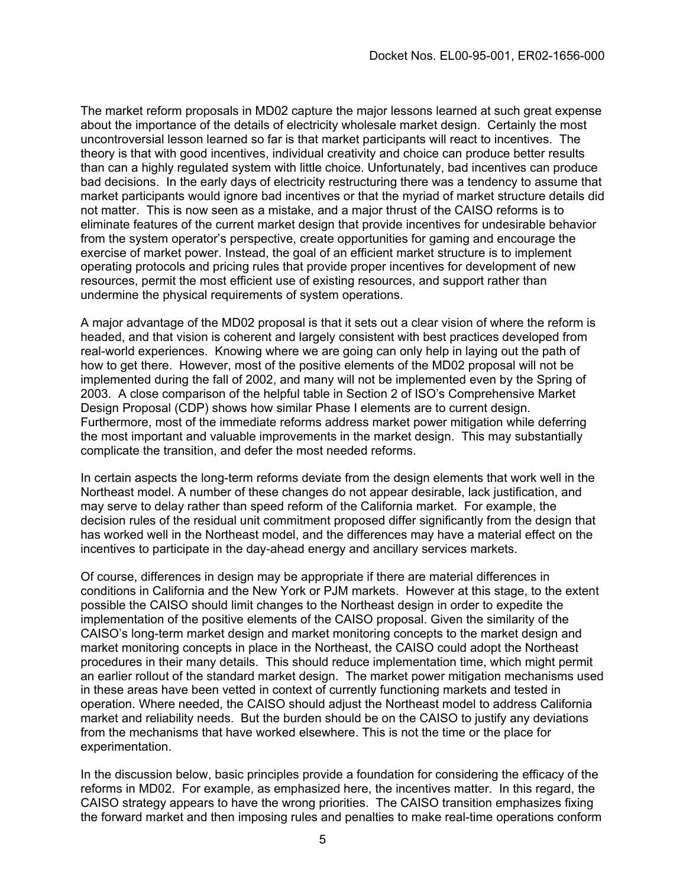The market reform proposals in MD02 capture the major lessons learned at such great expense about the importance of the details of electricity wholesale market design. Certainly the most uncontroversial lesson learned so far is that market participants will react to incentives. The theory is that with good incentives, individual creativity and choice can produce better results than can a highly regulated system with little choice. Unfortunately, bad incentives can produce bad decisions. In the early days of electricity restructuring there was a tendency to assume that market participants would ignore bad incentives or that the myriad of market structure details did not matter. This is now seen as a mistake, and a major thrust of the CAISO reforms is to eliminate features of the current market design that provide incentives for undesirable behavior from the system operator's perspective, create opportunities for gaming and encourage the exercise of market power. Instead, the goal of an efficient market structure is to implement operating protocols and pricing rules that provide proper incentives for development of new resources, permit the most efficient use of existing resources, and support rather than undermine the physical requirements of system operations.

A major advantage of the MD02 proposal is that it sets out a clear vision of where the reform is headed, and that vision is coherent and largely consistent with best practices developed from real-world experiences. Knowing where we are going can only help in laying out the path of how to get there. However, most of the positive elements of the MD02 proposal will not be implemented during the fall of 2002, and many will not be implemented even by the Spring of 2003. A close comparison of the helpful table in Section 2 of ISO's Comprehensive Market Design Proposal (CDP) shows how similar Phase I elements are to current design. Furthermore, most of the immediate reforms address market power mitigation while deferring the most important and valuable improvements in the market design. This may substantially complicate the transition, and defer the most needed reforms.

In certain aspects the long-term reforms deviate from the design elements that work well in the Northeast model. A number of these changes do not appear desirable, lack justification, and may serve to delay rather than speed reform of the California market. For example, the decision rules of the residual unit commitment proposed differ significantly from the design that has worked well in the Northeast model, and the differences may have a material effect on the incentives to participate in the day-ahead energy and ancillary services markets.

Of course, differences in design may be appropriate if there are material differences in conditions in California and the New York or PJM markets. However at this stage, to the extent possible the CAISO should limit changes to the Northeast design in order to expedite the implementation of the positive elements of the CAISO proposal. Given the similarity of the CAISO's long-term market design and market monitoring concepts to the market design and market monitoring concepts in place in the Northeast, the CAISO could adopt the Northeast procedures in their many details. This should reduce implementation time, which might permit an earlier rollout of the standard market design. The market power mitigation mechanisms used in these areas have been vetted in context of currently functioning markets and tested in operation. Where needed, the CAISO should adjust the Northeast model to address California market and reliability needs. But the burden should be on the CAISO to justify any deviations from the mechanisms that have worked elsewhere. This is not the time or the place for experimentation.

In the discussion below, basic principles provide a foundation for considering the efficacy of the reforms in MD02. For example, as emphasized here, the incentives matter. In this regard, the CAISO strategy appears to have the wrong priorities. The CAISO transition emphasizes fixing the forward market and then imposing rules and penalties to make real-time operations conform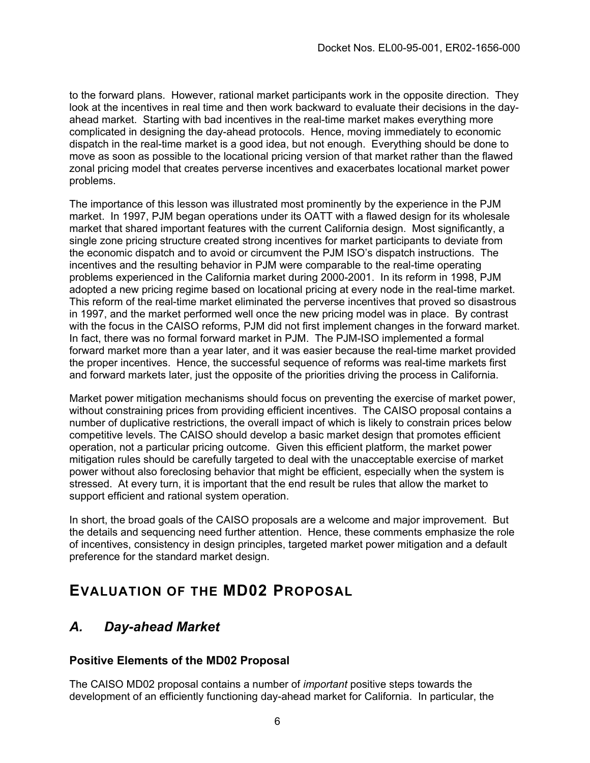to the forward plans. However, rational market participants work in the opposite direction. They look at the incentives in real time and then work backward to evaluate their decisions in the day-ahead market. Starting with bad incentives in the real-time market makes everything more complicated in designing the day-ahead protocols. Hence, moving immediately to economic dispatch in the real-time market is a good idea, but not enough. Everything should be done to move as soon as possible to the locational pricing version of that market rather than the flawed zonal pricing model that creates perverse incentives and exacerbates locational market power problems.

The importance of this lesson was illustrated most prominently by the experience in the PJM market. In 1997, PJM began operations under its OATT with a flawed design for its wholesale market that shared important features with the current California design. Most significantly, a single zone pricing structure created strong incentives for market participants to deviate from the economic dispatch and to avoid or circumvent the PJM ISO's dispatch instructions. The incentives and the resulting behavior in PJM were comparable to the real-time operating problems experienced in the California market during 2000-2001. In its reform in 1998, PJM adopted a new pricing regime based on locational pricing at every node in the real-time market. This reform of the real-time market eliminated the perverse incentives that proved so disastrous in 1997, and the market performed well once the new pricing model was in place. By contrast with the focus in the CAISO reforms, PJM did not first implement changes in the forward market. In fact, there was no formal forward market in PJM. The PJM-ISO implemented a formal forward market more than a year later, and it was easier because the real-time market provided the proper incentives. Hence, the successful sequence of reforms was real-time markets first and forward markets later, just the opposite of the priorities driving the process in California.

Market power mitigation mechanisms should focus on preventing the exercise of market power, without constraining prices from providing efficient incentives. The CAISO proposal contains a number of duplicative restrictions, the overall impact of which is likely to constrain prices below competitive levels. The CAISO should develop a basic market design that promotes efficient operation, not a particular pricing outcome. Given this efficient platform, the market power mitigation rules should be carefully targeted to deal with the unacceptable exercise of market power without also foreclosing behavior that might be efficient, especially when the system is stressed. At every turn, it is important that the end result be rules that allow the market to support efficient and rational system operation.

In short, the broad goals of the CAISO proposals are a welcome and major improvement. But the details and sequencing need further attention. Hence, these comments emphasize the role of incentives, consistency in design principles, targeted market power mitigation and a default preference for the standard market design.

# EVALUATION OF THE MD02 PROPOSAL

## *A. Day-ahead Market*

### Positive Elements of the MD02 Proposal

The CAISO MD02 proposal contains a number of *important* positive steps towards the development of an efficiently functioning day-ahead market for California. In particular, the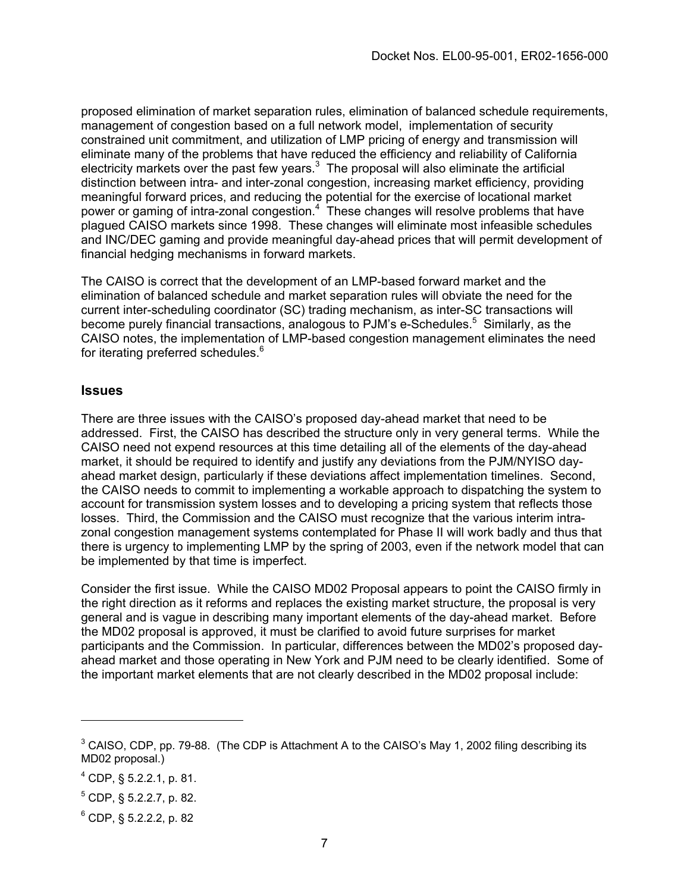proposed elimination of market separation rules, elimination of balanced schedule requirements, management of congestion based on a full network model, implementation of security constrained unit commitment, and utilization of LMP pricing of energy and transmission will eliminate many of the problems that have reduced the efficiency and reliability of California electricity markets over the past few years.[3] The proposal will also eliminate the artificial distinction between intra- and inter-zonal congestion, increasing market efficiency, providing meaningful forward prices, and reducing the potential for the exercise of locational market power or gaming of intra-zonal congestion.[4] These changes will resolve problems that have plagued CAISO markets since 1998. These changes will eliminate most infeasible schedules and INC/DEC gaming and provide meaningful day-ahead prices that will permit development of financial hedging mechanisms in forward markets.

The CAISO is correct that the development of an LMP-based forward market and the elimination of balanced schedule and market separation rules will obviate the need for the current inter-scheduling coordinator (SC) trading mechanism, as inter-SC transactions will become purely financial transactions, analogous to PJM's e-Schedules.[5] Similarly, as the CAISO notes, the implementation of LMP-based congestion management eliminates the need for iterating preferred schedules.[6]

## Issues

There are three issues with the CAISO's proposed day-ahead market that need to be addressed. First, the CAISO has described the structure only in very general terms. While the CAISO need not expend resources at this time detailing all of the elements of the day-ahead market, it should be required to identify and justify any deviations from the PJM/NYISO day-ahead market design, particularly if these deviations affect implementation timelines. Second, the CAISO needs to commit to implementing a workable approach to dispatching the system to account for transmission system losses and to developing a pricing system that reflects those losses. Third, the Commission and the CAISO must recognize that the various interim intra-zonal congestion management systems contemplated for Phase II will work badly and thus that there is urgency to implementing LMP by the spring of 2003, even if the network model that can be implemented by that time is imperfect.

Consider the first issue. While the CAISO MD02 Proposal appears to point the CAISO firmly in the right direction as it reforms and replaces the existing market structure, the proposal is very general and is vague in describing many important elements of the day-ahead market. Before the MD02 proposal is approved, it must be clarified to avoid future surprises for market participants and the Commission. In particular, differences between the MD02's proposed day-ahead market and those operating in New York and PJM need to be clearly identified. Some of the important market elements that are not clearly described in the MD02 proposal include:

---

[3] CAISO, CDP, pp. 79-88. (The CDP is Attachment A to the CAISO's May 1, 2002 filing describing its MD02 proposal.)

[4] CDP, § 5.2.2.1, p. 81.

[5] CDP, § 5.2.2.7, p. 82.

[6] CDP, § 5.2.2.2, p. 82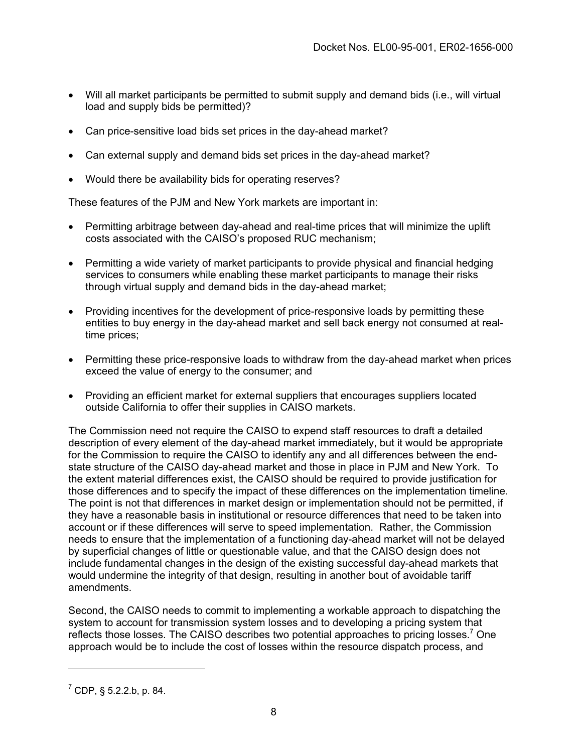- Will all market participants be permitted to submit supply and demand bids (i.e., will virtual load and supply bids be permitted)?
- Can price-sensitive load bids set prices in the day-ahead market?
- Can external supply and demand bids set prices in the day-ahead market?
- Would there be availability bids for operating reserves?

These features of the PJM and New York markets are important in:

- Permitting arbitrage between day-ahead and real-time prices that will minimize the uplift costs associated with the CAISO's proposed RUC mechanism;
- Permitting a wide variety of market participants to provide physical and financial hedging services to consumers while enabling these market participants to manage their risks through virtual supply and demand bids in the day-ahead market;
- Providing incentives for the development of price-responsive loads by permitting these entities to buy energy in the day-ahead market and sell back energy not consumed at real-time prices;
- Permitting these price-responsive loads to withdraw from the day-ahead market when prices exceed the value of energy to the consumer; and
- Providing an efficient market for external suppliers that encourages suppliers located outside California to offer their supplies in CAISO markets.

The Commission need not require the CAISO to expend staff resources to draft a detailed description of every element of the day-ahead market immediately, but it would be appropriate for the Commission to require the CAISO to identify any and all differences between the end-state structure of the CAISO day-ahead market and those in place in PJM and New York. To the extent material differences exist, the CAISO should be required to provide justification for those differences and to specify the impact of these differences on the implementation timeline. The point is not that differences in market design or implementation should not be permitted, if they have a reasonable basis in institutional or resource differences that need to be taken into account or if these differences will serve to speed implementation. Rather, the Commission needs to ensure that the implementation of a functioning day-ahead market will not be delayed by superficial changes of little or questionable value, and that the CAISO design does not include fundamental changes in the design of the existing successful day-ahead markets that would undermine the integrity of that design, resulting in another bout of avoidable tariff amendments.

Second, the CAISO needs to commit to implementing a workable approach to dispatching the system to account for transmission system losses and to developing a pricing system that reflects those losses. The CAISO describes two potential approaches to pricing losses.[7] One approach would be to include the cost of losses within the resource dispatch process, and

---

[7] CDP, § 5.2.2.b, p. 84.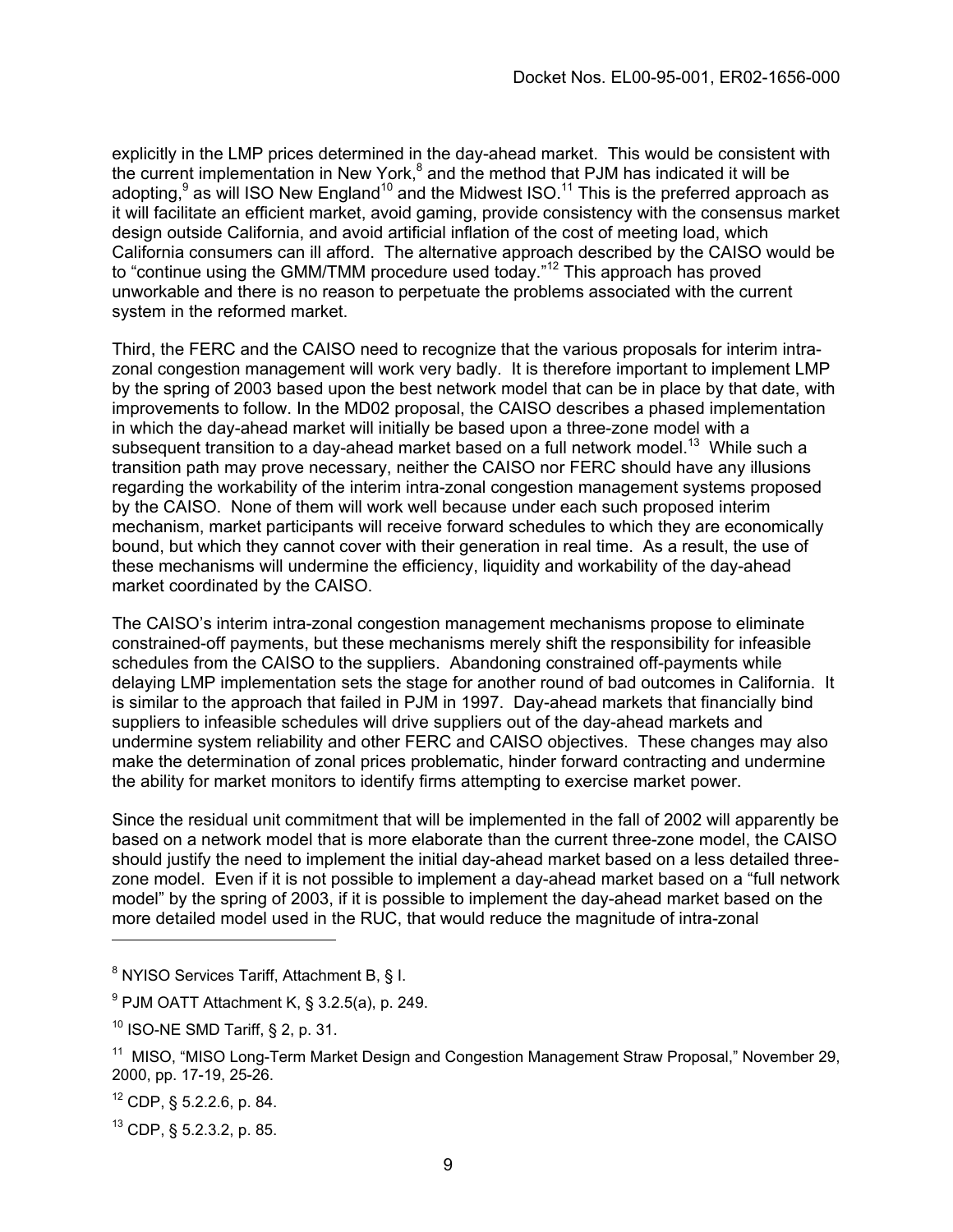explicitly in the LMP prices determined in the day-ahead market. This would be consistent with the current implementation in New York,[8] and the method that PJM has indicated it will be adopting,[9] as will ISO New England[10] and the Midwest ISO.[11] This is the preferred approach as it will facilitate an efficient market, avoid gaming, provide consistency with the consensus market design outside California, and avoid artificial inflation of the cost of meeting load, which California consumers can ill afford. The alternative approach described by the CAISO would be to "continue using the GMM/TMM procedure used today."[12] This approach has proved unworkable and there is no reason to perpetuate the problems associated with the current system in the reformed market.

Third, the FERC and the CAISO need to recognize that the various proposals for interim intra-zonal congestion management will work very badly. It is therefore important to implement LMP by the spring of 2003 based upon the best network model that can be in place by that date, with improvements to follow. In the MD02 proposal, the CAISO describes a phased implementation in which the day-ahead market will initially be based upon a three-zone model with a subsequent transition to a day-ahead market based on a full network model.[13] While such a transition path may prove necessary, neither the CAISO nor FERC should have any illusions regarding the workability of the interim intra-zonal congestion management systems proposed by the CAISO. None of them will work well because under each such proposed interim mechanism, market participants will receive forward schedules to which they are economically bound, but which they cannot cover with their generation in real time. As a result, the use of these mechanisms will undermine the efficiency, liquidity and workability of the day-ahead market coordinated by the CAISO.

The CAISO's interim intra-zonal congestion management mechanisms propose to eliminate constrained-off payments, but these mechanisms merely shift the responsibility for infeasible schedules from the CAISO to the suppliers. Abandoning constrained off-payments while delaying LMP implementation sets the stage for another round of bad outcomes in California. It is similar to the approach that failed in PJM in 1997. Day-ahead markets that financially bind suppliers to infeasible schedules will drive suppliers out of the day-ahead markets and undermine system reliability and other FERC and CAISO objectives. These changes may also make the determination of zonal prices problematic, hinder forward contracting and undermine the ability for market monitors to identify firms attempting to exercise market power.

Since the residual unit commitment that will be implemented in the fall of 2002 will apparently be based on a network model that is more elaborate than the current three-zone model, the CAISO should justify the need to implement the initial day-ahead market based on a less detailed three-zone model. Even if it is not possible to implement a day-ahead market based on a "full network model" by the spring of 2003, if it is possible to implement the day-ahead market based on the more detailed model used in the RUC, that would reduce the magnitude of intra-zonal

---

[8] NYISO Services Tariff, Attachment B, § I.

[9] PJM OATT Attachment K, § 3.2.5(a), p. 249.

[10] ISO-NE SMD Tariff, § 2, p. 31.

[11] MISO, "MISO Long-Term Market Design and Congestion Management Straw Proposal," November 29, 2000, pp. 17-19, 25-26.

[12] CDP, § 5.2.2.6, p. 84.

[13] CDP, § 5.2.3.2, p. 85.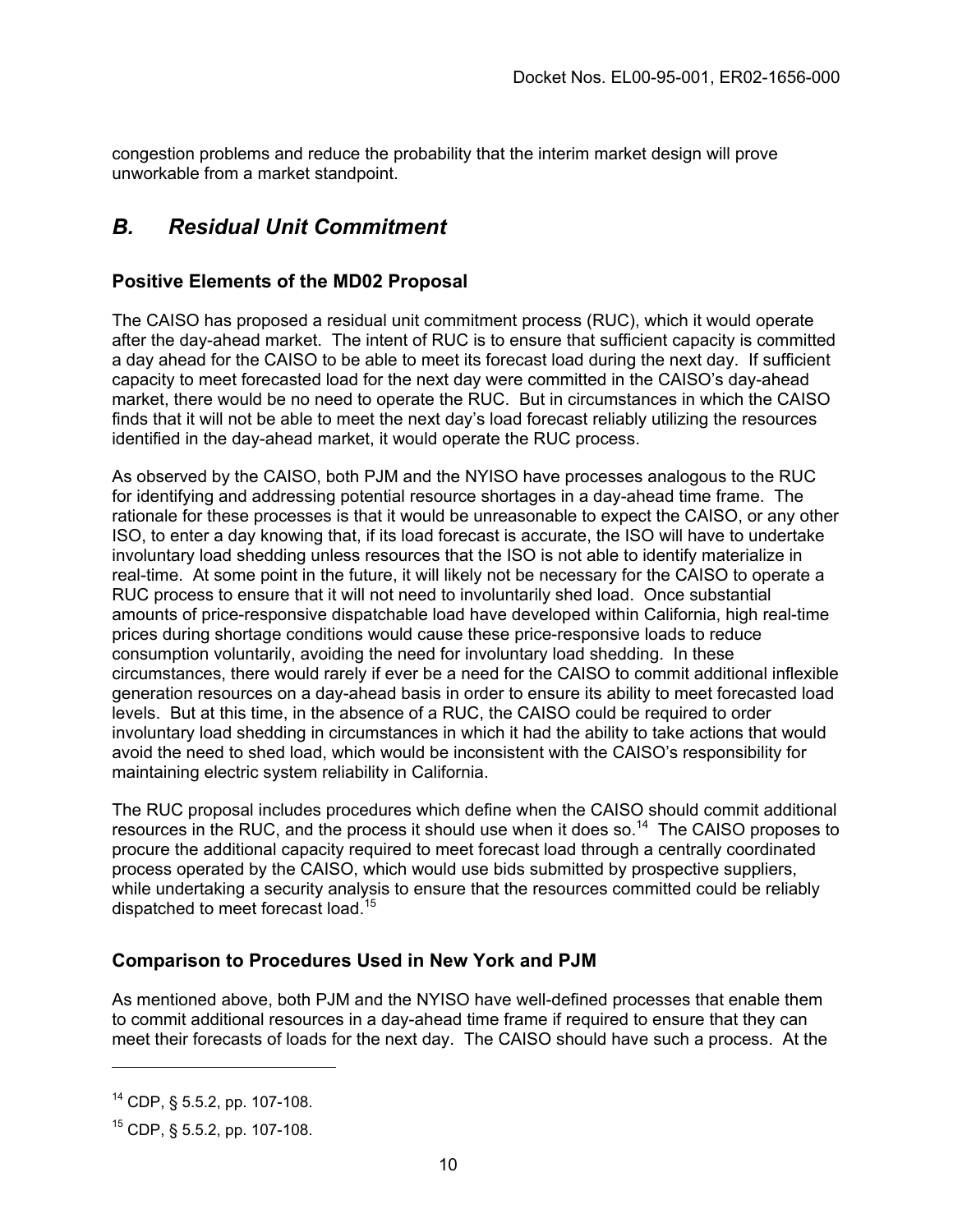congestion problems and reduce the probability that the interim market design will prove unworkable from a market standpoint.

## *B. Residual Unit Commitment*

### Positive Elements of the MD02 Proposal

The CAISO has proposed a residual unit commitment process (RUC), which it would operate after the day-ahead market. The intent of RUC is to ensure that sufficient capacity is committed a day ahead for the CAISO to be able to meet its forecast load during the next day. If sufficient capacity to meet forecasted load for the next day were committed in the CAISO's day-ahead market, there would be no need to operate the RUC. But in circumstances in which the CAISO finds that it will not be able to meet the next day's load forecast reliably utilizing the resources identified in the day-ahead market, it would operate the RUC process.

As observed by the CAISO, both PJM and the NYISO have processes analogous to the RUC for identifying and addressing potential resource shortages in a day-ahead time frame. The rationale for these processes is that it would be unreasonable to expect the CAISO, or any other ISO, to enter a day knowing that, if its load forecast is accurate, the ISO will have to undertake involuntary load shedding unless resources that the ISO is not able to identify materialize in real-time. At some point in the future, it will likely not be necessary for the CAISO to operate a RUC process to ensure that it will not need to involuntarily shed load. Once substantial amounts of price-responsive dispatchable load have developed within California, high real-time prices during shortage conditions would cause these price-responsive loads to reduce consumption voluntarily, avoiding the need for involuntary load shedding. In these circumstances, there would rarely if ever be a need for the CAISO to commit additional inflexible generation resources on a day-ahead basis in order to ensure its ability to meet forecasted load levels. But at this time, in the absence of a RUC, the CAISO could be required to order involuntary load shedding in circumstances in which it had the ability to take actions that would avoid the need to shed load, which would be inconsistent with the CAISO's responsibility for maintaining electric system reliability in California.

The RUC proposal includes procedures which define when the CAISO should commit additional resources in the RUC, and the process it should use when it does so.[14] The CAISO proposes to procure the additional capacity required to meet forecast load through a centrally coordinated process operated by the CAISO, which would use bids submitted by prospective suppliers, while undertaking a security analysis to ensure that the resources committed could be reliably dispatched to meet forecast load.[15]

### Comparison to Procedures Used in New York and PJM

As mentioned above, both PJM and the NYISO have well-defined processes that enable them to commit additional resources in a day-ahead time frame if required to ensure that they can meet their forecasts of loads for the next day. The CAISO should have such a process. At the

---

[14] CDP, § 5.5.2, pp. 107-108.

[15] CDP, § 5.5.2, pp. 107-108.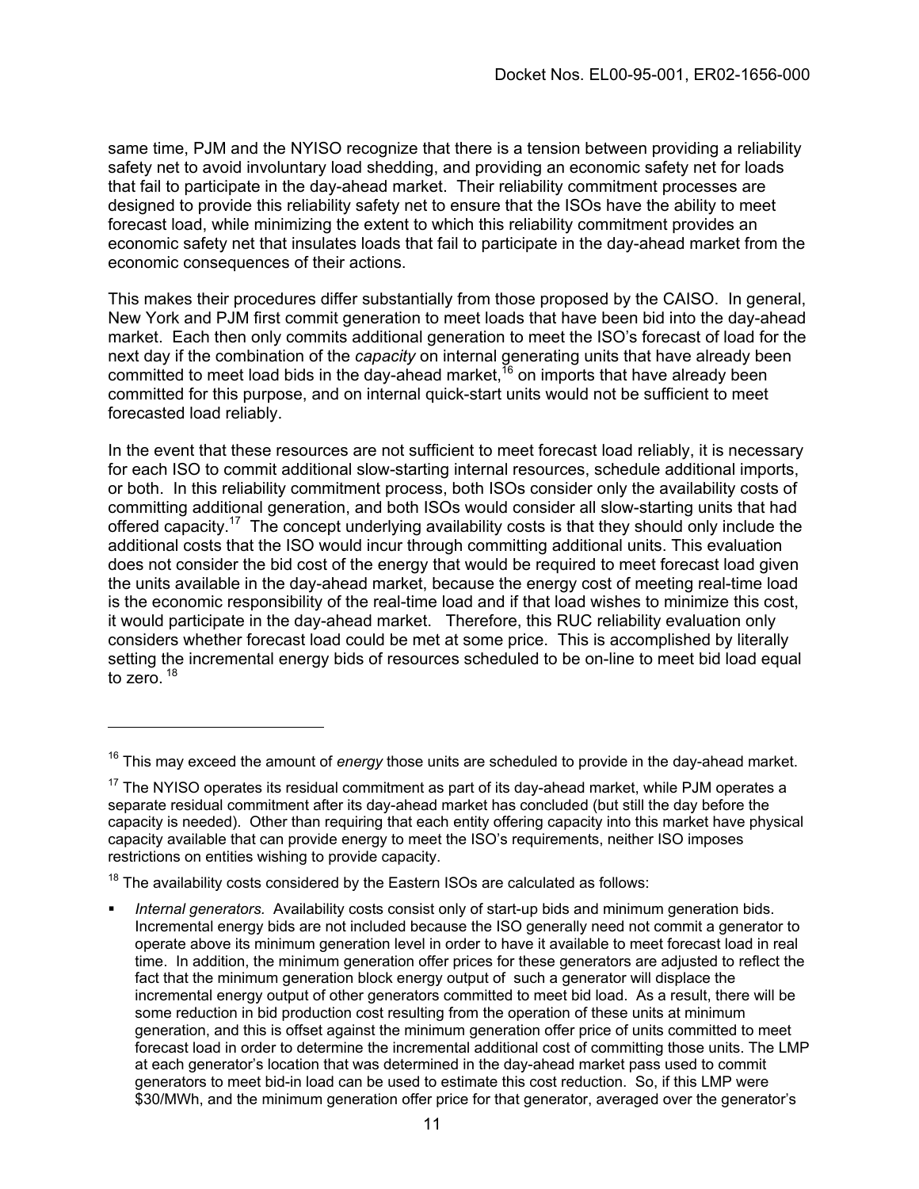same time, PJM and the NYISO recognize that there is a tension between providing a reliability safety net to avoid involuntary load shedding, and providing an economic safety net for loads that fail to participate in the day-ahead market. Their reliability commitment processes are designed to provide this reliability safety net to ensure that the ISOs have the ability to meet forecast load, while minimizing the extent to which this reliability commitment provides an economic safety net that insulates loads that fail to participate in the day-ahead market from the economic consequences of their actions.

This makes their procedures differ substantially from those proposed by the CAISO. In general, New York and PJM first commit generation to meet loads that have been bid into the day-ahead market. Each then only commits additional generation to meet the ISO's forecast of load for the next day if the combination of the *capacity* on internal generating units that have already been committed to meet load bids in the day-ahead market,[16] on imports that have already been committed for this purpose, and on internal quick-start units would not be sufficient to meet forecasted load reliably.

In the event that these resources are not sufficient to meet forecast load reliably, it is necessary for each ISO to commit additional slow-starting internal resources, schedule additional imports, or both. In this reliability commitment process, both ISOs consider only the availability costs of committing additional generation, and both ISOs would consider all slow-starting units that had offered capacity.[17] The concept underlying availability costs is that they should only include the additional costs that the ISO would incur through committing additional units. This evaluation does not consider the bid cost of the energy that would be required to meet forecast load given the units available in the day-ahead market, because the energy cost of meeting real-time load is the economic responsibility of the real-time load and if that load wishes to minimize this cost, it would participate in the day-ahead market. Therefore, this RUC reliability evaluation only considers whether forecast load could be met at some price. This is accomplished by literally setting the incremental energy bids of resources scheduled to be on-line to meet bid load equal to zero.[18]

---

[16] This may exceed the amount of *energy* those units are scheduled to provide in the day-ahead market.

[17] The NYISO operates its residual commitment as part of its day-ahead market, while PJM operates a separate residual commitment after its day-ahead market has concluded (but still the day before the capacity is needed). Other than requiring that each entity offering capacity into this market have physical capacity available that can provide energy to meet the ISO's requirements, neither ISO imposes restrictions on entities wishing to provide capacity.

[18] The availability costs considered by the Eastern ISOs are calculated as follows:

- *Internal generators.* Availability costs consist only of start-up bids and minimum generation bids. Incremental energy bids are not included because the ISO generally need not commit a generator to operate above its minimum generation level in order to have it available to meet forecast load in real time. In addition, the minimum generation offer prices for these generators are adjusted to reflect the fact that the minimum generation block energy output of such a generator will displace the incremental energy output of other generators committed to meet bid load. As a result, there will be some reduction in bid production cost resulting from the operation of these units at minimum generation, and this is offset against the minimum generation offer price of units committed to meet forecast load in order to determine the incremental additional cost of committing those units. The LMP at each generator's location that was determined in the day-ahead market pass used to commit generators to meet bid-in load can be used to estimate this cost reduction. So, if this LMP were \$30/MWh, and the minimum generation offer price for that generator, averaged over the generator's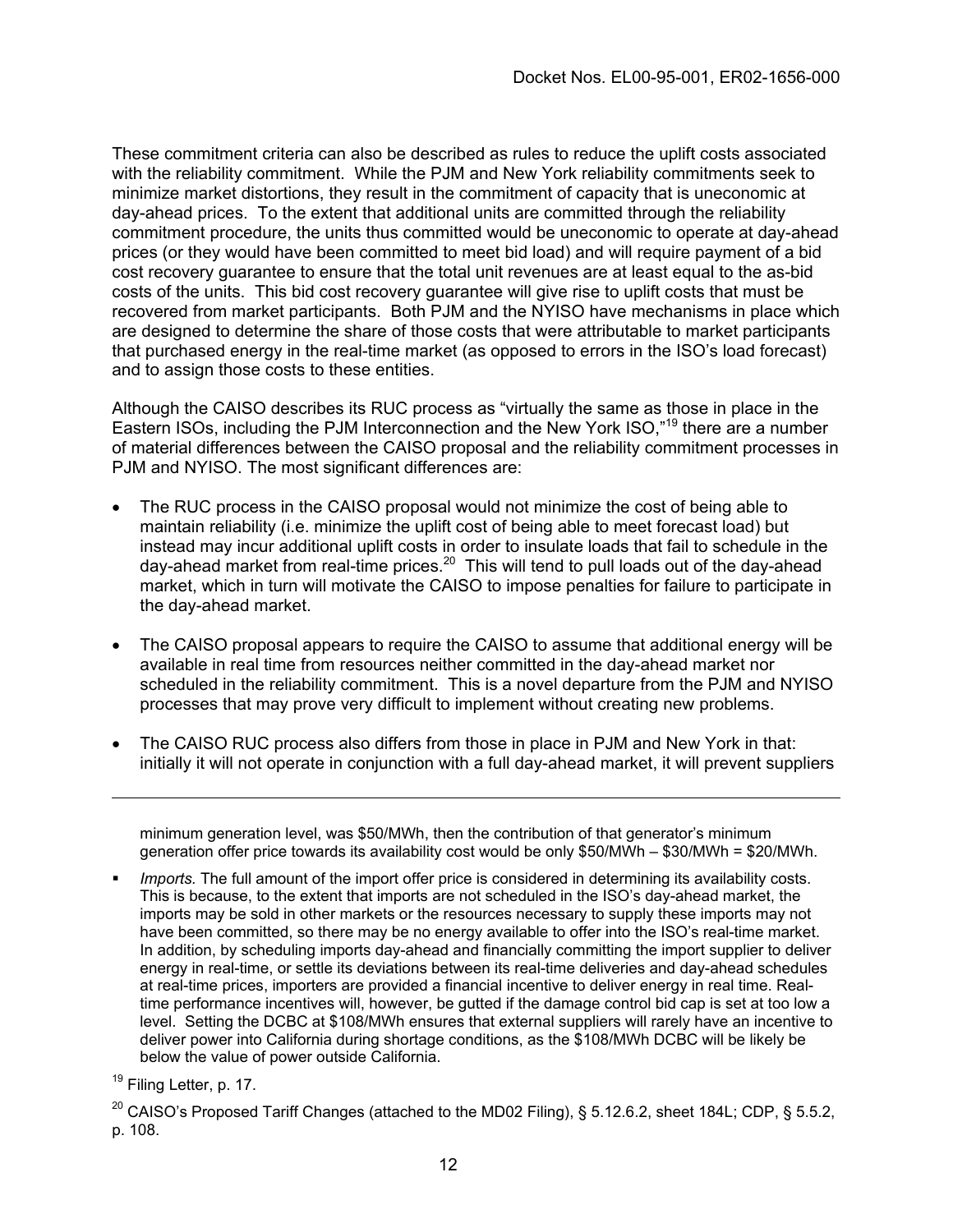These commitment criteria can also be described as rules to reduce the uplift costs associated with the reliability commitment. While the PJM and New York reliability commitments seek to minimize market distortions, they result in the commitment of capacity that is uneconomic at day-ahead prices. To the extent that additional units are committed through the reliability commitment procedure, the units thus committed would be uneconomic to operate at day-ahead prices (or they would have been committed to meet bid load) and will require payment of a bid cost recovery guarantee to ensure that the total unit revenues are at least equal to the as-bid costs of the units. This bid cost recovery guarantee will give rise to uplift costs that must be recovered from market participants. Both PJM and the NYISO have mechanisms in place which are designed to determine the share of those costs that were attributable to market participants that purchased energy in the real-time market (as opposed to errors in the ISO's load forecast) and to assign those costs to these entities.

Although the CAISO describes its RUC process as "virtually the same as those in place in the Eastern ISOs, including the PJM Interconnection and the New York ISO,"[19] there are a number of material differences between the CAISO proposal and the reliability commitment processes in PJM and NYISO. The most significant differences are:

- The RUC process in the CAISO proposal would not minimize the cost of being able to maintain reliability (i.e. minimize the uplift cost of being able to meet forecast load) but instead may incur additional uplift costs in order to insulate loads that fail to schedule in the day-ahead market from real-time prices.[20] This will tend to pull loads out of the day-ahead market, which in turn will motivate the CAISO to impose penalties for failure to participate in the day-ahead market.
- The CAISO proposal appears to require the CAISO to assume that additional energy will be available in real time from resources neither committed in the day-ahead market nor scheduled in the reliability commitment. This is a novel departure from the PJM and NYISO processes that may prove very difficult to implement without creating new problems.
- The CAISO RUC process also differs from those in place in PJM and New York in that: initially it will not operate in conjunction with a full day-ahead market, it will prevent suppliers

---

minimum generation level, was \$50/MWh, then the contribution of that generator's minimum generation offer price towards its availability cost would be only \$50/MWh – \$30/MWh = \$20/MWh.

- *Imports.* The full amount of the import offer price is considered in determining its availability costs. This is because, to the extent that imports are not scheduled in the ISO's day-ahead market, the imports may be sold in other markets or the resources necessary to supply these imports may not have been committed, so there may be no energy available to offer into the ISO's real-time market. In addition, by scheduling imports day-ahead and financially committing the import supplier to deliver energy in real-time, or settle its deviations between its real-time deliveries and day-ahead schedules at real-time prices, importers are provided a financial incentive to deliver energy in real time. Real-time performance incentives will, however, be gutted if the damage control bid cap is set at too low a level. Setting the DCBC at \$108/MWh ensures that external suppliers will rarely have an incentive to deliver power into California during shortage conditions, as the \$108/MWh DCBC will be likely be below the value of power outside California.

[19] Filing Letter, p. 17.

[20] CAISO's Proposed Tariff Changes (attached to the MD02 Filing), § 5.12.6.2, sheet 184L; CDP, § 5.5.2, p. 108.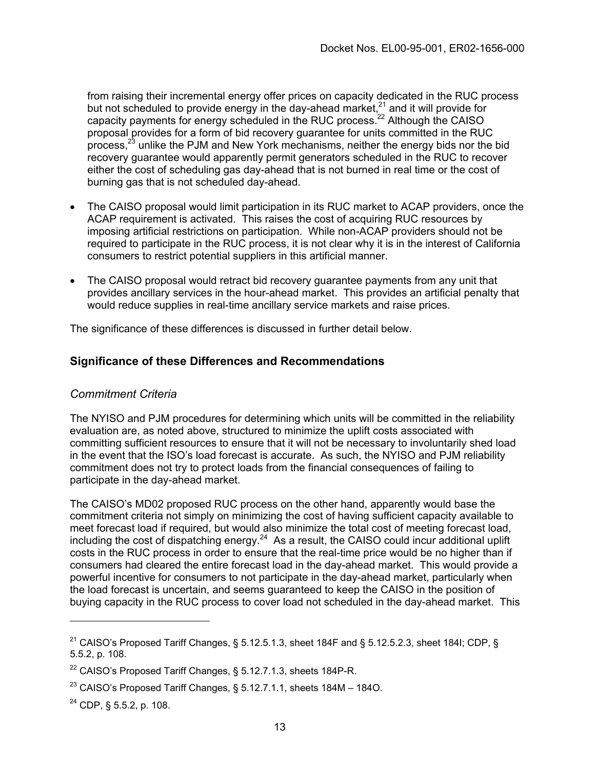from raising their incremental energy offer prices on capacity dedicated in the RUC process but not scheduled to provide energy in the day-ahead market,[21] and it will provide for capacity payments for energy scheduled in the RUC process.[22] Although the CAISO proposal provides for a form of bid recovery guarantee for units committed in the RUC process,[23] unlike the PJM and New York mechanisms, neither the energy bids nor the bid recovery guarantee would apparently permit generators scheduled in the RUC to recover either the cost of scheduling gas day-ahead that is not burned in real time or the cost of burning gas that is not scheduled day-ahead.

- The CAISO proposal would limit participation in its RUC market to ACAP providers, once the ACAP requirement is activated. This raises the cost of acquiring RUC resources by imposing artificial restrictions on participation. While non-ACAP providers should not be required to participate in the RUC process, it is not clear why it is in the interest of California consumers to restrict potential suppliers in this artificial manner.
- The CAISO proposal would retract bid recovery guarantee payments from any unit that provides ancillary services in the hour-ahead market. This provides an artificial penalty that would reduce supplies in real-time ancillary service markets and raise prices.

The significance of these differences is discussed in further detail below.

## Significance of these Differences and Recommendations

### *Commitment Criteria*

The NYISO and PJM procedures for determining which units will be committed in the reliability evaluation are, as noted above, structured to minimize the uplift costs associated with committing sufficient resources to ensure that it will not be necessary to involuntarily shed load in the event that the ISO's load forecast is accurate. As such, the NYISO and PJM reliability commitment does not try to protect loads from the financial consequences of failing to participate in the day-ahead market.

The CAISO's MD02 proposed RUC process on the other hand, apparently would base the commitment criteria not simply on minimizing the cost of having sufficient capacity available to meet forecast load if required, but would also minimize the total cost of meeting forecast load, including the cost of dispatching energy.[24] As a result, the CAISO could incur additional uplift costs in the RUC process in order to ensure that the real-time price would be no higher than if consumers had cleared the entire forecast load in the day-ahead market. This would provide a powerful incentive for consumers to not participate in the day-ahead market, particularly when the load forecast is uncertain, and seems guaranteed to keep the CAISO in the position of buying capacity in the RUC process to cover load not scheduled in the day-ahead market. This

---

[21] CAISO's Proposed Tariff Changes, § 5.12.5.1.3, sheet 184F and § 5.12.5.2.3, sheet 184I; CDP, § 5.5.2, p. 108.

[22] CAISO's Proposed Tariff Changes, § 5.12.7.1.3, sheets 184P-R.

[23] CAISO's Proposed Tariff Changes, § 5.12.7.1.1, sheets 184M – 184O.

[24] CDP, § 5.5.2, p. 108.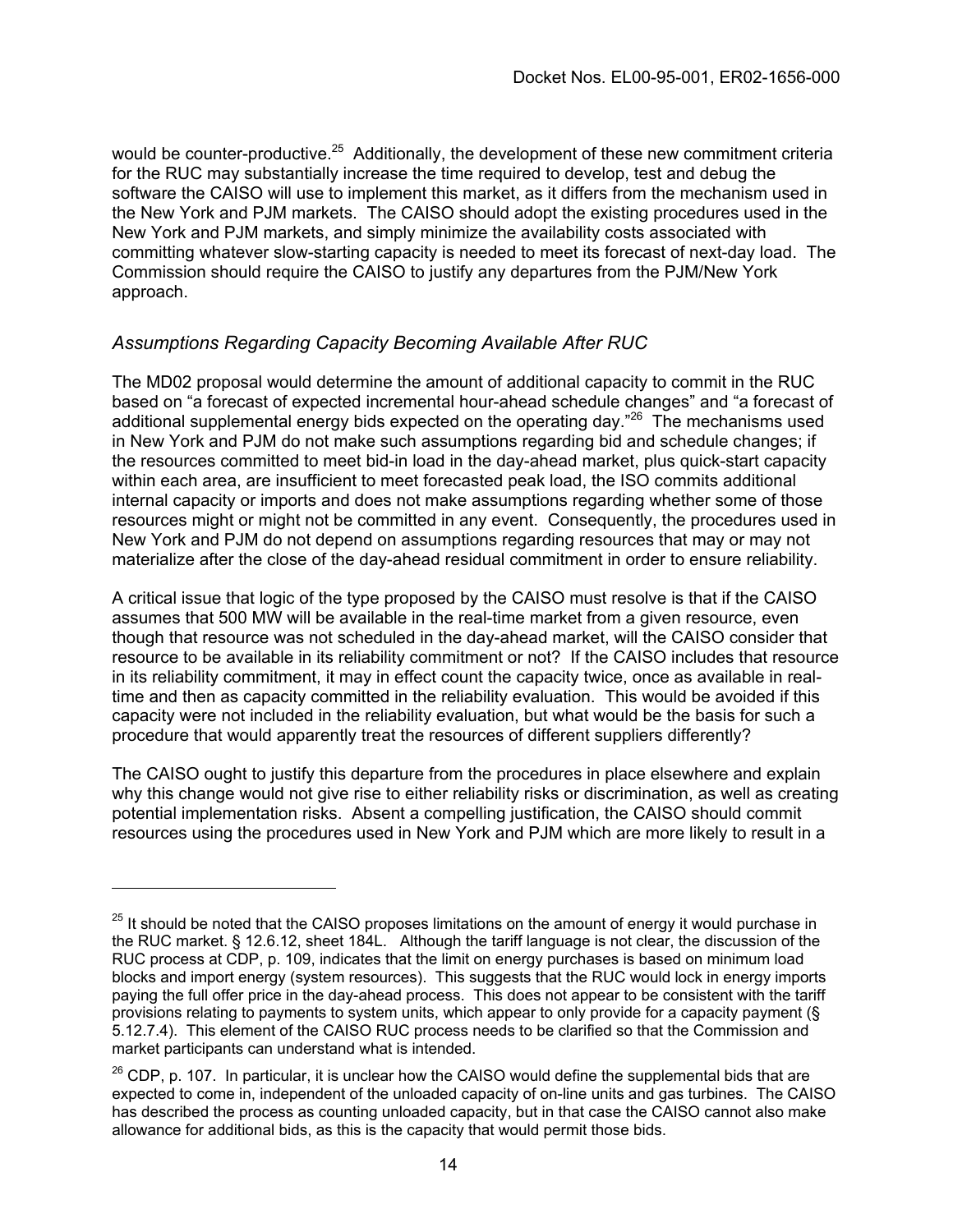would be counter-productive.[25] Additionally, the development of these new commitment criteria for the RUC may substantially increase the time required to develop, test and debug the software the CAISO will use to implement this market, as it differs from the mechanism used in the New York and PJM markets. The CAISO should adopt the existing procedures used in the New York and PJM markets, and simply minimize the availability costs associated with committing whatever slow-starting capacity is needed to meet its forecast of next-day load. The Commission should require the CAISO to justify any departures from the PJM/New York approach.

### *Assumptions Regarding Capacity Becoming Available After RUC*

The MD02 proposal would determine the amount of additional capacity to commit in the RUC based on "a forecast of expected incremental hour-ahead schedule changes" and "a forecast of additional supplemental energy bids expected on the operating day."[26] The mechanisms used in New York and PJM do not make such assumptions regarding bid and schedule changes; if the resources committed to meet bid-in load in the day-ahead market, plus quick-start capacity within each area, are insufficient to meet forecasted peak load, the ISO commits additional internal capacity or imports and does not make assumptions regarding whether some of those resources might or might not be committed in any event. Consequently, the procedures used in New York and PJM do not depend on assumptions regarding resources that may or may not materialize after the close of the day-ahead residual commitment in order to ensure reliability.

A critical issue that logic of the type proposed by the CAISO must resolve is that if the CAISO assumes that 500 MW will be available in the real-time market from a given resource, even though that resource was not scheduled in the day-ahead market, will the CAISO consider that resource to be available in its reliability commitment or not? If the CAISO includes that resource in its reliability commitment, it may in effect count the capacity twice, once as available in real-time and then as capacity committed in the reliability evaluation. This would be avoided if this capacity were not included in the reliability evaluation, but what would be the basis for such a procedure that would apparently treat the resources of different suppliers differently?

The CAISO ought to justify this departure from the procedures in place elsewhere and explain why this change would not give rise to either reliability risks or discrimination, as well as creating potential implementation risks. Absent a compelling justification, the CAISO should commit resources using the procedures used in New York and PJM which are more likely to result in a

---

[25] It should be noted that the CAISO proposes limitations on the amount of energy it would purchase in the RUC market. § 12.6.12, sheet 184L. Although the tariff language is not clear, the discussion of the RUC process at CDP, p. 109, indicates that the limit on energy purchases is based on minimum load blocks and import energy (system resources). This suggests that the RUC would lock in energy imports paying the full offer price in the day-ahead process. This does not appear to be consistent with the tariff provisions relating to payments to system units, which appear to only provide for a capacity payment (§ 5.12.7.4). This element of the CAISO RUC process needs to be clarified so that the Commission and market participants can understand what is intended.

[26] CDP, p. 107. In particular, it is unclear how the CAISO would define the supplemental bids that are expected to come in, independent of the unloaded capacity of on-line units and gas turbines. The CAISO has described the process as counting unloaded capacity, but in that case the CAISO cannot also make allowance for additional bids, as this is the capacity that would permit those bids.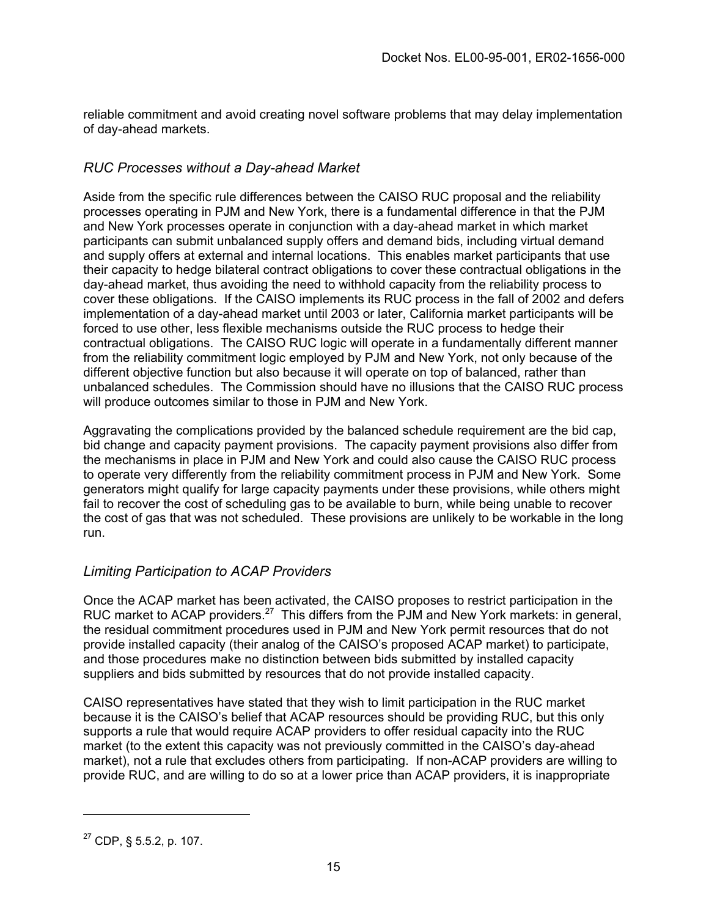reliable commitment and avoid creating novel software problems that may delay implementation of day-ahead markets.

*RUC Processes without a Day-ahead Market*

Aside from the specific rule differences between the CAISO RUC proposal and the reliability processes operating in PJM and New York, there is a fundamental difference in that the PJM and New York processes operate in conjunction with a day-ahead market in which market participants can submit unbalanced supply offers and demand bids, including virtual demand and supply offers at external and internal locations. This enables market participants that use their capacity to hedge bilateral contract obligations to cover these contractual obligations in the day-ahead market, thus avoiding the need to withhold capacity from the reliability process to cover these obligations. If the CAISO implements its RUC process in the fall of 2002 and defers implementation of a day-ahead market until 2003 or later, California market participants will be forced to use other, less flexible mechanisms outside the RUC process to hedge their contractual obligations. The CAISO RUC logic will operate in a fundamentally different manner from the reliability commitment logic employed by PJM and New York, not only because of the different objective function but also because it will operate on top of balanced, rather than unbalanced schedules. The Commission should have no illusions that the CAISO RUC process will produce outcomes similar to those in PJM and New York.

Aggravating the complications provided by the balanced schedule requirement are the bid cap, bid change and capacity payment provisions. The capacity payment provisions also differ from the mechanisms in place in PJM and New York and could also cause the CAISO RUC process to operate very differently from the reliability commitment process in PJM and New York. Some generators might qualify for large capacity payments under these provisions, while others might fail to recover the cost of scheduling gas to be available to burn, while being unable to recover the cost of gas that was not scheduled. These provisions are unlikely to be workable in the long run.

*Limiting Participation to ACAP Providers*

Once the ACAP market has been activated, the CAISO proposes to restrict participation in the RUC market to ACAP providers.[27] This differs from the PJM and New York markets: in general, the residual commitment procedures used in PJM and New York permit resources that do not provide installed capacity (their analog of the CAISO's proposed ACAP market) to participate, and those procedures make no distinction between bids submitted by installed capacity suppliers and bids submitted by resources that do not provide installed capacity.

CAISO representatives have stated that they wish to limit participation in the RUC market because it is the CAISO's belief that ACAP resources should be providing RUC, but this only supports a rule that would require ACAP providers to offer residual capacity into the RUC market (to the extent this capacity was not previously committed in the CAISO's day-ahead market), not a rule that excludes others from participating. If non-ACAP providers are willing to provide RUC, and are willing to do so at a lower price than ACAP providers, it is inappropriate

[27] CDP, § 5.5.2, p. 107.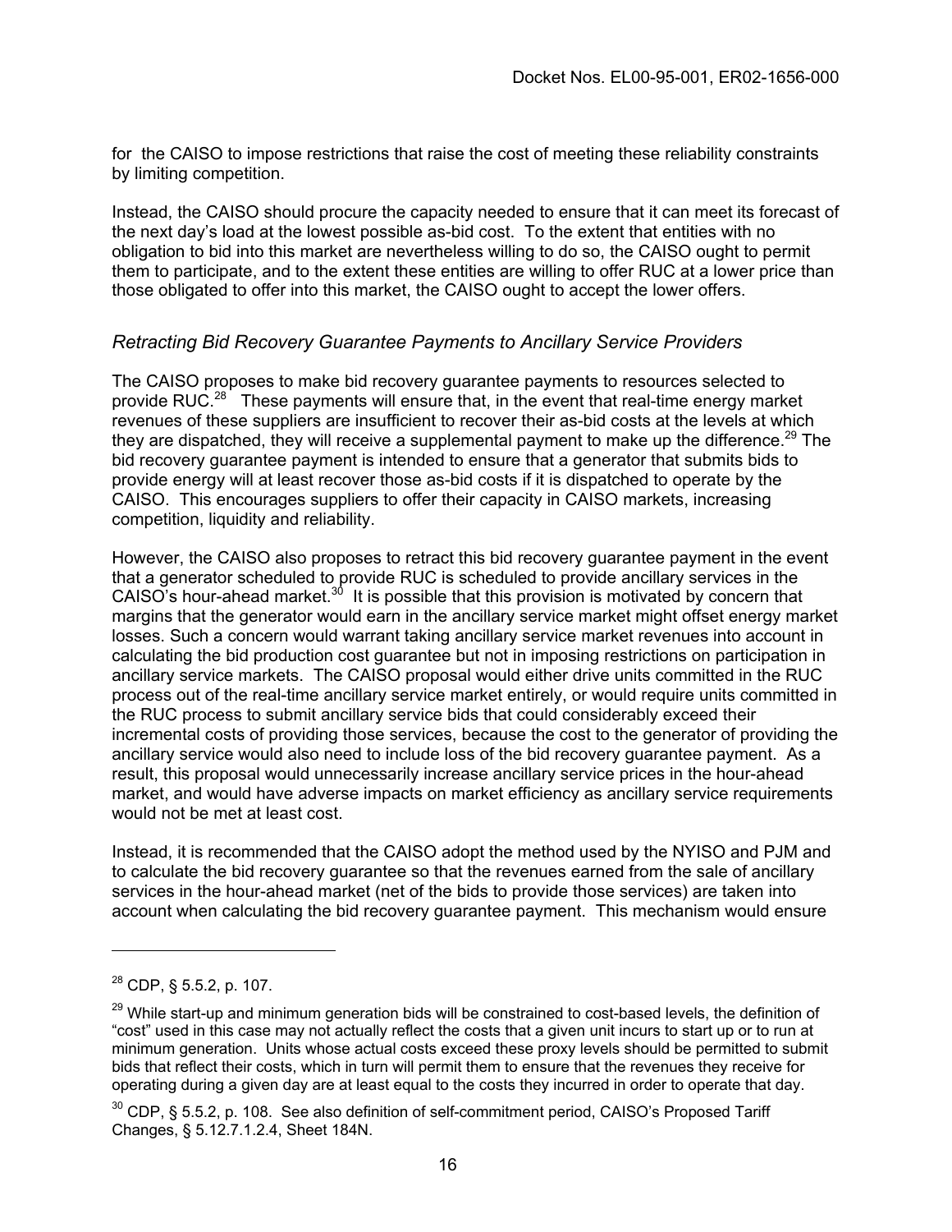for the CAISO to impose restrictions that raise the cost of meeting these reliability constraints by limiting competition.

Instead, the CAISO should procure the capacity needed to ensure that it can meet its forecast of the next day's load at the lowest possible as-bid cost. To the extent that entities with no obligation to bid into this market are nevertheless willing to do so, the CAISO ought to permit them to participate, and to the extent these entities are willing to offer RUC at a lower price than those obligated to offer into this market, the CAISO ought to accept the lower offers.

### *Retracting Bid Recovery Guarantee Payments to Ancillary Service Providers*

The CAISO proposes to make bid recovery guarantee payments to resources selected to provide RUC.[28] These payments will ensure that, in the event that real-time energy market revenues of these suppliers are insufficient to recover their as-bid costs at the levels at which they are dispatched, they will receive a supplemental payment to make up the difference.[29] The bid recovery guarantee payment is intended to ensure that a generator that submits bids to provide energy will at least recover those as-bid costs if it is dispatched to operate by the CAISO. This encourages suppliers to offer their capacity in CAISO markets, increasing competition, liquidity and reliability.

However, the CAISO also proposes to retract this bid recovery guarantee payment in the event that a generator scheduled to provide RUC is scheduled to provide ancillary services in the CAISO's hour-ahead market.[30] It is possible that this provision is motivated by concern that margins that the generator would earn in the ancillary service market might offset energy market losses. Such a concern would warrant taking ancillary service market revenues into account in calculating the bid production cost guarantee but not in imposing restrictions on participation in ancillary service markets. The CAISO proposal would either drive units committed in the RUC process out of the real-time ancillary service market entirely, or would require units committed in the RUC process to submit ancillary service bids that could considerably exceed their incremental costs of providing those services, because the cost to the generator of providing the ancillary service would also need to include loss of the bid recovery guarantee payment. As a result, this proposal would unnecessarily increase ancillary service prices in the hour-ahead market, and would have adverse impacts on market efficiency as ancillary service requirements would not be met at least cost.

Instead, it is recommended that the CAISO adopt the method used by the NYISO and PJM and to calculate the bid recovery guarantee so that the revenues earned from the sale of ancillary services in the hour-ahead market (net of the bids to provide those services) are taken into account when calculating the bid recovery guarantee payment. This mechanism would ensure

---

[28] CDP, § 5.5.2, p. 107.

[29] While start-up and minimum generation bids will be constrained to cost-based levels, the definition of "cost" used in this case may not actually reflect the costs that a given unit incurs to start up or to run at minimum generation. Units whose actual costs exceed these proxy levels should be permitted to submit bids that reflect their costs, which in turn will permit them to ensure that the revenues they receive for operating during a given day are at least equal to the costs they incurred in order to operate that day.

[30] CDP, § 5.5.2, p. 108. See also definition of self-commitment period, CAISO's Proposed Tariff Changes, § 5.12.7.1.2.4, Sheet 184N.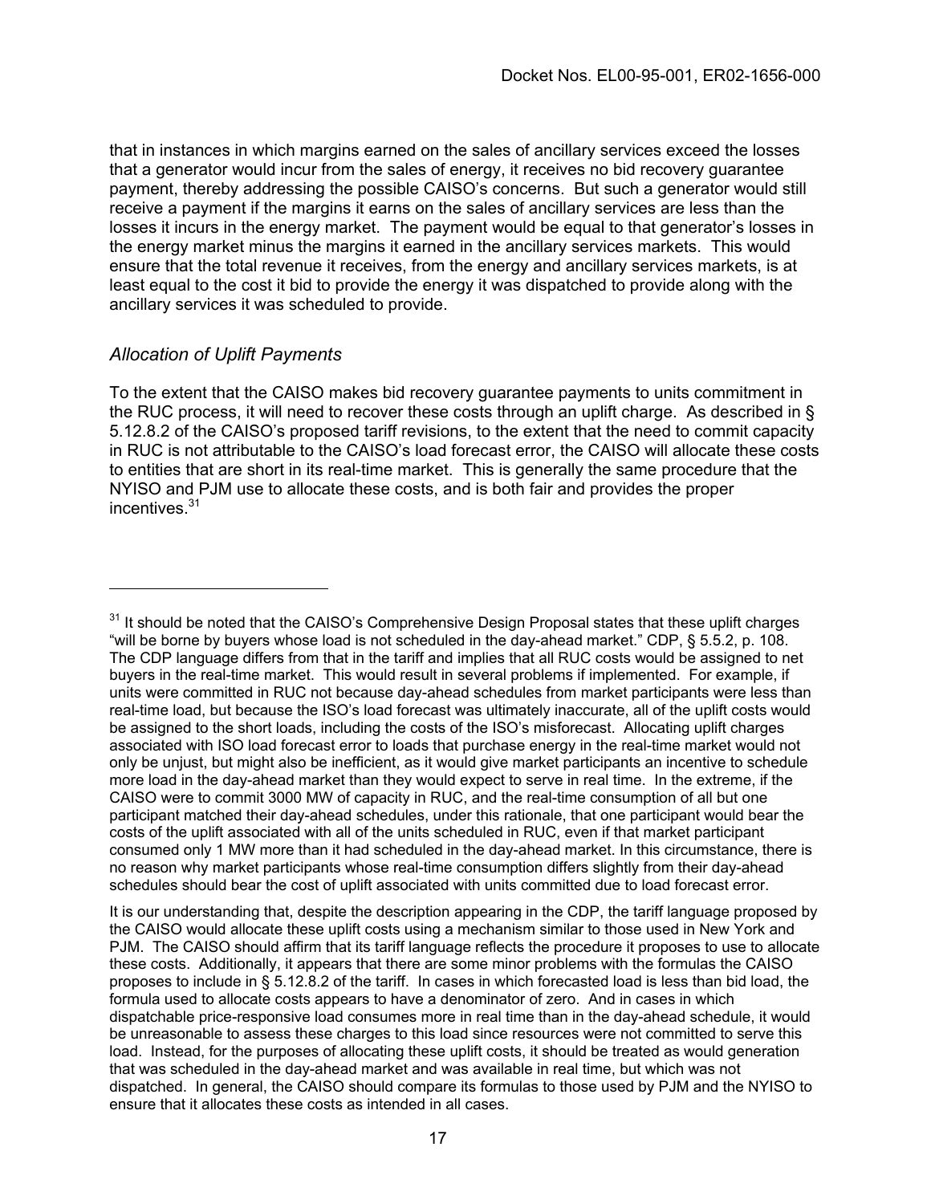that in instances in which margins earned on the sales of ancillary services exceed the losses that a generator would incur from the sales of energy, it receives no bid recovery guarantee payment, thereby addressing the possible CAISO's concerns. But such a generator would still receive a payment if the margins it earns on the sales of ancillary services are less than the losses it incurs in the energy market. The payment would be equal to that generator's losses in the energy market minus the margins it earned in the ancillary services markets. This would ensure that the total revenue it receives, from the energy and ancillary services markets, is at least equal to the cost it bid to provide the energy it was dispatched to provide along with the ancillary services it was scheduled to provide.

### *Allocation of Uplift Payments*

To the extent that the CAISO makes bid recovery guarantee payments to units commitment in the RUC process, it will need to recover these costs through an uplift charge. As described in § 5.12.8.2 of the CAISO's proposed tariff revisions, to the extent that the need to commit capacity in RUC is not attributable to the CAISO's load forecast error, the CAISO will allocate these costs to entities that are short in its real-time market. This is generally the same procedure that the NYISO and PJM use to allocate these costs, and is both fair and provides the proper incentives.[31]

---

[31] It should be noted that the CAISO's Comprehensive Design Proposal states that these uplift charges "will be borne by buyers whose load is not scheduled in the day-ahead market." CDP, § 5.5.2, p. 108. The CDP language differs from that in the tariff and implies that all RUC costs would be assigned to net buyers in the real-time market. This would result in several problems if implemented. For example, if units were committed in RUC not because day-ahead schedules from market participants were less than real-time load, but because the ISO's load forecast was ultimately inaccurate, all of the uplift costs would be assigned to the short loads, including the costs of the ISO's misforecast. Allocating uplift charges associated with ISO load forecast error to loads that purchase energy in the real-time market would not only be unjust, but might also be inefficient, as it would give market participants an incentive to schedule more load in the day-ahead market than they would expect to serve in real time. In the extreme, if the CAISO were to commit 3000 MW of capacity in RUC, and the real-time consumption of all but one participant matched their day-ahead schedules, under this rationale, that one participant would bear the costs of the uplift associated with all of the units scheduled in RUC, even if that market participant consumed only 1 MW more than it had scheduled in the day-ahead market. In this circumstance, there is no reason why market participants whose real-time consumption differs slightly from their day-ahead schedules should bear the cost of uplift associated with units committed due to load forecast error.

It is our understanding that, despite the description appearing in the CDP, the tariff language proposed by the CAISO would allocate these uplift costs using a mechanism similar to those used in New York and PJM. The CAISO should affirm that its tariff language reflects the procedure it proposes to use to allocate these costs. Additionally, it appears that there are some minor problems with the formulas the CAISO proposes to include in § 5.12.8.2 of the tariff. In cases in which forecasted load is less than bid load, the formula used to allocate costs appears to have a denominator of zero. And in cases in which dispatchable price-responsive load consumes more in real time than in the day-ahead schedule, it would be unreasonable to assess these charges to this load since resources were not committed to serve this load. Instead, for the purposes of allocating these uplift costs, it should be treated as would generation that was scheduled in the day-ahead market and was available in real time, but which was not dispatched. In general, the CAISO should compare its formulas to those used by PJM and the NYISO to ensure that it allocates these costs as intended in all cases.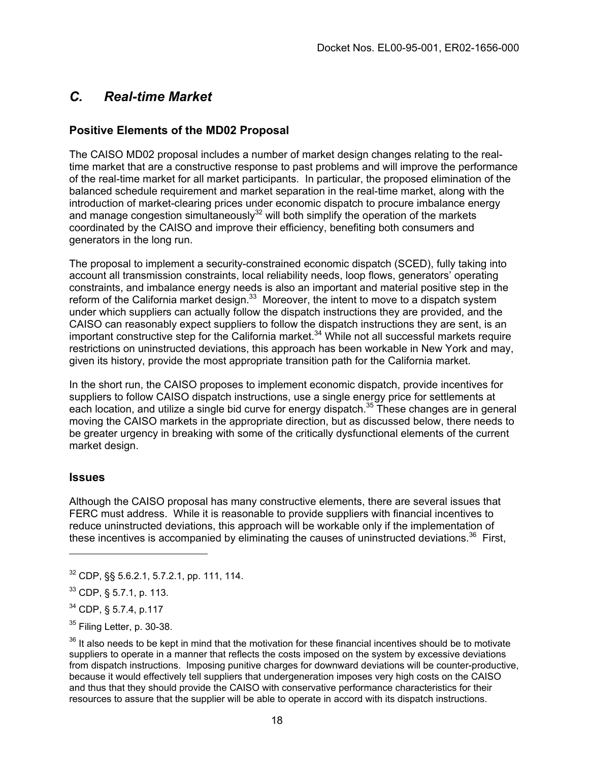## *C. Real-time Market*

### Positive Elements of the MD02 Proposal

The CAISO MD02 proposal includes a number of market design changes relating to the real-time market that are a constructive response to past problems and will improve the performance of the real-time market for all market participants. In particular, the proposed elimination of the balanced schedule requirement and market separation in the real-time market, along with the introduction of market-clearing prices under economic dispatch to procure imbalance energy and manage congestion simultaneously[32] will both simplify the operation of the markets coordinated by the CAISO and improve their efficiency, benefiting both consumers and generators in the long run.

The proposal to implement a security-constrained economic dispatch (SCED), fully taking into account all transmission constraints, local reliability needs, loop flows, generators' operating constraints, and imbalance energy needs is also an important and material positive step in the reform of the California market design.[33] Moreover, the intent to move to a dispatch system under which suppliers can actually follow the dispatch instructions they are provided, and the CAISO can reasonably expect suppliers to follow the dispatch instructions they are sent, is an important constructive step for the California market.[34] While not all successful markets require restrictions on uninstructed deviations, this approach has been workable in New York and may, given its history, provide the most appropriate transition path for the California market.

In the short run, the CAISO proposes to implement economic dispatch, provide incentives for suppliers to follow CAISO dispatch instructions, use a single energy price for settlements at each location, and utilize a single bid curve for energy dispatch.[35] These changes are in general moving the CAISO markets in the appropriate direction, but as discussed below, there needs to be greater urgency in breaking with some of the critically dysfunctional elements of the current market design.

### Issues

Although the CAISO proposal has many constructive elements, there are several issues that FERC must address. While it is reasonable to provide suppliers with financial incentives to reduce uninstructed deviations, this approach will be workable only if the implementation of these incentives is accompanied by eliminating the causes of uninstructed deviations.[36] First,

---

[32] CDP, §§ 5.6.2.1, 5.7.2.1, pp. 111, 114.

[33] CDP, § 5.7.1, p. 113.

[34] CDP, § 5.7.4, p.117

[35] Filing Letter, p. 30-38.

[36] It also needs to be kept in mind that the motivation for these financial incentives should be to motivate suppliers to operate in a manner that reflects the costs imposed on the system by excessive deviations from dispatch instructions. Imposing punitive charges for downward deviations will be counter-productive, because it would effectively tell suppliers that undergeneration imposes very high costs on the CAISO and thus that they should provide the CAISO with conservative performance characteristics for their resources to assure that the supplier will be able to operate in accord with its dispatch instructions.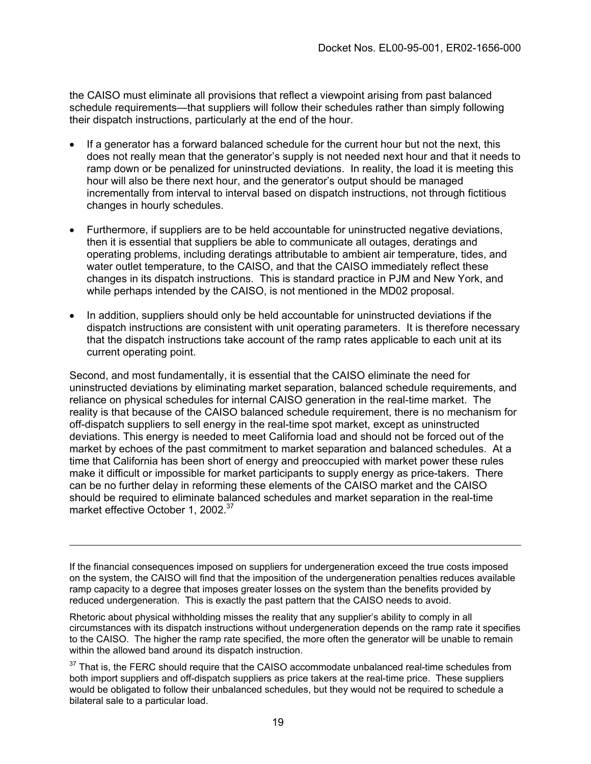the CAISO must eliminate all provisions that reflect a viewpoint arising from past balanced schedule requirements—that suppliers will follow their schedules rather than simply following their dispatch instructions, particularly at the end of the hour.

- If a generator has a forward balanced schedule for the current hour but not the next, this does not really mean that the generator's supply is not needed next hour and that it needs to ramp down or be penalized for uninstructed deviations. In reality, the load it is meeting this hour will also be there next hour, and the generator's output should be managed incrementally from interval to interval based on dispatch instructions, not through fictitious changes in hourly schedules.
- Furthermore, if suppliers are to be held accountable for uninstructed negative deviations, then it is essential that suppliers be able to communicate all outages, deratings and operating problems, including deratings attributable to ambient air temperature, tides, and water outlet temperature, to the CAISO, and that the CAISO immediately reflect these changes in its dispatch instructions. This is standard practice in PJM and New York, and while perhaps intended by the CAISO, is not mentioned in the MD02 proposal.
- In addition, suppliers should only be held accountable for uninstructed deviations if the dispatch instructions are consistent with unit operating parameters. It is therefore necessary that the dispatch instructions take account of the ramp rates applicable to each unit at its current operating point.

Second, and most fundamentally, it is essential that the CAISO eliminate the need for uninstructed deviations by eliminating market separation, balanced schedule requirements, and reliance on physical schedules for internal CAISO generation in the real-time market. The reality is that because of the CAISO balanced schedule requirement, there is no mechanism for off-dispatch suppliers to sell energy in the real-time spot market, except as uninstructed deviations. This energy is needed to meet California load and should not be forced out of the market by echoes of the past commitment to market separation and balanced schedules. At a time that California has been short of energy and preoccupied with market power these rules make it difficult or impossible for market participants to supply energy as price-takers. There can be no further delay in reforming these elements of the CAISO market and the CAISO should be required to eliminate balanced schedules and market separation in the real-time market effective October 1, 2002.[37]

---

If the financial consequences imposed on suppliers for undergeneration exceed the true costs imposed on the system, the CAISO will find that the imposition of the undergeneration penalties reduces available ramp capacity to a degree that imposes greater losses on the system than the benefits provided by reduced undergeneration. This is exactly the past pattern that the CAISO needs to avoid.

Rhetoric about physical withholding misses the reality that any supplier's ability to comply in all circumstances with its dispatch instructions without undergeneration depends on the ramp rate it specifies to the CAISO. The higher the ramp rate specified, the more often the generator will be unable to remain within the allowed band around its dispatch instruction.

[37] That is, the FERC should require that the CAISO accommodate unbalanced real-time schedules from both import suppliers and off-dispatch suppliers as price takers at the real-time price. These suppliers would be obligated to follow their unbalanced schedules, but they would not be required to schedule a bilateral sale to a particular load.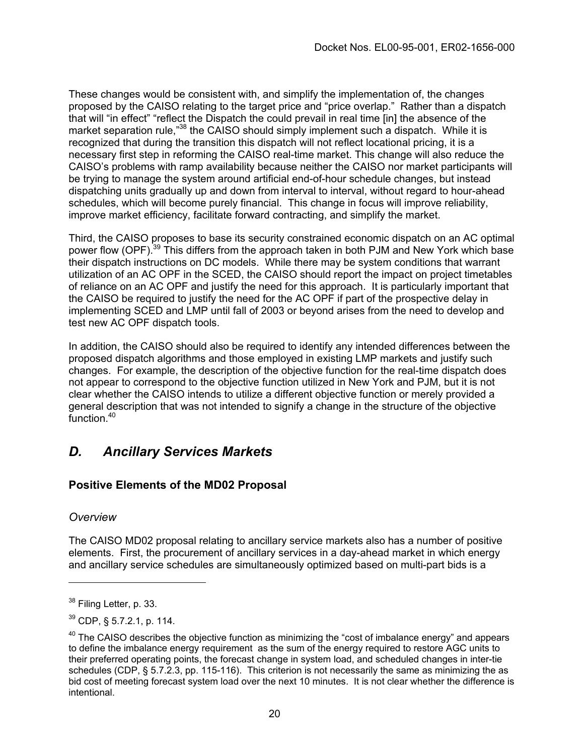These changes would be consistent with, and simplify the implementation of, the changes proposed by the CAISO relating to the target price and "price overlap." Rather than a dispatch that will "in effect" "reflect the Dispatch the could prevail in real time [in] the absence of the market separation rule,"[38] the CAISO should simply implement such a dispatch. While it is recognized that during the transition this dispatch will not reflect locational pricing, it is a necessary first step in reforming the CAISO real-time market. This change will also reduce the CAISO's problems with ramp availability because neither the CAISO nor market participants will be trying to manage the system around artificial end-of-hour schedule changes, but instead dispatching units gradually up and down from interval to interval, without regard to hour-ahead schedules, which will become purely financial. This change in focus will improve reliability, improve market efficiency, facilitate forward contracting, and simplify the market.

Third, the CAISO proposes to base its security constrained economic dispatch on an AC optimal power flow (OPF).[39] This differs from the approach taken in both PJM and New York which base their dispatch instructions on DC models. While there may be system conditions that warrant utilization of an AC OPF in the SCED, the CAISO should report the impact on project timetables of reliance on an AC OPF and justify the need for this approach. It is particularly important that the CAISO be required to justify the need for the AC OPF if part of the prospective delay in implementing SCED and LMP until fall of 2003 or beyond arises from the need to develop and test new AC OPF dispatch tools.

In addition, the CAISO should also be required to identify any intended differences between the proposed dispatch algorithms and those employed in existing LMP markets and justify such changes. For example, the description of the objective function for the real-time dispatch does not appear to correspond to the objective function utilized in New York and PJM, but it is not clear whether the CAISO intends to utilize a different objective function or merely provided a general description that was not intended to signify a change in the structure of the objective function.[40]

## *D. Ancillary Services Markets*

### Positive Elements of the MD02 Proposal

*Overview*

The CAISO MD02 proposal relating to ancillary service markets also has a number of positive elements. First, the procurement of ancillary services in a day-ahead market in which energy and ancillary service schedules are simultaneously optimized based on multi-part bids is a

---

[38] Filing Letter, p. 33.

[39] CDP, § 5.7.2.1, p. 114.

[40] The CAISO describes the objective function as minimizing the "cost of imbalance energy" and appears to define the imbalance energy requirement as the sum of the energy required to restore AGC units to their preferred operating points, the forecast change in system load, and scheduled changes in inter-tie schedules (CDP, § 5.7.2.3, pp. 115-116). This criterion is not necessarily the same as minimizing the as bid cost of meeting forecast system load over the next 10 minutes. It is not clear whether the difference is intentional.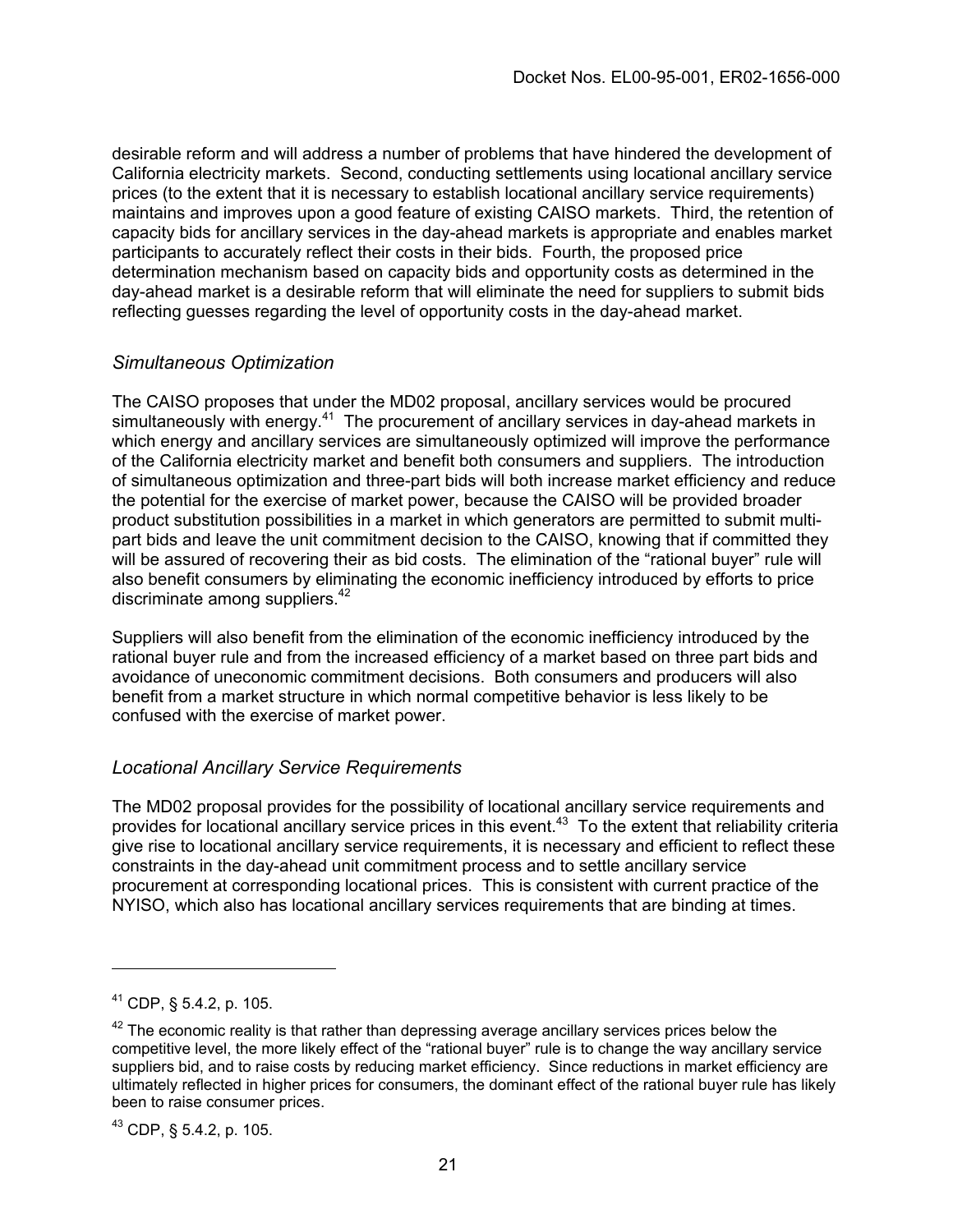desirable reform and will address a number of problems that have hindered the development of California electricity markets. Second, conducting settlements using locational ancillary service prices (to the extent that it is necessary to establish locational ancillary service requirements) maintains and improves upon a good feature of existing CAISO markets. Third, the retention of capacity bids for ancillary services in the day-ahead markets is appropriate and enables market participants to accurately reflect their costs in their bids. Fourth, the proposed price determination mechanism based on capacity bids and opportunity costs as determined in the day-ahead market is a desirable reform that will eliminate the need for suppliers to submit bids reflecting guesses regarding the level of opportunity costs in the day-ahead market.

### *Simultaneous Optimization*

The CAISO proposes that under the MD02 proposal, ancillary services would be procured simultaneously with energy.[41] The procurement of ancillary services in day-ahead markets in which energy and ancillary services are simultaneously optimized will improve the performance of the California electricity market and benefit both consumers and suppliers. The introduction of simultaneous optimization and three-part bids will both increase market efficiency and reduce the potential for the exercise of market power, because the CAISO will be provided broader product substitution possibilities in a market in which generators are permitted to submit multi-part bids and leave the unit commitment decision to the CAISO, knowing that if committed they will be assured of recovering their as bid costs. The elimination of the "rational buyer" rule will also benefit consumers by eliminating the economic inefficiency introduced by efforts to price discriminate among suppliers.[42]

Suppliers will also benefit from the elimination of the economic inefficiency introduced by the rational buyer rule and from the increased efficiency of a market based on three part bids and avoidance of uneconomic commitment decisions. Both consumers and producers will also benefit from a market structure in which normal competitive behavior is less likely to be confused with the exercise of market power.

### *Locational Ancillary Service Requirements*

The MD02 proposal provides for the possibility of locational ancillary service requirements and provides for locational ancillary service prices in this event.[43] To the extent that reliability criteria give rise to locational ancillary service requirements, it is necessary and efficient to reflect these constraints in the day-ahead unit commitment process and to settle ancillary service procurement at corresponding locational prices. This is consistent with current practice of the NYISO, which also has locational ancillary services requirements that are binding at times.

---

[41] CDP, § 5.4.2, p. 105.

[42] The economic reality is that rather than depressing average ancillary services prices below the competitive level, the more likely effect of the "rational buyer" rule is to change the way ancillary service suppliers bid, and to raise costs by reducing market efficiency. Since reductions in market efficiency are ultimately reflected in higher prices for consumers, the dominant effect of the rational buyer rule has likely been to raise consumer prices.

[43] CDP, § 5.4.2, p. 105.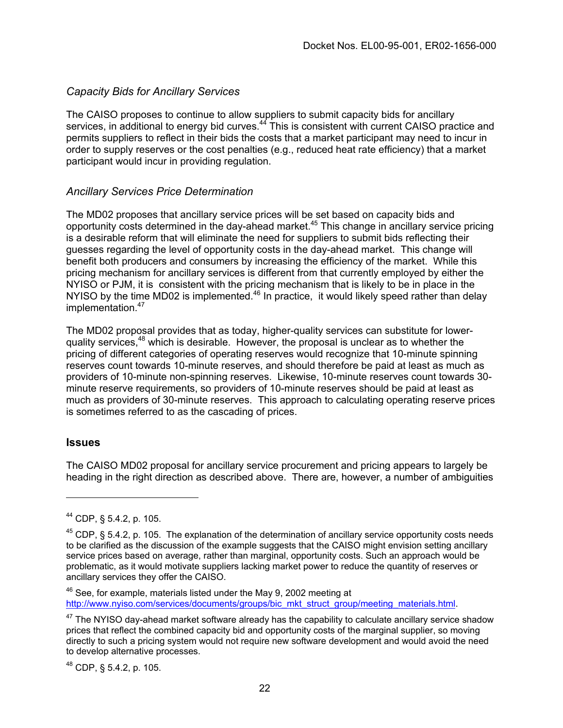*Capacity Bids for Ancillary Services*

The CAISO proposes to continue to allow suppliers to submit capacity bids for ancillary services, in additional to energy bid curves.[44] This is consistent with current CAISO practice and permits suppliers to reflect in their bids the costs that a market participant may need to incur in order to supply reserves or the cost penalties (e.g., reduced heat rate efficiency) that a market participant would incur in providing regulation.

*Ancillary Services Price Determination*

The MD02 proposes that ancillary service prices will be set based on capacity bids and opportunity costs determined in the day-ahead market.[45] This change in ancillary service pricing is a desirable reform that will eliminate the need for suppliers to submit bids reflecting their guesses regarding the level of opportunity costs in the day-ahead market. This change will benefit both producers and consumers by increasing the efficiency of the market. While this pricing mechanism for ancillary services is different from that currently employed by either the NYISO or PJM, it is consistent with the pricing mechanism that is likely to be in place in the NYISO by the time MD02 is implemented.[46] In practice, it would likely speed rather than delay implementation.[47]

The MD02 proposal provides that as today, higher-quality services can substitute for lower-quality services,[48] which is desirable. However, the proposal is unclear as to whether the pricing of different categories of operating reserves would recognize that 10-minute spinning reserves count towards 10-minute reserves, and should therefore be paid at least as much as providers of 10-minute non-spinning reserves. Likewise, 10-minute reserves count towards 30-minute reserve requirements, so providers of 10-minute reserves should be paid at least as much as providers of 30-minute reserves. This approach to calculating operating reserve prices is sometimes referred to as the cascading of prices.

## Issues

The CAISO MD02 proposal for ancillary service procurement and pricing appears to largely be heading in the right direction as described above. There are, however, a number of ambiguities

---

[44] CDP, § 5.4.2, p. 105.

[45] CDP, § 5.4.2, p. 105. The explanation of the determination of ancillary service opportunity costs needs to be clarified as the discussion of the example suggests that the CAISO might envision setting ancillary service prices based on average, rather than marginal, opportunity costs. Such an approach would be problematic, as it would motivate suppliers lacking market power to reduce the quantity of reserves or ancillary services they offer the CAISO.

[46] See, for example, materials listed under the May 9, 2002 meeting at http://www.nyiso.com/services/documents/groups/bic_mkt_struct_group/meeting_materials.html.

[47] The NYISO day-ahead market software already has the capability to calculate ancillary service shadow prices that reflect the combined capacity bid and opportunity costs of the marginal supplier, so moving directly to such a pricing system would not require new software development and would avoid the need to develop alternative processes.

[48] CDP, § 5.4.2, p. 105.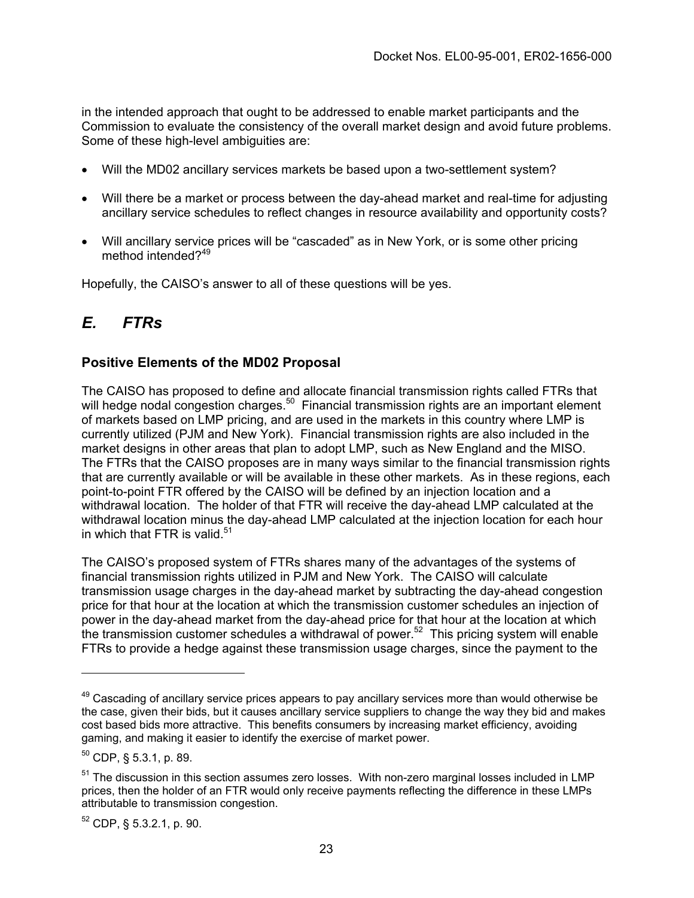in the intended approach that ought to be addressed to enable market participants and the Commission to evaluate the consistency of the overall market design and avoid future problems. Some of these high-level ambiguities are:

- Will the MD02 ancillary services markets be based upon a two-settlement system?
- Will there be a market or process between the day-ahead market and real-time for adjusting ancillary service schedules to reflect changes in resource availability and opportunity costs?
- Will ancillary service prices will be "cascaded" as in New York, or is some other pricing method intended?[49]

Hopefully, the CAISO's answer to all of these questions will be yes.

## *E. FTRs*

### Positive Elements of the MD02 Proposal

The CAISO has proposed to define and allocate financial transmission rights called FTRs that will hedge nodal congestion charges.[50] Financial transmission rights are an important element of markets based on LMP pricing, and are used in the markets in this country where LMP is currently utilized (PJM and New York). Financial transmission rights are also included in the market designs in other areas that plan to adopt LMP, such as New England and the MISO. The FTRs that the CAISO proposes are in many ways similar to the financial transmission rights that are currently available or will be available in these other markets. As in these regions, each point-to-point FTR offered by the CAISO will be defined by an injection location and a withdrawal location. The holder of that FTR will receive the day-ahead LMP calculated at the withdrawal location minus the day-ahead LMP calculated at the injection location for each hour in which that FTR is valid.[51]

The CAISO's proposed system of FTRs shares many of the advantages of the systems of financial transmission rights utilized in PJM and New York. The CAISO will calculate transmission usage charges in the day-ahead market by subtracting the day-ahead congestion price for that hour at the location at which the transmission customer schedules an injection of power in the day-ahead market from the day-ahead price for that hour at the location at which the transmission customer schedules a withdrawal of power.[52] This pricing system will enable FTRs to provide a hedge against these transmission usage charges, since the payment to the

---

[49] Cascading of ancillary service prices appears to pay ancillary services more than would otherwise be the case, given their bids, but it causes ancillary service suppliers to change the way they bid and makes cost based bids more attractive. This benefits consumers by increasing market efficiency, avoiding gaming, and making it easier to identify the exercise of market power.

[50] CDP, § 5.3.1, p. 89.

[51] The discussion in this section assumes zero losses. With non-zero marginal losses included in LMP prices, then the holder of an FTR would only receive payments reflecting the difference in these LMPs attributable to transmission congestion.

[52] CDP, § 5.3.2.1, p. 90.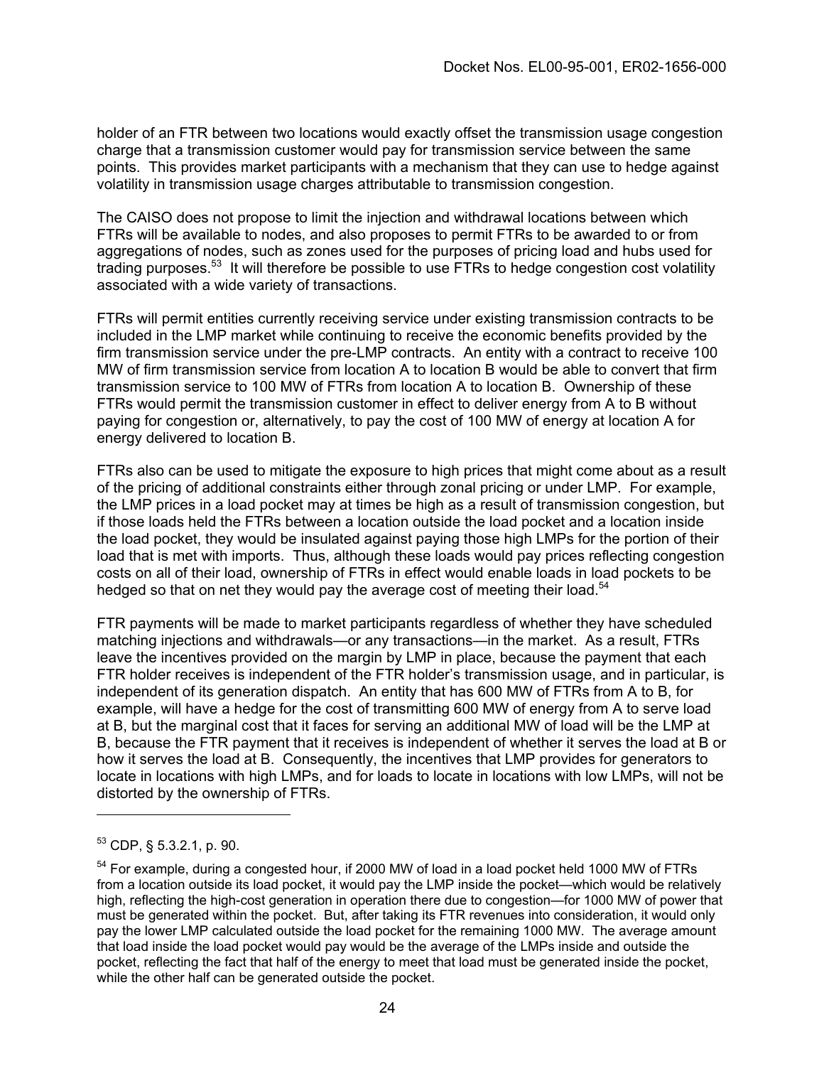holder of an FTR between two locations would exactly offset the transmission usage congestion charge that a transmission customer would pay for transmission service between the same points. This provides market participants with a mechanism that they can use to hedge against volatility in transmission usage charges attributable to transmission congestion.

The CAISO does not propose to limit the injection and withdrawal locations between which FTRs will be available to nodes, and also proposes to permit FTRs to be awarded to or from aggregations of nodes, such as zones used for the purposes of pricing load and hubs used for trading purposes.[53] It will therefore be possible to use FTRs to hedge congestion cost volatility associated with a wide variety of transactions.

FTRs will permit entities currently receiving service under existing transmission contracts to be included in the LMP market while continuing to receive the economic benefits provided by the firm transmission service under the pre-LMP contracts. An entity with a contract to receive 100 MW of firm transmission service from location A to location B would be able to convert that firm transmission service to 100 MW of FTRs from location A to location B. Ownership of these FTRs would permit the transmission customer in effect to deliver energy from A to B without paying for congestion or, alternatively, to pay the cost of 100 MW of energy at location A for energy delivered to location B.

FTRs also can be used to mitigate the exposure to high prices that might come about as a result of the pricing of additional constraints either through zonal pricing or under LMP. For example, the LMP prices in a load pocket may at times be high as a result of transmission congestion, but if those loads held the FTRs between a location outside the load pocket and a location inside the load pocket, they would be insulated against paying those high LMPs for the portion of their load that is met with imports. Thus, although these loads would pay prices reflecting congestion costs on all of their load, ownership of FTRs in effect would enable loads in load pockets to be hedged so that on net they would pay the average cost of meeting their load.[54]

FTR payments will be made to market participants regardless of whether they have scheduled matching injections and withdrawals—or any transactions—in the market. As a result, FTRs leave the incentives provided on the margin by LMP in place, because the payment that each FTR holder receives is independent of the FTR holder's transmission usage, and in particular, is independent of its generation dispatch. An entity that has 600 MW of FTRs from A to B, for example, will have a hedge for the cost of transmitting 600 MW of energy from A to serve load at B, but the marginal cost that it faces for serving an additional MW of load will be the LMP at B, because the FTR payment that it receives is independent of whether it serves the load at B or how it serves the load at B. Consequently, the incentives that LMP provides for generators to locate in locations with high LMPs, and for loads to locate in locations with low LMPs, will not be distorted by the ownership of FTRs.

---

[53] CDP, § 5.3.2.1, p. 90.

[54] For example, during a congested hour, if 2000 MW of load in a load pocket held 1000 MW of FTRs from a location outside its load pocket, it would pay the LMP inside the pocket—which would be relatively high, reflecting the high-cost generation in operation there due to congestion—for 1000 MW of power that must be generated within the pocket. But, after taking its FTR revenues into consideration, it would only pay the lower LMP calculated outside the load pocket for the remaining 1000 MW. The average amount that load inside the load pocket would pay would be the average of the LMPs inside and outside the pocket, reflecting the fact that half of the energy to meet that load must be generated inside the pocket, while the other half can be generated outside the pocket.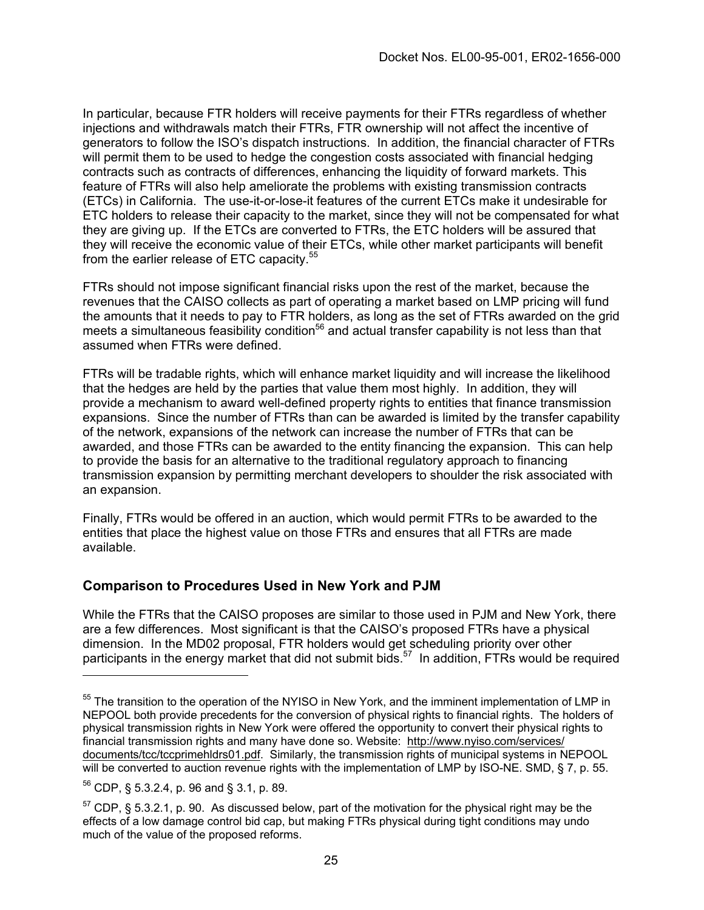In particular, because FTR holders will receive payments for their FTRs regardless of whether injections and withdrawals match their FTRs, FTR ownership will not affect the incentive of generators to follow the ISO's dispatch instructions. In addition, the financial character of FTRs will permit them to be used to hedge the congestion costs associated with financial hedging contracts such as contracts of differences, enhancing the liquidity of forward markets. This feature of FTRs will also help ameliorate the problems with existing transmission contracts (ETCs) in California. The use-it-or-lose-it features of the current ETCs make it undesirable for ETC holders to release their capacity to the market, since they will not be compensated for what they are giving up. If the ETCs are converted to FTRs, the ETC holders will be assured that they will receive the economic value of their ETCs, while other market participants will benefit from the earlier release of ETC capacity.[55]

FTRs should not impose significant financial risks upon the rest of the market, because the revenues that the CAISO collects as part of operating a market based on LMP pricing will fund the amounts that it needs to pay to FTR holders, as long as the set of FTRs awarded on the grid meets a simultaneous feasibility condition[56] and actual transfer capability is not less than that assumed when FTRs were defined.

FTRs will be tradable rights, which will enhance market liquidity and will increase the likelihood that the hedges are held by the parties that value them most highly. In addition, they will provide a mechanism to award well-defined property rights to entities that finance transmission expansions. Since the number of FTRs than can be awarded is limited by the transfer capability of the network, expansions of the network can increase the number of FTRs that can be awarded, and those FTRs can be awarded to the entity financing the expansion. This can help to provide the basis for an alternative to the traditional regulatory approach to financing transmission expansion by permitting merchant developers to shoulder the risk associated with an expansion.

Finally, FTRs would be offered in an auction, which would permit FTRs to be awarded to the entities that place the highest value on those FTRs and ensures that all FTRs are made available.

## Comparison to Procedures Used in New York and PJM

While the FTRs that the CAISO proposes are similar to those used in PJM and New York, there are a few differences. Most significant is that the CAISO's proposed FTRs have a physical dimension. In the MD02 proposal, FTR holders would get scheduling priority over other participants in the energy market that did not submit bids.[57] In addition, FTRs would be required

---

[55] The transition to the operation of the NYISO in New York, and the imminent implementation of LMP in NEPOOL both provide precedents for the conversion of physical rights to financial rights. The holders of physical transmission rights in New York were offered the opportunity to convert their physical rights to financial transmission rights and many have done so. Website: http://www.nyiso.com/services/documents/tcc/tccprimehldrs01.pdf. Similarly, the transmission rights of municipal systems in NEPOOL will be converted to auction revenue rights with the implementation of LMP by ISO-NE. SMD, § 7, p. 55.

[56] CDP, § 5.3.2.4, p. 96 and § 3.1, p. 89.

[57] CDP, § 5.3.2.1, p. 90. As discussed below, part of the motivation for the physical right may be the effects of a low damage control bid cap, but making FTRs physical during tight conditions may undo much of the value of the proposed reforms.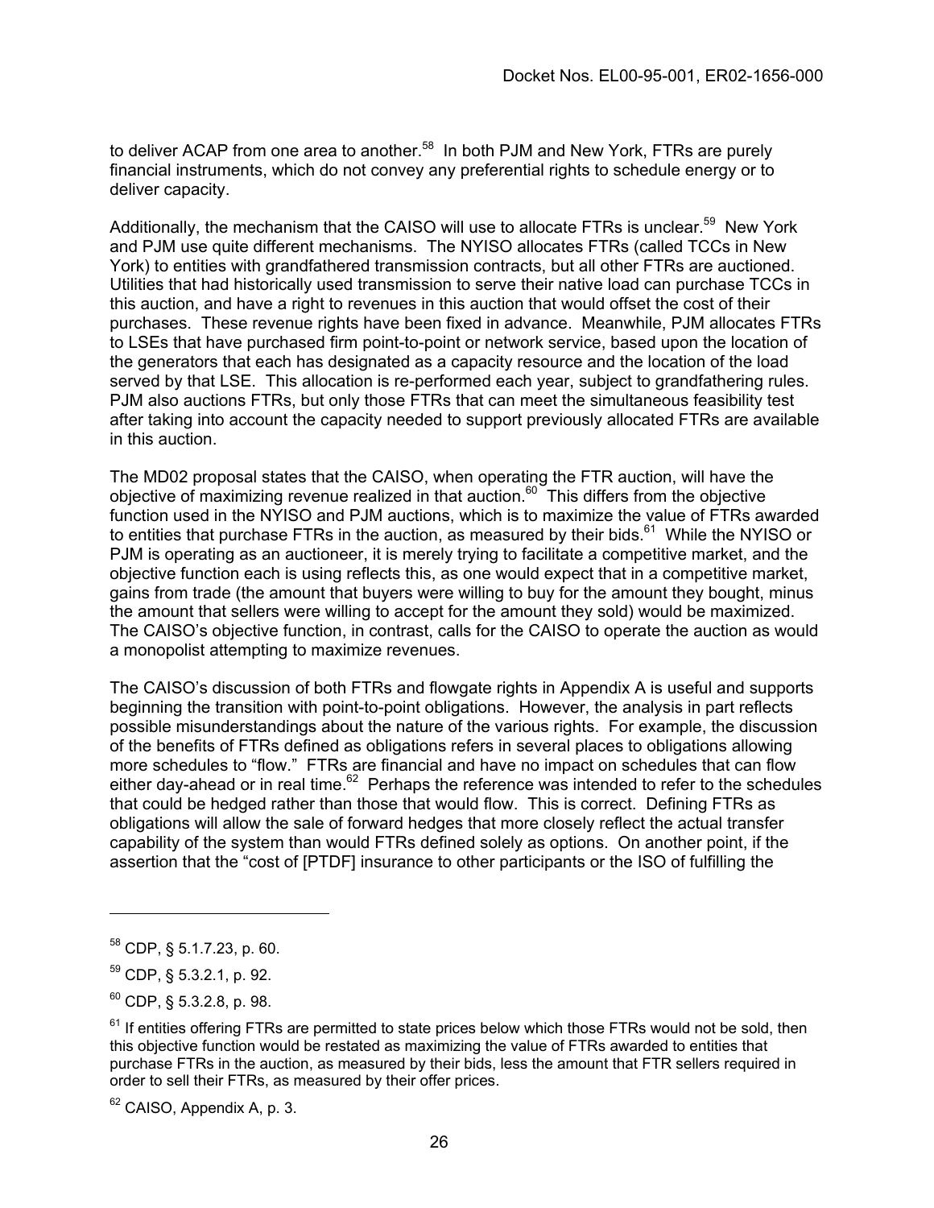to deliver ACAP from one area to another.[58] In both PJM and New York, FTRs are purely financial instruments, which do not convey any preferential rights to schedule energy or to deliver capacity.

Additionally, the mechanism that the CAISO will use to allocate FTRs is unclear.[59] New York and PJM use quite different mechanisms. The NYISO allocates FTRs (called TCCs in New York) to entities with grandfathered transmission contracts, but all other FTRs are auctioned. Utilities that had historically used transmission to serve their native load can purchase TCCs in this auction, and have a right to revenues in this auction that would offset the cost of their purchases. These revenue rights have been fixed in advance. Meanwhile, PJM allocates FTRs to LSEs that have purchased firm point-to-point or network service, based upon the location of the generators that each has designated as a capacity resource and the location of the load served by that LSE. This allocation is re-performed each year, subject to grandfathering rules. PJM also auctions FTRs, but only those FTRs that can meet the simultaneous feasibility test after taking into account the capacity needed to support previously allocated FTRs are available in this auction.

The MD02 proposal states that the CAISO, when operating the FTR auction, will have the objective of maximizing revenue realized in that auction.[60] This differs from the objective function used in the NYISO and PJM auctions, which is to maximize the value of FTRs awarded to entities that purchase FTRs in the auction, as measured by their bids.[61] While the NYISO or PJM is operating as an auctioneer, it is merely trying to facilitate a competitive market, and the objective function each is using reflects this, as one would expect that in a competitive market, gains from trade (the amount that buyers were willing to buy for the amount they bought, minus the amount that sellers were willing to accept for the amount they sold) would be maximized. The CAISO's objective function, in contrast, calls for the CAISO to operate the auction as would a monopolist attempting to maximize revenues.

The CAISO's discussion of both FTRs and flowgate rights in Appendix A is useful and supports beginning the transition with point-to-point obligations. However, the analysis in part reflects possible misunderstandings about the nature of the various rights. For example, the discussion of the benefits of FTRs defined as obligations refers in several places to obligations allowing more schedules to "flow." FTRs are financial and have no impact on schedules that can flow either day-ahead or in real time.[62] Perhaps the reference was intended to refer to the schedules that could be hedged rather than those that would flow. This is correct. Defining FTRs as obligations will allow the sale of forward hedges that more closely reflect the actual transfer capability of the system than would FTRs defined solely as options. On another point, if the assertion that the "cost of [PTDF] insurance to other participants or the ISO of fulfilling the

---

[58] CDP, § 5.1.7.23, p. 60.

[59] CDP, § 5.3.2.1, p. 92.

[60] CDP, § 5.3.2.8, p. 98.

[61] If entities offering FTRs are permitted to state prices below which those FTRs would not be sold, then this objective function would be restated as maximizing the value of FTRs awarded to entities that purchase FTRs in the auction, as measured by their bids, less the amount that FTR sellers required in order to sell their FTRs, as measured by their offer prices.

[62] CAISO, Appendix A, p. 3.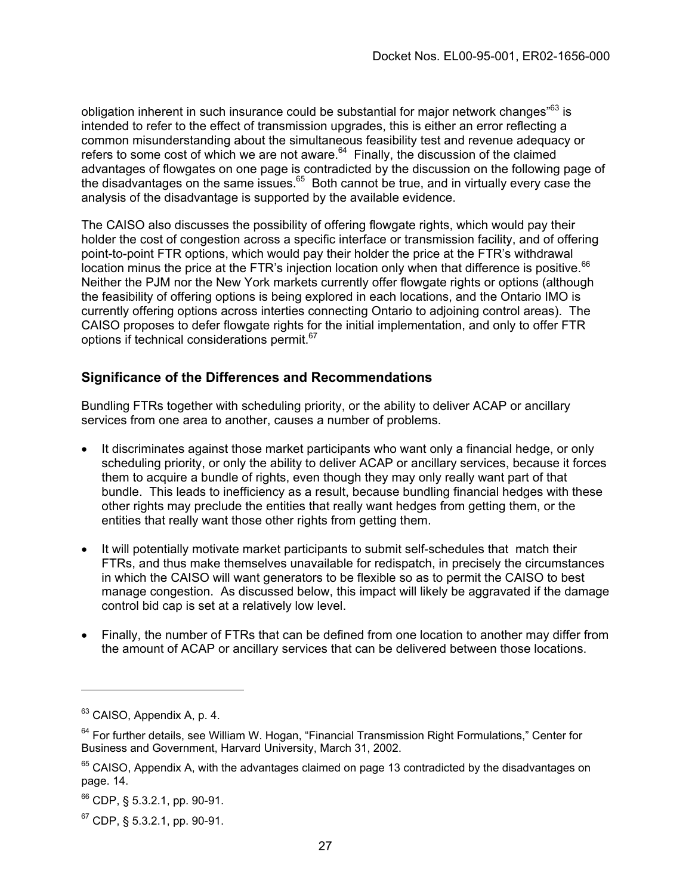obligation inherent in such insurance could be substantial for major network changes"[63] is intended to refer to the effect of transmission upgrades, this is either an error reflecting a common misunderstanding about the simultaneous feasibility test and revenue adequacy or refers to some cost of which we are not aware.[64] Finally, the discussion of the claimed advantages of flowgates on one page is contradicted by the discussion on the following page of the disadvantages on the same issues.[65] Both cannot be true, and in virtually every case the analysis of the disadvantage is supported by the available evidence.

The CAISO also discusses the possibility of offering flowgate rights, which would pay their holder the cost of congestion across a specific interface or transmission facility, and of offering point-to-point FTR options, which would pay their holder the price at the FTR's withdrawal location minus the price at the FTR's injection location only when that difference is positive.[66] Neither the PJM nor the New York markets currently offer flowgate rights or options (although the feasibility of offering options is being explored in each locations, and the Ontario IMO is currently offering options across interties connecting Ontario to adjoining control areas). The CAISO proposes to defer flowgate rights for the initial implementation, and only to offer FTR options if technical considerations permit.[67]

## Significance of the Differences and Recommendations

Bundling FTRs together with scheduling priority, or the ability to deliver ACAP or ancillary services from one area to another, causes a number of problems.

- It discriminates against those market participants who want only a financial hedge, or only scheduling priority, or only the ability to deliver ACAP or ancillary services, because it forces them to acquire a bundle of rights, even though they may only really want part of that bundle. This leads to inefficiency as a result, because bundling financial hedges with these other rights may preclude the entities that really want hedges from getting them, or the entities that really want those other rights from getting them.
- It will potentially motivate market participants to submit self-schedules that match their FTRs, and thus make themselves unavailable for redispatch, in precisely the circumstances in which the CAISO will want generators to be flexible so as to permit the CAISO to best manage congestion. As discussed below, this impact will likely be aggravated if the damage control bid cap is set at a relatively low level.
- Finally, the number of FTRs that can be defined from one location to another may differ from the amount of ACAP or ancillary services that can be delivered between those locations.

---

[63] CAISO, Appendix A, p. 4.

[64] For further details, see William W. Hogan, "Financial Transmission Right Formulations," Center for Business and Government, Harvard University, March 31, 2002.

[65] CAISO, Appendix A, with the advantages claimed on page 13 contradicted by the disadvantages on page. 14.

[66] CDP, § 5.3.2.1, pp. 90-91.

[67] CDP, § 5.3.2.1, pp. 90-91.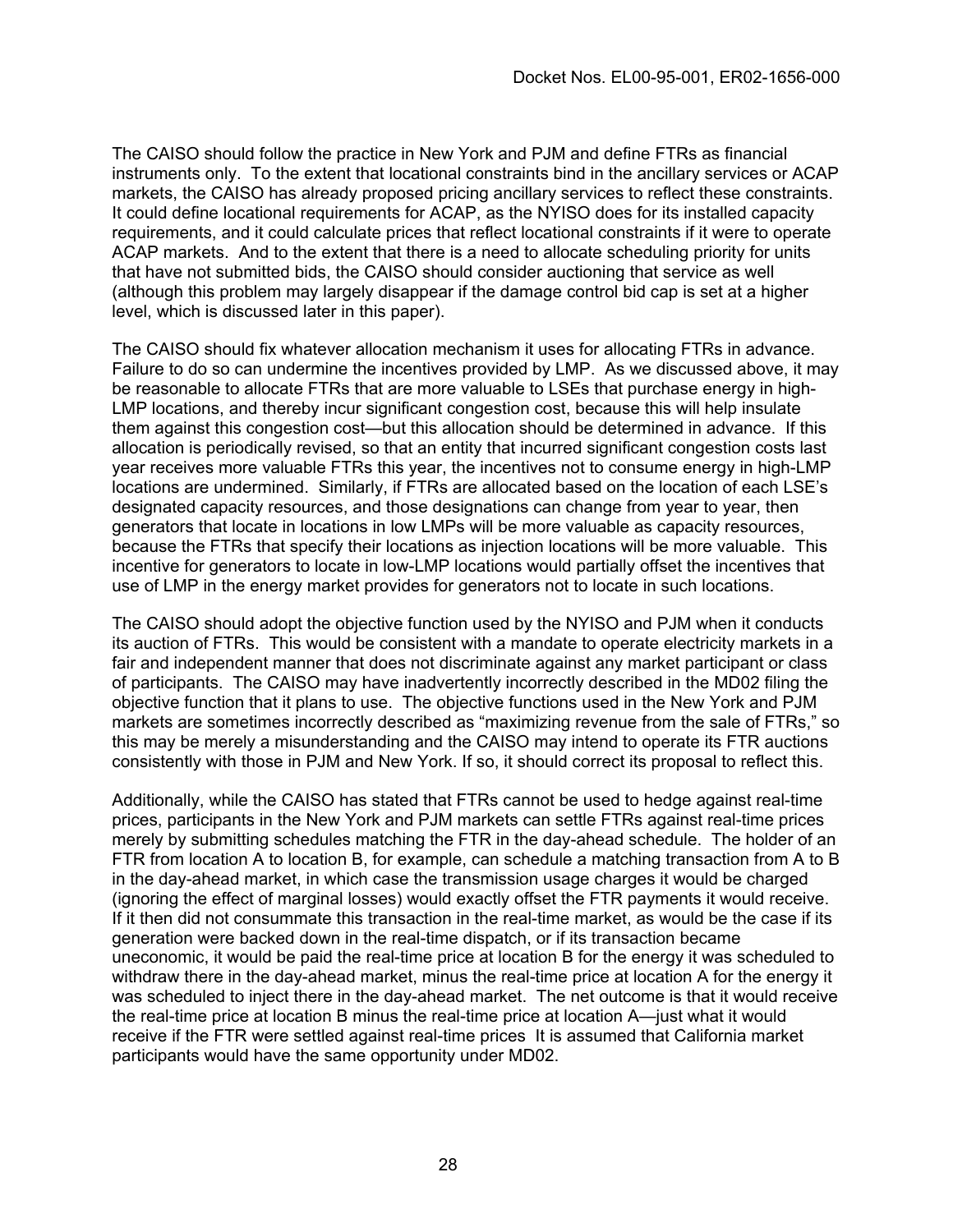The CAISO should follow the practice in New York and PJM and define FTRs as financial instruments only. To the extent that locational constraints bind in the ancillary services or ACAP markets, the CAISO has already proposed pricing ancillary services to reflect these constraints. It could define locational requirements for ACAP, as the NYISO does for its installed capacity requirements, and it could calculate prices that reflect locational constraints if it were to operate ACAP markets. And to the extent that there is a need to allocate scheduling priority for units that have not submitted bids, the CAISO should consider auctioning that service as well (although this problem may largely disappear if the damage control bid cap is set at a higher level, which is discussed later in this paper).

The CAISO should fix whatever allocation mechanism it uses for allocating FTRs in advance. Failure to do so can undermine the incentives provided by LMP. As we discussed above, it may be reasonable to allocate FTRs that are more valuable to LSEs that purchase energy in high-LMP locations, and thereby incur significant congestion cost, because this will help insulate them against this congestion cost—but this allocation should be determined in advance. If this allocation is periodically revised, so that an entity that incurred significant congestion costs last year receives more valuable FTRs this year, the incentives not to consume energy in high-LMP locations are undermined. Similarly, if FTRs are allocated based on the location of each LSE's designated capacity resources, and those designations can change from year to year, then generators that locate in locations in low LMPs will be more valuable as capacity resources, because the FTRs that specify their locations as injection locations will be more valuable. This incentive for generators to locate in low-LMP locations would partially offset the incentives that use of LMP in the energy market provides for generators not to locate in such locations.

The CAISO should adopt the objective function used by the NYISO and PJM when it conducts its auction of FTRs. This would be consistent with a mandate to operate electricity markets in a fair and independent manner that does not discriminate against any market participant or class of participants. The CAISO may have inadvertently incorrectly described in the MD02 filing the objective function that it plans to use. The objective functions used in the New York and PJM markets are sometimes incorrectly described as "maximizing revenue from the sale of FTRs," so this may be merely a misunderstanding and the CAISO may intend to operate its FTR auctions consistently with those in PJM and New York. If so, it should correct its proposal to reflect this.

Additionally, while the CAISO has stated that FTRs cannot be used to hedge against real-time prices, participants in the New York and PJM markets can settle FTRs against real-time prices merely by submitting schedules matching the FTR in the day-ahead schedule. The holder of an FTR from location A to location B, for example, can schedule a matching transaction from A to B in the day-ahead market, in which case the transmission usage charges it would be charged (ignoring the effect of marginal losses) would exactly offset the FTR payments it would receive. If it then did not consummate this transaction in the real-time market, as would be the case if its generation were backed down in the real-time dispatch, or if its transaction became uneconomic, it would be paid the real-time price at location B for the energy it was scheduled to withdraw there in the day-ahead market, minus the real-time price at location A for the energy it was scheduled to inject there in the day-ahead market. The net outcome is that it would receive the real-time price at location B minus the real-time price at location A—just what it would receive if the FTR were settled against real-time prices It is assumed that California market participants would have the same opportunity under MD02.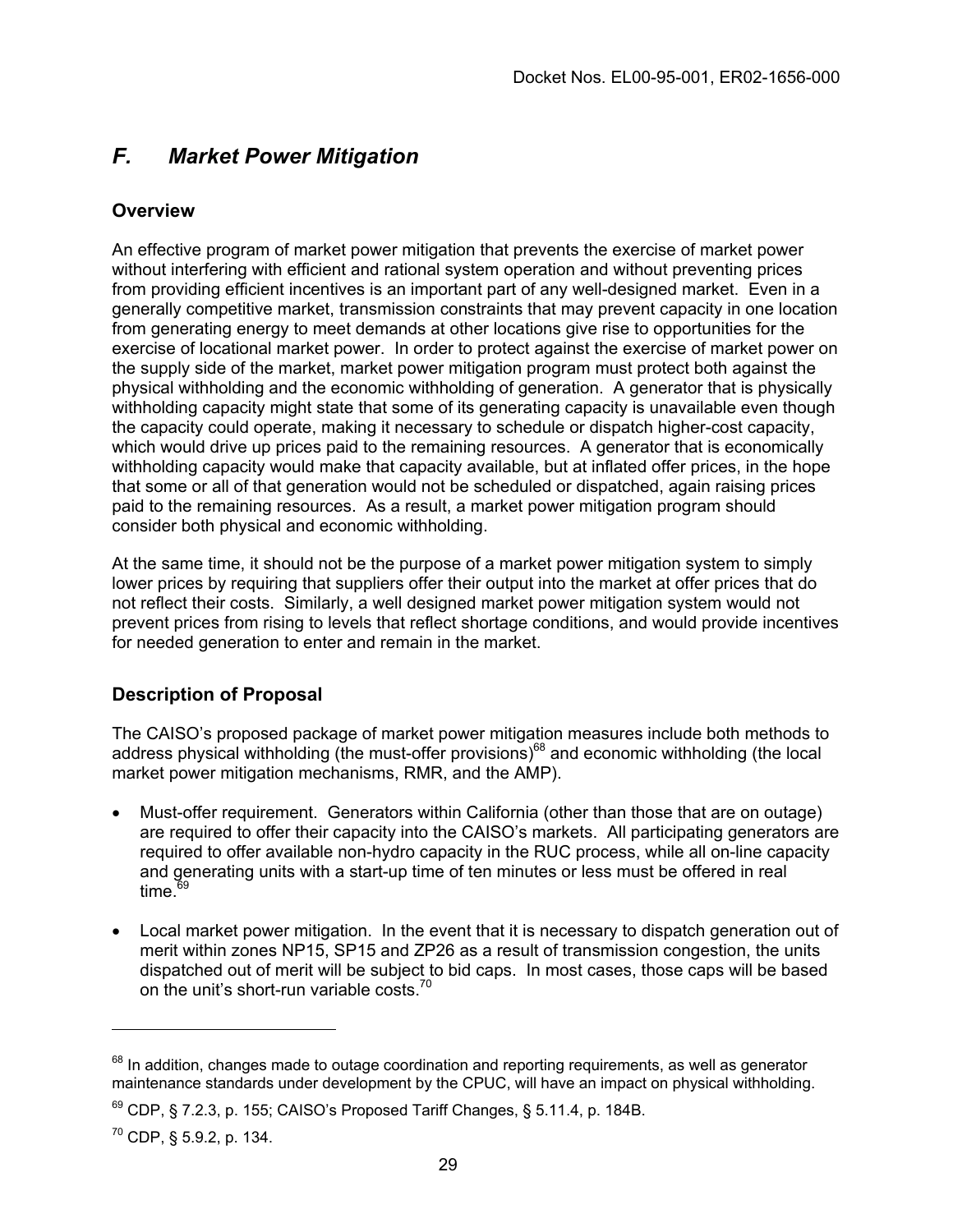## *F. Market Power Mitigation*

### Overview

An effective program of market power mitigation that prevents the exercise of market power without interfering with efficient and rational system operation and without preventing prices from providing efficient incentives is an important part of any well-designed market. Even in a generally competitive market, transmission constraints that may prevent capacity in one location from generating energy to meet demands at other locations give rise to opportunities for the exercise of locational market power. In order to protect against the exercise of market power on the supply side of the market, market power mitigation program must protect both against the physical withholding and the economic withholding of generation. A generator that is physically withholding capacity might state that some of its generating capacity is unavailable even though the capacity could operate, making it necessary to schedule or dispatch higher-cost capacity, which would drive up prices paid to the remaining resources. A generator that is economically withholding capacity would make that capacity available, but at inflated offer prices, in the hope that some or all of that generation would not be scheduled or dispatched, again raising prices paid to the remaining resources. As a result, a market power mitigation program should consider both physical and economic withholding.

At the same time, it should not be the purpose of a market power mitigation system to simply lower prices by requiring that suppliers offer their output into the market at offer prices that do not reflect their costs. Similarly, a well designed market power mitigation system would not prevent prices from rising to levels that reflect shortage conditions, and would provide incentives for needed generation to enter and remain in the market.

### Description of Proposal

The CAISO's proposed package of market power mitigation measures include both methods to address physical withholding (the must-offer provisions)[68] and economic withholding (the local market power mitigation mechanisms, RMR, and the AMP).

- Must-offer requirement. Generators within California (other than those that are on outage) are required to offer their capacity into the CAISO's markets. All participating generators are required to offer available non-hydro capacity in the RUC process, while all on-line capacity and generating units with a start-up time of ten minutes or less must be offered in real time.[69]
- Local market power mitigation. In the event that it is necessary to dispatch generation out of merit within zones NP15, SP15 and ZP26 as a result of transmission congestion, the units dispatched out of merit will be subject to bid caps. In most cases, those caps will be based on the unit's short-run variable costs.[70]

---

[68] In addition, changes made to outage coordination and reporting requirements, as well as generator maintenance standards under development by the CPUC, will have an impact on physical withholding.

[69] CDP, § 7.2.3, p. 155; CAISO's Proposed Tariff Changes, § 5.11.4, p. 184B.

[70] CDP, § 5.9.2, p. 134.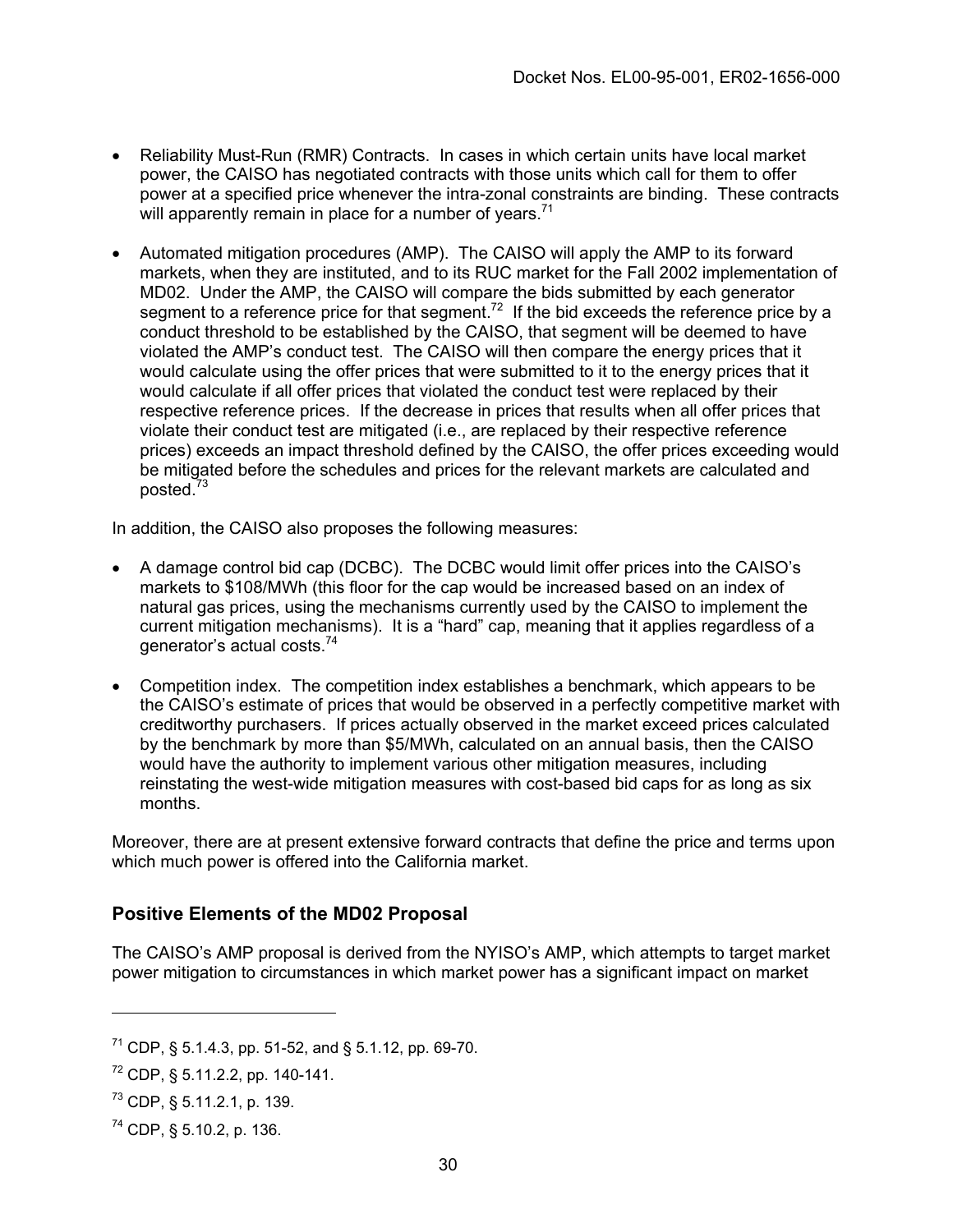- Reliability Must-Run (RMR) Contracts. In cases in which certain units have local market power, the CAISO has negotiated contracts with those units which call for them to offer power at a specified price whenever the intra-zonal constraints are binding. These contracts will apparently remain in place for a number of years.[71]

- Automated mitigation procedures (AMP). The CAISO will apply the AMP to its forward markets, when they are instituted, and to its RUC market for the Fall 2002 implementation of MD02. Under the AMP, the CAISO will compare the bids submitted by each generator segment to a reference price for that segment.[72] If the bid exceeds the reference price by a conduct threshold to be established by the CAISO, that segment will be deemed to have violated the AMP's conduct test. The CAISO will then compare the energy prices that it would calculate using the offer prices that were submitted to it to the energy prices that it would calculate if all offer prices that violated the conduct test were replaced by their respective reference prices. If the decrease in prices that results when all offer prices that violate their conduct test are mitigated (i.e., are replaced by their respective reference prices) exceeds an impact threshold defined by the CAISO, the offer prices exceeding would be mitigated before the schedules and prices for the relevant markets are calculated and posted.[73]

In addition, the CAISO also proposes the following measures:

- A damage control bid cap (DCBC). The DCBC would limit offer prices into the CAISO's markets to $108/MWh (this floor for the cap would be increased based on an index of natural gas prices, using the mechanisms currently used by the CAISO to implement the current mitigation mechanisms). It is a "hard" cap, meaning that it applies regardless of a generator's actual costs.[74]

- Competition index. The competition index establishes a benchmark, which appears to be the CAISO's estimate of prices that would be observed in a perfectly competitive market with creditworthy purchasers. If prices actually observed in the market exceed prices calculated by the benchmark by more than $5/MWh, calculated on an annual basis, then the CAISO would have the authority to implement various other mitigation measures, including reinstating the west-wide mitigation measures with cost-based bid caps for as long as six months.

Moreover, there are at present extensive forward contracts that define the price and terms upon which much power is offered into the California market.

## Positive Elements of the MD02 Proposal

The CAISO's AMP proposal is derived from the NYISO's AMP, which attempts to target market power mitigation to circumstances in which market power has a significant impact on market

---

[71] CDP, § 5.1.4.3, pp. 51-52, and § 5.1.12, pp. 69-70.

[72] CDP, § 5.11.2.2, pp. 140-141.

[73] CDP, § 5.11.2.1, p. 139.

[74] CDP, § 5.10.2, p. 136.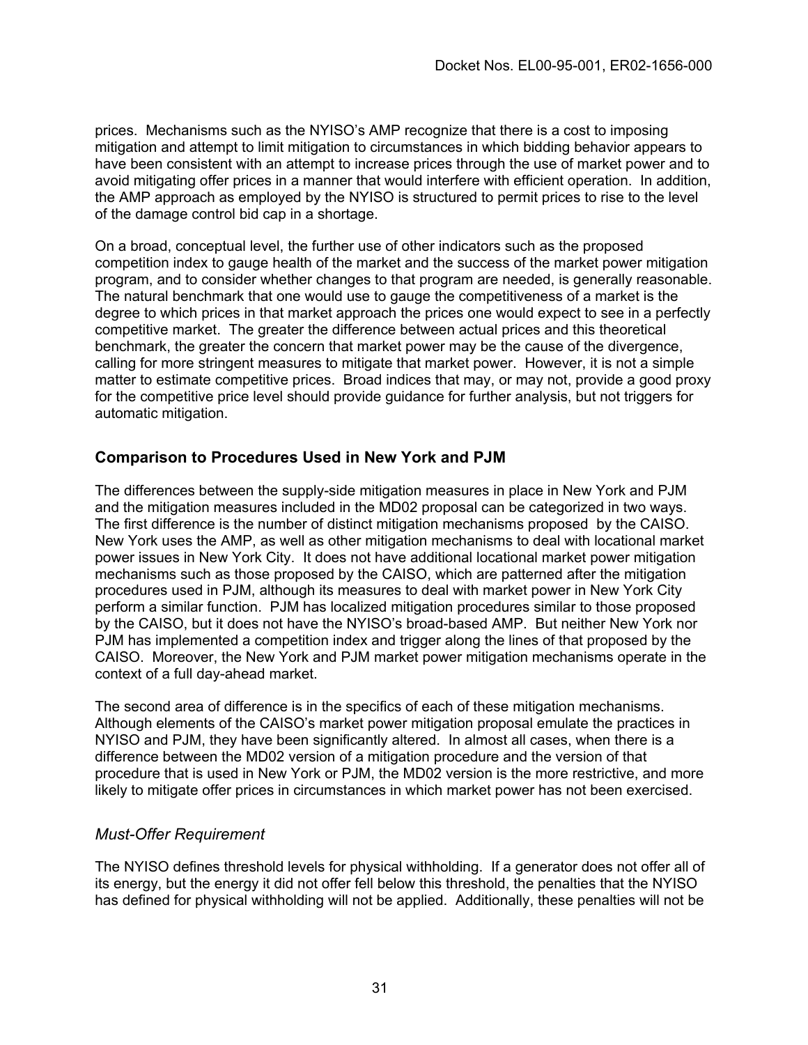prices. Mechanisms such as the NYISO's AMP recognize that there is a cost to imposing mitigation and attempt to limit mitigation to circumstances in which bidding behavior appears to have been consistent with an attempt to increase prices through the use of market power and to avoid mitigating offer prices in a manner that would interfere with efficient operation. In addition, the AMP approach as employed by the NYISO is structured to permit prices to rise to the level of the damage control bid cap in a shortage.

On a broad, conceptual level, the further use of other indicators such as the proposed competition index to gauge health of the market and the success of the market power mitigation program, and to consider whether changes to that program are needed, is generally reasonable. The natural benchmark that one would use to gauge the competitiveness of a market is the degree to which prices in that market approach the prices one would expect to see in a perfectly competitive market. The greater the difference between actual prices and this theoretical benchmark, the greater the concern that market power may be the cause of the divergence, calling for more stringent measures to mitigate that market power. However, it is not a simple matter to estimate competitive prices. Broad indices that may, or may not, provide a good proxy for the competitive price level should provide guidance for further analysis, but not triggers for automatic mitigation.

## Comparison to Procedures Used in New York and PJM

The differences between the supply-side mitigation measures in place in New York and PJM and the mitigation measures included in the MD02 proposal can be categorized in two ways. The first difference is the number of distinct mitigation mechanisms proposed by the CAISO. New York uses the AMP, as well as other mitigation mechanisms to deal with locational market power issues in New York City. It does not have additional locational market power mitigation mechanisms such as those proposed by the CAISO, which are patterned after the mitigation procedures used in PJM, although its measures to deal with market power in New York City perform a similar function. PJM has localized mitigation procedures similar to those proposed by the CAISO, but it does not have the NYISO's broad-based AMP. But neither New York nor PJM has implemented a competition index and trigger along the lines of that proposed by the CAISO. Moreover, the New York and PJM market power mitigation mechanisms operate in the context of a full day-ahead market.

The second area of difference is in the specifics of each of these mitigation mechanisms. Although elements of the CAISO's market power mitigation proposal emulate the practices in NYISO and PJM, they have been significantly altered. In almost all cases, when there is a difference between the MD02 version of a mitigation procedure and the version of that procedure that is used in New York or PJM, the MD02 version is the more restrictive, and more likely to mitigate offer prices in circumstances in which market power has not been exercised.

### *Must-Offer Requirement*

The NYISO defines threshold levels for physical withholding. If a generator does not offer all of its energy, but the energy it did not offer fell below this threshold, the penalties that the NYISO has defined for physical withholding will not be applied. Additionally, these penalties will not be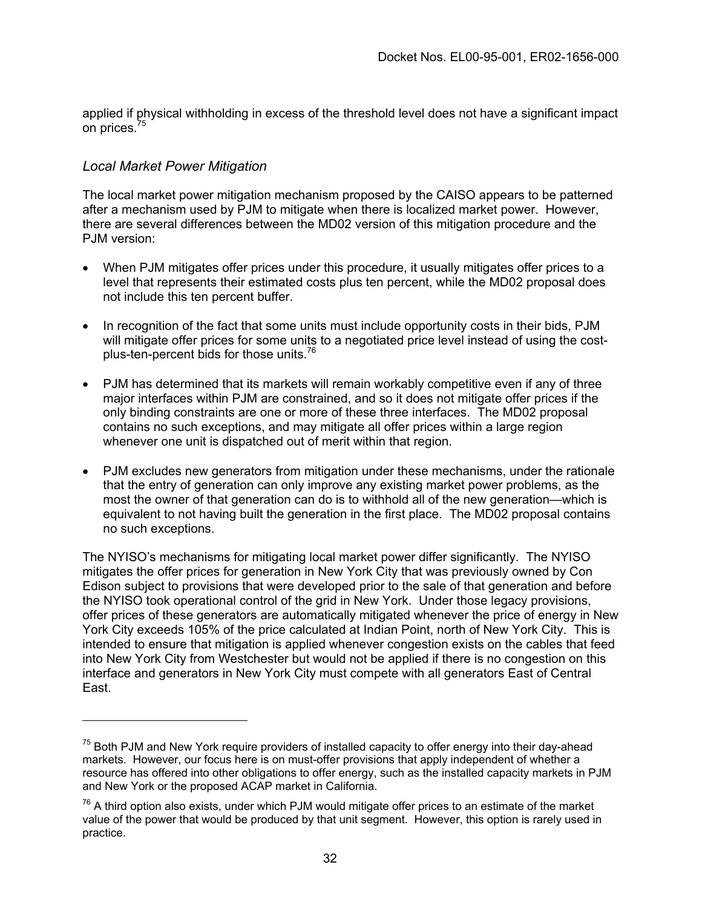applied if physical withholding in excess of the threshold level does not have a significant impact on prices.[75]

### *Local Market Power Mitigation*

The local market power mitigation mechanism proposed by the CAISO appears to be patterned after a mechanism used by PJM to mitigate when there is localized market power. However, there are several differences between the MD02 version of this mitigation procedure and the PJM version:

- When PJM mitigates offer prices under this procedure, it usually mitigates offer prices to a level that represents their estimated costs plus ten percent, while the MD02 proposal does not include this ten percent buffer.
- In recognition of the fact that some units must include opportunity costs in their bids, PJM will mitigate offer prices for some units to a negotiated price level instead of using the cost-plus-ten-percent bids for those units.[76]
- PJM has determined that its markets will remain workably competitive even if any of three major interfaces within PJM are constrained, and so it does not mitigate offer prices if the only binding constraints are one or more of these three interfaces. The MD02 proposal contains no such exceptions, and may mitigate all offer prices within a large region whenever one unit is dispatched out of merit within that region.
- PJM excludes new generators from mitigation under these mechanisms, under the rationale that the entry of generation can only improve any existing market power problems, as the most the owner of that generation can do is to withhold all of the new generation—which is equivalent to not having built the generation in the first place. The MD02 proposal contains no such exceptions.

The NYISO's mechanisms for mitigating local market power differ significantly. The NYISO mitigates the offer prices for generation in New York City that was previously owned by Con Edison subject to provisions that were developed prior to the sale of that generation and before the NYISO took operational control of the grid in New York. Under those legacy provisions, offer prices of these generators are automatically mitigated whenever the price of energy in New York City exceeds 105% of the price calculated at Indian Point, north of New York City. This is intended to ensure that mitigation is applied whenever congestion exists on the cables that feed into New York City from Westchester but would not be applied if there is no congestion on this interface and generators in New York City must compete with all generators East of Central East.

---

[75] Both PJM and New York require providers of installed capacity to offer energy into their day-ahead markets. However, our focus here is on must-offer provisions that apply independent of whether a resource has offered into other obligations to offer energy, such as the installed capacity markets in PJM and New York or the proposed ACAP market in California.

[76] A third option also exists, under which PJM would mitigate offer prices to an estimate of the market value of the power that would be produced by that unit segment. However, this option is rarely used in practice.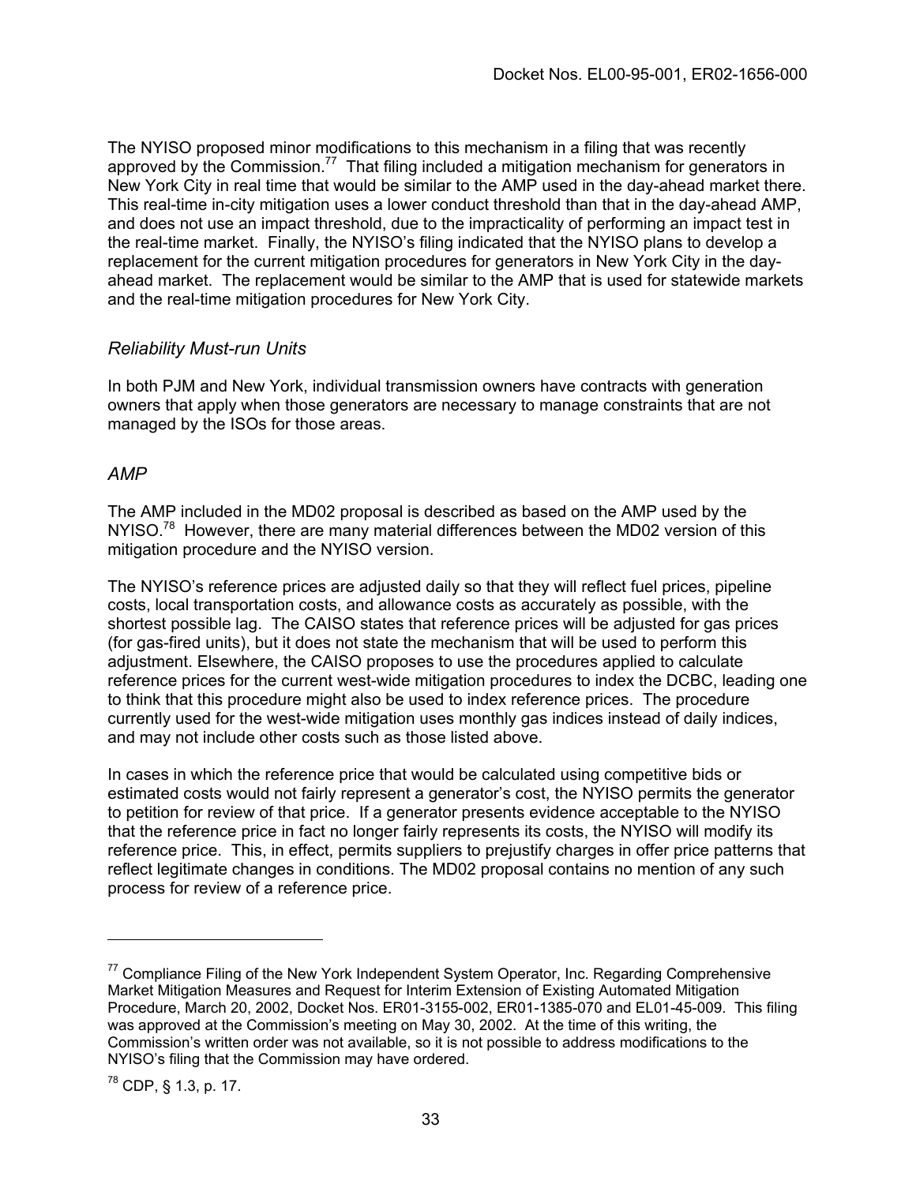The NYISO proposed minor modifications to this mechanism in a filing that was recently approved by the Commission.[77] That filing included a mitigation mechanism for generators in New York City in real time that would be similar to the AMP used in the day-ahead market there. This real-time in-city mitigation uses a lower conduct threshold than that in the day-ahead AMP, and does not use an impact threshold, due to the impracticality of performing an impact test in the real-time market. Finally, the NYISO's filing indicated that the NYISO plans to develop a replacement for the current mitigation procedures for generators in New York City in the day-ahead market. The replacement would be similar to the AMP that is used for statewide markets and the real-time mitigation procedures for New York City.

*Reliability Must-run Units*

In both PJM and New York, individual transmission owners have contracts with generation owners that apply when those generators are necessary to manage constraints that are not managed by the ISOs for those areas.

*AMP*

The AMP included in the MD02 proposal is described as based on the AMP used by the NYISO.[78] However, there are many material differences between the MD02 version of this mitigation procedure and the NYISO version.

The NYISO's reference prices are adjusted daily so that they will reflect fuel prices, pipeline costs, local transportation costs, and allowance costs as accurately as possible, with the shortest possible lag. The CAISO states that reference prices will be adjusted for gas prices (for gas-fired units), but it does not state the mechanism that will be used to perform this adjustment. Elsewhere, the CAISO proposes to use the procedures applied to calculate reference prices for the current west-wide mitigation procedures to index the DCBC, leading one to think that this procedure might also be used to index reference prices. The procedure currently used for the west-wide mitigation uses monthly gas indices instead of daily indices, and may not include other costs such as those listed above.

In cases in which the reference price that would be calculated using competitive bids or estimated costs would not fairly represent a generator's cost, the NYISO permits the generator to petition for review of that price. If a generator presents evidence acceptable to the NYISO that the reference price in fact no longer fairly represents its costs, the NYISO will modify its reference price. This, in effect, permits suppliers to prejustify charges in offer price patterns that reflect legitimate changes in conditions. The MD02 proposal contains no mention of any such process for review of a reference price.

---

[77] Compliance Filing of the New York Independent System Operator, Inc. Regarding Comprehensive Market Mitigation Measures and Request for Interim Extension of Existing Automated Mitigation Procedure, March 20, 2002, Docket Nos. ER01-3155-002, ER01-1385-070 and EL01-45-009. This filing was approved at the Commission's meeting on May 30, 2002. At the time of this writing, the Commission's written order was not available, so it is not possible to address modifications to the NYISO's filing that the Commission may have ordered.

[78] CDP, § 1.3, p. 17.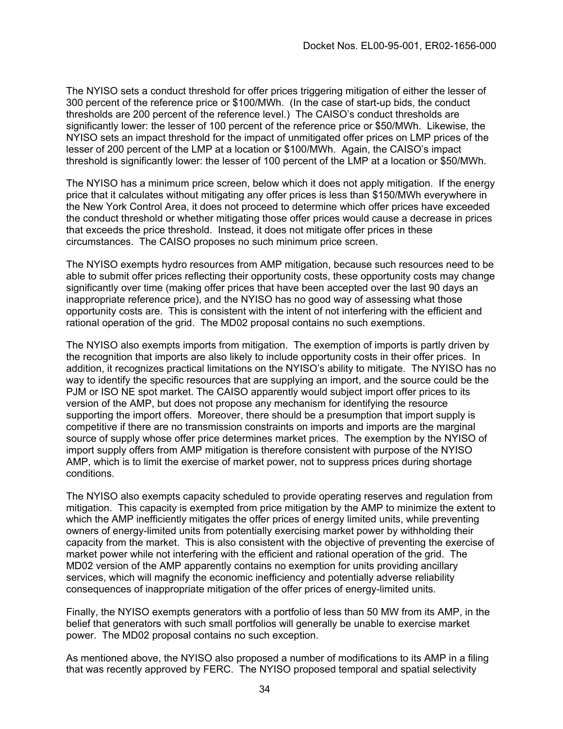The NYISO sets a conduct threshold for offer prices triggering mitigation of either the lesser of 300 percent of the reference price or $100/MWh. (In the case of start-up bids, the conduct thresholds are 200 percent of the reference level.) The CAISO's conduct thresholds are significantly lower: the lesser of 100 percent of the reference price or $50/MWh. Likewise, the NYISO sets an impact threshold for the impact of unmitigated offer prices on LMP prices of the lesser of 200 percent of the LMP at a location or $100/MWh. Again, the CAISO's impact threshold is significantly lower: the lesser of 100 percent of the LMP at a location or $50/MWh.

The NYISO has a minimum price screen, below which it does not apply mitigation. If the energy price that it calculates without mitigating any offer prices is less than $150/MWh everywhere in the New York Control Area, it does not proceed to determine which offer prices have exceeded the conduct threshold or whether mitigating those offer prices would cause a decrease in prices that exceeds the price threshold. Instead, it does not mitigate offer prices in these circumstances. The CAISO proposes no such minimum price screen.

The NYISO exempts hydro resources from AMP mitigation, because such resources need to be able to submit offer prices reflecting their opportunity costs, these opportunity costs may change significantly over time (making offer prices that have been accepted over the last 90 days an inappropriate reference price), and the NYISO has no good way of assessing what those opportunity costs are. This is consistent with the intent of not interfering with the efficient and rational operation of the grid. The MD02 proposal contains no such exemptions.

The NYISO also exempts imports from mitigation. The exemption of imports is partly driven by the recognition that imports are also likely to include opportunity costs in their offer prices. In addition, it recognizes practical limitations on the NYISO's ability to mitigate. The NYISO has no way to identify the specific resources that are supplying an import, and the source could be the PJM or ISO NE spot market. The CAISO apparently would subject import offer prices to its version of the AMP, but does not propose any mechanism for identifying the resource supporting the import offers. Moreover, there should be a presumption that import supply is competitive if there are no transmission constraints on imports and imports are the marginal source of supply whose offer price determines market prices. The exemption by the NYISO of import supply offers from AMP mitigation is therefore consistent with purpose of the NYISO AMP, which is to limit the exercise of market power, not to suppress prices during shortage conditions.

The NYISO also exempts capacity scheduled to provide operating reserves and regulation from mitigation. This capacity is exempted from price mitigation by the AMP to minimize the extent to which the AMP inefficiently mitigates the offer prices of energy limited units, while preventing owners of energy-limited units from potentially exercising market power by withholding their capacity from the market. This is also consistent with the objective of preventing the exercise of market power while not interfering with the efficient and rational operation of the grid. The MD02 version of the AMP apparently contains no exemption for units providing ancillary services, which will magnify the economic inefficiency and potentially adverse reliability consequences of inappropriate mitigation of the offer prices of energy-limited units.

Finally, the NYISO exempts generators with a portfolio of less than 50 MW from its AMP, in the belief that generators with such small portfolios will generally be unable to exercise market power. The MD02 proposal contains no such exception.

As mentioned above, the NYISO also proposed a number of modifications to its AMP in a filing that was recently approved by FERC. The NYISO proposed temporal and spatial selectivity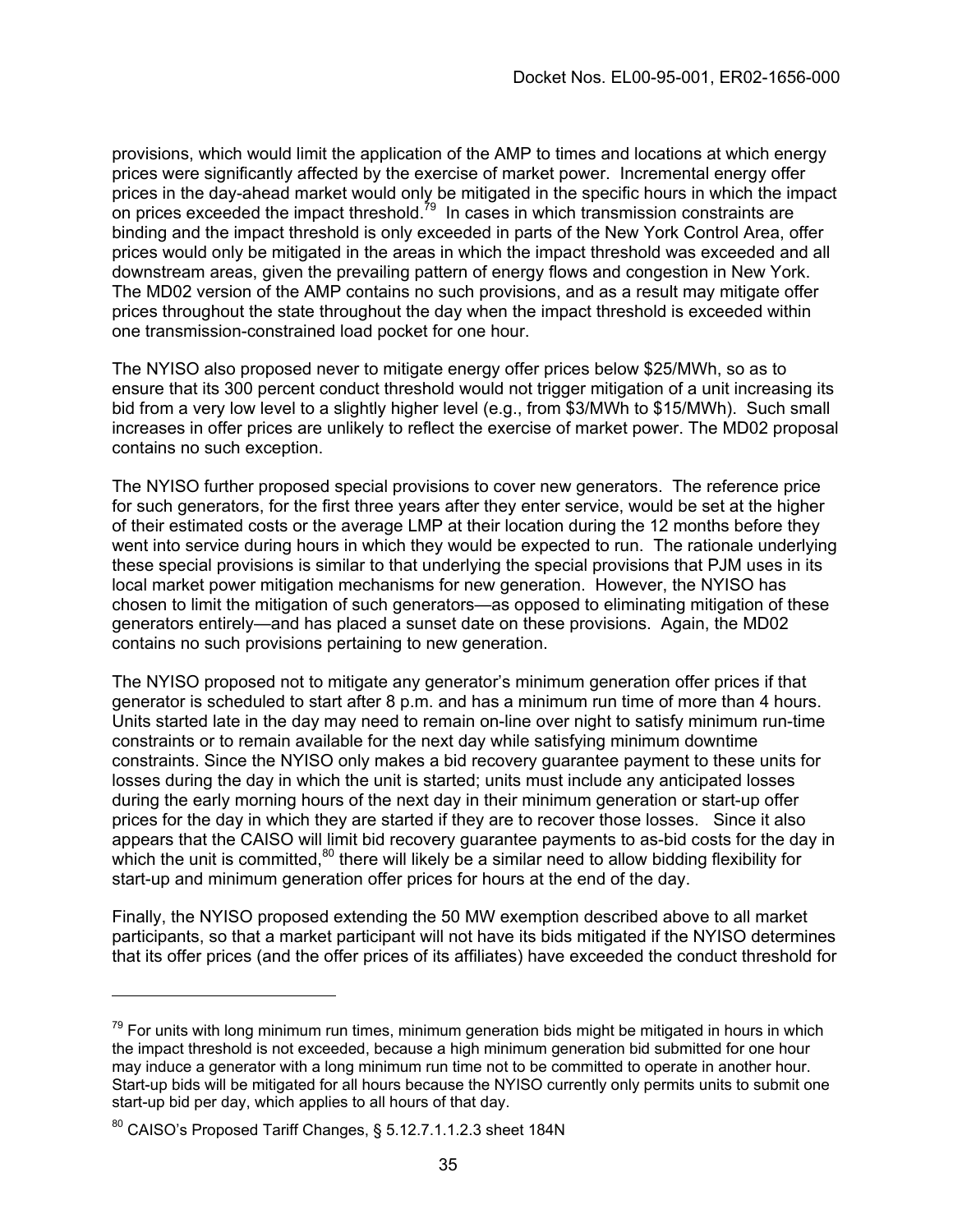provisions, which would limit the application of the AMP to times and locations at which energy prices were significantly affected by the exercise of market power. Incremental energy offer prices in the day-ahead market would only be mitigated in the specific hours in which the impact on prices exceeded the impact threshold.[79] In cases in which transmission constraints are binding and the impact threshold is only exceeded in parts of the New York Control Area, offer prices would only be mitigated in the areas in which the impact threshold was exceeded and all downstream areas, given the prevailing pattern of energy flows and congestion in New York. The MD02 version of the AMP contains no such provisions, and as a result may mitigate offer prices throughout the state throughout the day when the impact threshold is exceeded within one transmission-constrained load pocket for one hour.

The NYISO also proposed never to mitigate energy offer prices below $25/MWh, so as to ensure that its 300 percent conduct threshold would not trigger mitigation of a unit increasing its bid from a very low level to a slightly higher level (e.g., from $3/MWh to $15/MWh). Such small increases in offer prices are unlikely to reflect the exercise of market power. The MD02 proposal contains no such exception.

The NYISO further proposed special provisions to cover new generators. The reference price for such generators, for the first three years after they enter service, would be set at the higher of their estimated costs or the average LMP at their location during the 12 months before they went into service during hours in which they would be expected to run. The rationale underlying these special provisions is similar to that underlying the special provisions that PJM uses in its local market power mitigation mechanisms for new generation. However, the NYISO has chosen to limit the mitigation of such generators—as opposed to eliminating mitigation of these generators entirely—and has placed a sunset date on these provisions. Again, the MD02 contains no such provisions pertaining to new generation.

The NYISO proposed not to mitigate any generator's minimum generation offer prices if that generator is scheduled to start after 8 p.m. and has a minimum run time of more than 4 hours. Units started late in the day may need to remain on-line over night to satisfy minimum run-time constraints or to remain available for the next day while satisfying minimum downtime constraints. Since the NYISO only makes a bid recovery guarantee payment to these units for losses during the day in which the unit is started; units must include any anticipated losses during the early morning hours of the next day in their minimum generation or start-up offer prices for the day in which they are started if they are to recover those losses. Since it also appears that the CAISO will limit bid recovery guarantee payments to as-bid costs for the day in which the unit is committed,[80] there will likely be a similar need to allow bidding flexibility for start-up and minimum generation offer prices for hours at the end of the day.

Finally, the NYISO proposed extending the 50 MW exemption described above to all market participants, so that a market participant will not have its bids mitigated if the NYISO determines that its offer prices (and the offer prices of its affiliates) have exceeded the conduct threshold for

---

[79] For units with long minimum run times, minimum generation bids might be mitigated in hours in which the impact threshold is not exceeded, because a high minimum generation bid submitted for one hour may induce a generator with a long minimum run time not to be committed to operate in another hour. Start-up bids will be mitigated for all hours because the NYISO currently only permits units to submit one start-up bid per day, which applies to all hours of that day.

[80] CAISO's Proposed Tariff Changes, § 5.12.7.1.1.2.3 sheet 184N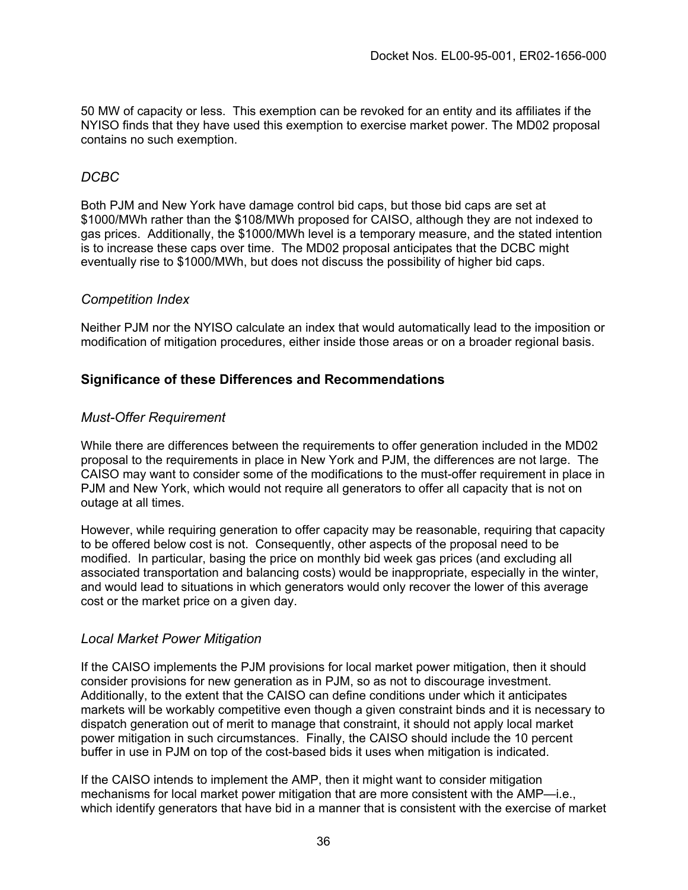50 MW of capacity or less. This exemption can be revoked for an entity and its affiliates if the NYISO finds that they have used this exemption to exercise market power. The MD02 proposal contains no such exemption.

### *DCBC*

Both PJM and New York have damage control bid caps, but those bid caps are set at \$1000/MWh rather than the \$108/MWh proposed for CAISO, although they are not indexed to gas prices. Additionally, the \$1000/MWh level is a temporary measure, and the stated intention is to increase these caps over time. The MD02 proposal anticipates that the DCBC might eventually rise to \$1000/MWh, but does not discuss the possibility of higher bid caps.

### *Competition Index*

Neither PJM nor the NYISO calculate an index that would automatically lead to the imposition or modification of mitigation procedures, either inside those areas or on a broader regional basis.

## Significance of these Differences and Recommendations

### *Must-Offer Requirement*

While there are differences between the requirements to offer generation included in the MD02 proposal to the requirements in place in New York and PJM, the differences are not large. The CAISO may want to consider some of the modifications to the must-offer requirement in place in PJM and New York, which would not require all generators to offer all capacity that is not on outage at all times.

However, while requiring generation to offer capacity may be reasonable, requiring that capacity to be offered below cost is not. Consequently, other aspects of the proposal need to be modified. In particular, basing the price on monthly bid week gas prices (and excluding all associated transportation and balancing costs) would be inappropriate, especially in the winter, and would lead to situations in which generators would only recover the lower of this average cost or the market price on a given day.

### *Local Market Power Mitigation*

If the CAISO implements the PJM provisions for local market power mitigation, then it should consider provisions for new generation as in PJM, so as not to discourage investment. Additionally, to the extent that the CAISO can define conditions under which it anticipates markets will be workably competitive even though a given constraint binds and it is necessary to dispatch generation out of merit to manage that constraint, it should not apply local market power mitigation in such circumstances. Finally, the CAISO should include the 10 percent buffer in use in PJM on top of the cost-based bids it uses when mitigation is indicated.

If the CAISO intends to implement the AMP, then it might want to consider mitigation mechanisms for local market power mitigation that are more consistent with the AMP—i.e., which identify generators that have bid in a manner that is consistent with the exercise of market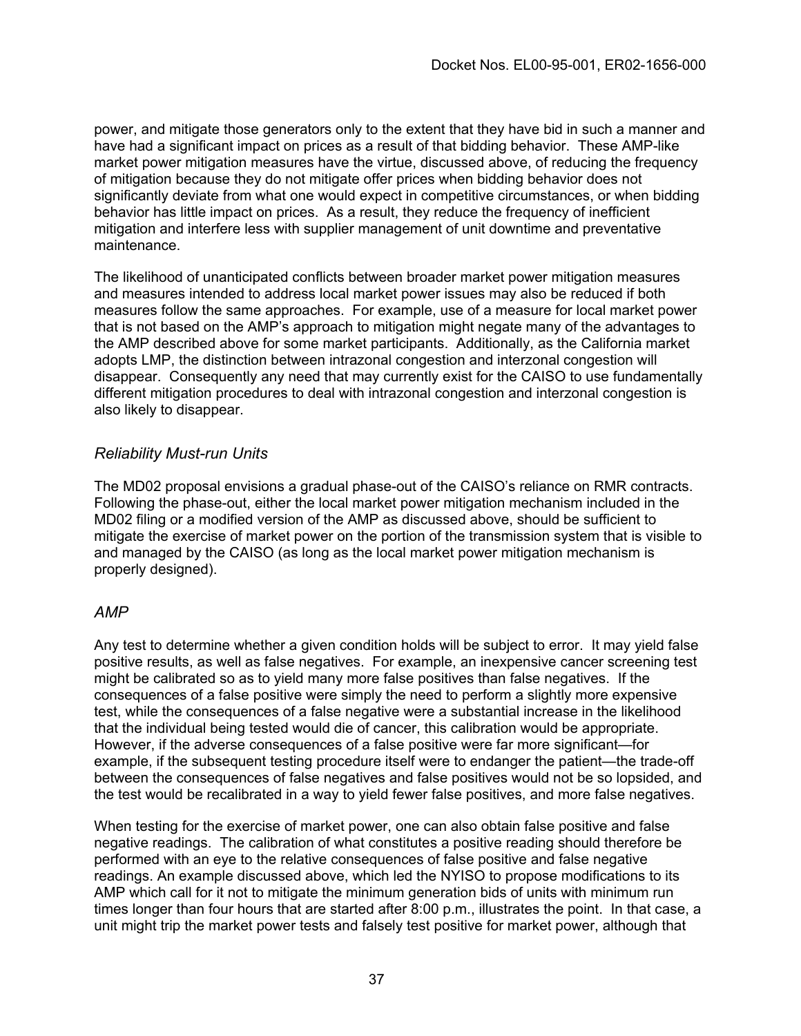power, and mitigate those generators only to the extent that they have bid in such a manner and have had a significant impact on prices as a result of that bidding behavior. These AMP-like market power mitigation measures have the virtue, discussed above, of reducing the frequency of mitigation because they do not mitigate offer prices when bidding behavior does not significantly deviate from what one would expect in competitive circumstances, or when bidding behavior has little impact on prices. As a result, they reduce the frequency of inefficient mitigation and interfere less with supplier management of unit downtime and preventative maintenance.

The likelihood of unanticipated conflicts between broader market power mitigation measures and measures intended to address local market power issues may also be reduced if both measures follow the same approaches. For example, use of a measure for local market power that is not based on the AMP's approach to mitigation might negate many of the advantages to the AMP described above for some market participants. Additionally, as the California market adopts LMP, the distinction between intrazonal congestion and interzonal congestion will disappear. Consequently any need that may currently exist for the CAISO to use fundamentally different mitigation procedures to deal with intrazonal congestion and interzonal congestion is also likely to disappear.

### *Reliability Must-run Units*

The MD02 proposal envisions a gradual phase-out of the CAISO's reliance on RMR contracts. Following the phase-out, either the local market power mitigation mechanism included in the MD02 filing or a modified version of the AMP as discussed above, should be sufficient to mitigate the exercise of market power on the portion of the transmission system that is visible to and managed by the CAISO (as long as the local market power mitigation mechanism is properly designed).

### *AMP*

Any test to determine whether a given condition holds will be subject to error. It may yield false positive results, as well as false negatives. For example, an inexpensive cancer screening test might be calibrated so as to yield many more false positives than false negatives. If the consequences of a false positive were simply the need to perform a slightly more expensive test, while the consequences of a false negative were a substantial increase in the likelihood that the individual being tested would die of cancer, this calibration would be appropriate. However, if the adverse consequences of a false positive were far more significant—for example, if the subsequent testing procedure itself were to endanger the patient—the trade-off between the consequences of false negatives and false positives would not be so lopsided, and the test would be recalibrated in a way to yield fewer false positives, and more false negatives.

When testing for the exercise of market power, one can also obtain false positive and false negative readings. The calibration of what constitutes a positive reading should therefore be performed with an eye to the relative consequences of false positive and false negative readings. An example discussed above, which led the NYISO to propose modifications to its AMP which call for it not to mitigate the minimum generation bids of units with minimum run times longer than four hours that are started after 8:00 p.m., illustrates the point. In that case, a unit might trip the market power tests and falsely test positive for market power, although that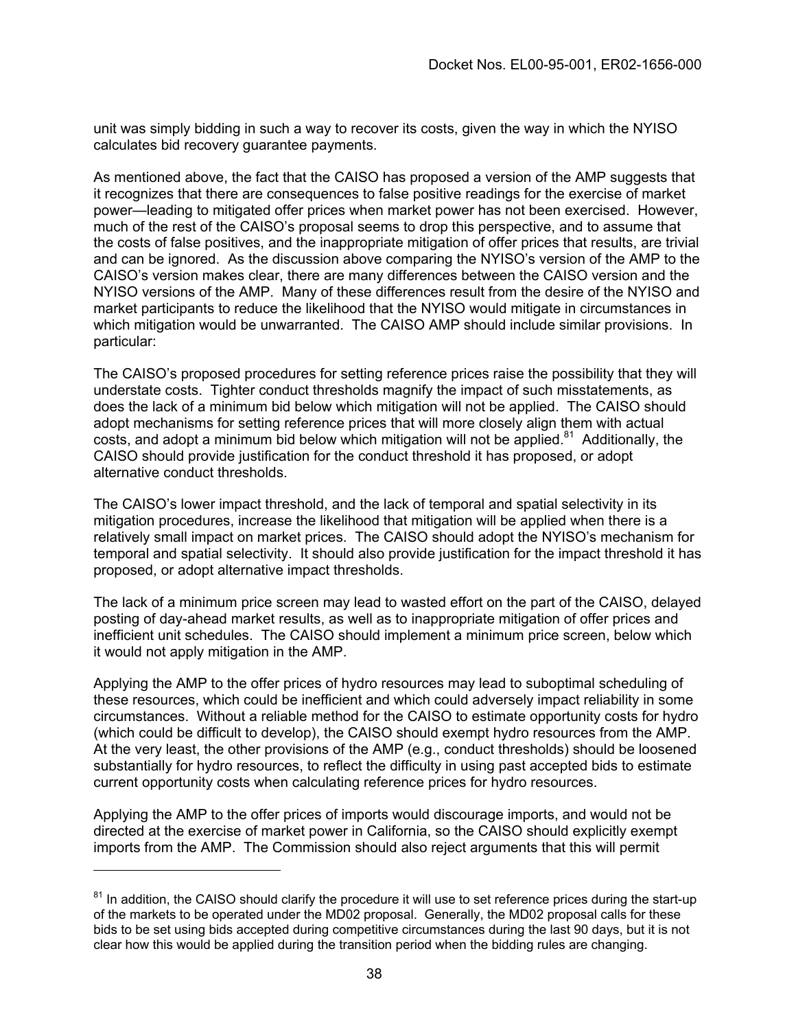unit was simply bidding in such a way to recover its costs, given the way in which the NYISO calculates bid recovery guarantee payments.

As mentioned above, the fact that the CAISO has proposed a version of the AMP suggests that it recognizes that there are consequences to false positive readings for the exercise of market power—leading to mitigated offer prices when market power has not been exercised. However, much of the rest of the CAISO's proposal seems to drop this perspective, and to assume that the costs of false positives, and the inappropriate mitigation of offer prices that results, are trivial and can be ignored. As the discussion above comparing the NYISO's version of the AMP to the CAISO's version makes clear, there are many differences between the CAISO version and the NYISO versions of the AMP. Many of these differences result from the desire of the NYISO and market participants to reduce the likelihood that the NYISO would mitigate in circumstances in which mitigation would be unwarranted. The CAISO AMP should include similar provisions. In particular:

The CAISO's proposed procedures for setting reference prices raise the possibility that they will understate costs. Tighter conduct thresholds magnify the impact of such misstatements, as does the lack of a minimum bid below which mitigation will not be applied. The CAISO should adopt mechanisms for setting reference prices that will more closely align them with actual costs, and adopt a minimum bid below which mitigation will not be applied.[81] Additionally, the CAISO should provide justification for the conduct threshold it has proposed, or adopt alternative conduct thresholds.

The CAISO's lower impact threshold, and the lack of temporal and spatial selectivity in its mitigation procedures, increase the likelihood that mitigation will be applied when there is a relatively small impact on market prices. The CAISO should adopt the NYISO's mechanism for temporal and spatial selectivity. It should also provide justification for the impact threshold it has proposed, or adopt alternative impact thresholds.

The lack of a minimum price screen may lead to wasted effort on the part of the CAISO, delayed posting of day-ahead market results, as well as to inappropriate mitigation of offer prices and inefficient unit schedules. The CAISO should implement a minimum price screen, below which it would not apply mitigation in the AMP.

Applying the AMP to the offer prices of hydro resources may lead to suboptimal scheduling of these resources, which could be inefficient and which could adversely impact reliability in some circumstances. Without a reliable method for the CAISO to estimate opportunity costs for hydro (which could be difficult to develop), the CAISO should exempt hydro resources from the AMP. At the very least, the other provisions of the AMP (e.g., conduct thresholds) should be loosened substantially for hydro resources, to reflect the difficulty in using past accepted bids to estimate current opportunity costs when calculating reference prices for hydro resources.

Applying the AMP to the offer prices of imports would discourage imports, and would not be directed at the exercise of market power in California, so the CAISO should explicitly exempt imports from the AMP. The Commission should also reject arguments that this will permit

---

[81] In addition, the CAISO should clarify the procedure it will use to set reference prices during the start-up of the markets to be operated under the MD02 proposal. Generally, the MD02 proposal calls for these bids to be set using bids accepted during competitive circumstances during the last 90 days, but it is not clear how this would be applied during the transition period when the bidding rules are changing.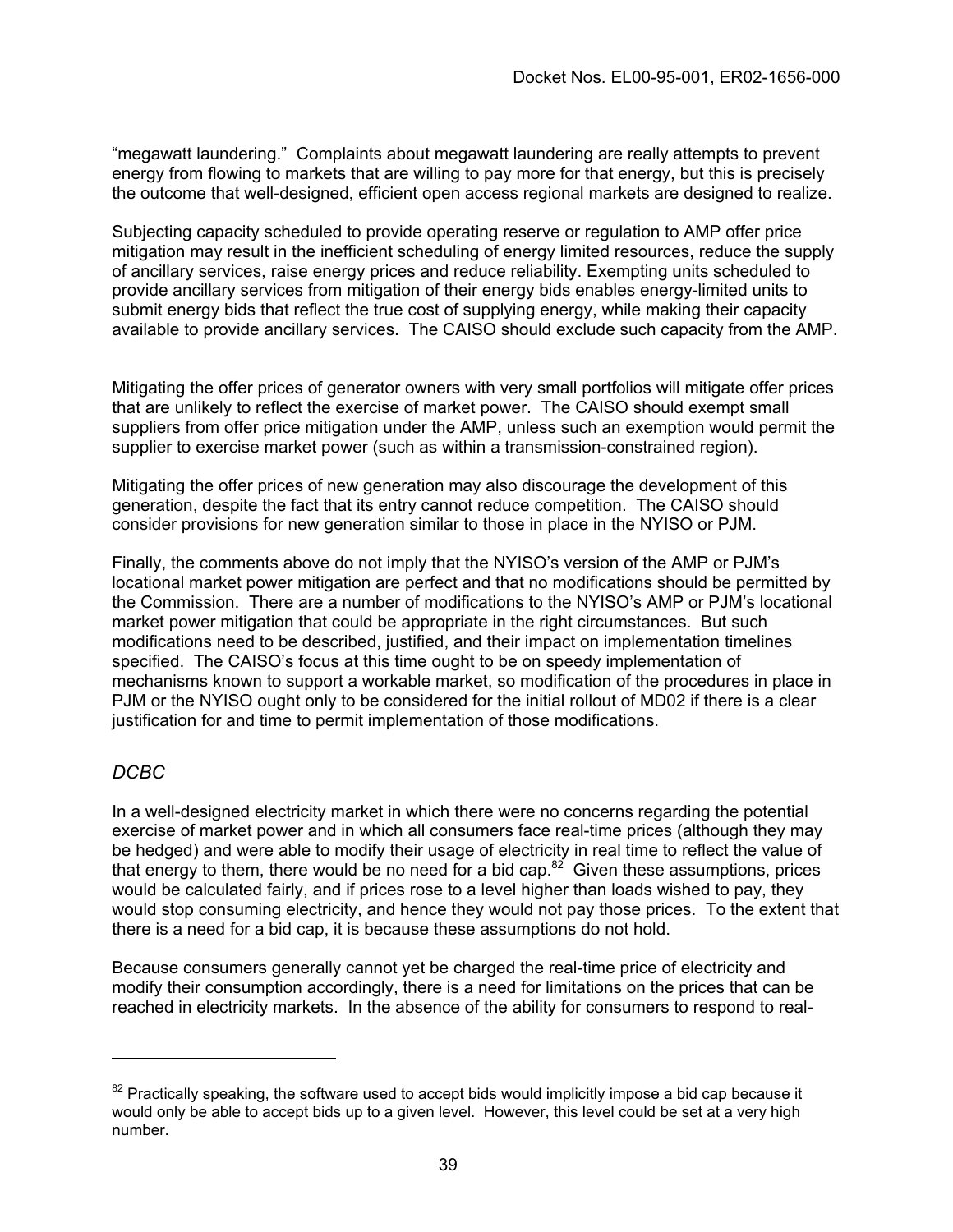"megawatt laundering." Complaints about megawatt laundering are really attempts to prevent energy from flowing to markets that are willing to pay more for that energy, but this is precisely the outcome that well-designed, efficient open access regional markets are designed to realize.

Subjecting capacity scheduled to provide operating reserve or regulation to AMP offer price mitigation may result in the inefficient scheduling of energy limited resources, reduce the supply of ancillary services, raise energy prices and reduce reliability. Exempting units scheduled to provide ancillary services from mitigation of their energy bids enables energy-limited units to submit energy bids that reflect the true cost of supplying energy, while making their capacity available to provide ancillary services. The CAISO should exclude such capacity from the AMP.

Mitigating the offer prices of generator owners with very small portfolios will mitigate offer prices that are unlikely to reflect the exercise of market power. The CAISO should exempt small suppliers from offer price mitigation under the AMP, unless such an exemption would permit the supplier to exercise market power (such as within a transmission-constrained region).

Mitigating the offer prices of new generation may also discourage the development of this generation, despite the fact that its entry cannot reduce competition. The CAISO should consider provisions for new generation similar to those in place in the NYISO or PJM.

Finally, the comments above do not imply that the NYISO's version of the AMP or PJM's locational market power mitigation are perfect and that no modifications should be permitted by the Commission. There are a number of modifications to the NYISO's AMP or PJM's locational market power mitigation that could be appropriate in the right circumstances. But such modifications need to be described, justified, and their impact on implementation timelines specified. The CAISO's focus at this time ought to be on speedy implementation of mechanisms known to support a workable market, so modification of the procedures in place in PJM or the NYISO ought only to be considered for the initial rollout of MD02 if there is a clear justification for and time to permit implementation of those modifications.

### *DCBC*

In a well-designed electricity market in which there were no concerns regarding the potential exercise of market power and in which all consumers face real-time prices (although they may be hedged) and were able to modify their usage of electricity in real time to reflect the value of that energy to them, there would be no need for a bid cap.[82] Given these assumptions, prices would be calculated fairly, and if prices rose to a level higher than loads wished to pay, they would stop consuming electricity, and hence they would not pay those prices. To the extent that there is a need for a bid cap, it is because these assumptions do not hold.

Because consumers generally cannot yet be charged the real-time price of electricity and modify their consumption accordingly, there is a need for limitations on the prices that can be reached in electricity markets. In the absence of the ability for consumers to respond to real-

---

[82] Practically speaking, the software used to accept bids would implicitly impose a bid cap because it would only be able to accept bids up to a given level. However, this level could be set at a very high number.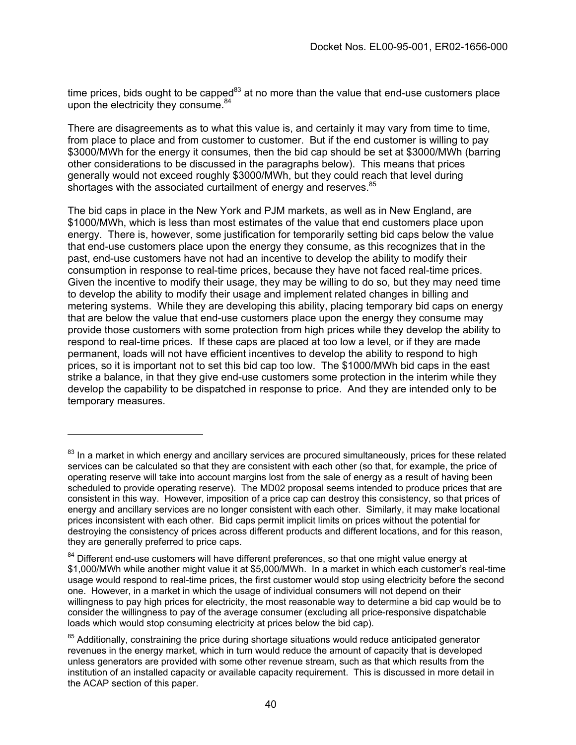time prices, bids ought to be capped[83] at no more than the value that end-use customers place upon the electricity they consume.[84]

There are disagreements as to what this value is, and certainly it may vary from time to time, from place to place and from customer to customer. But if the end customer is willing to pay $3000/MWh for the energy it consumes, then the bid cap should be set at $3000/MWh (barring other considerations to be discussed in the paragraphs below). This means that prices generally would not exceed roughly $3000/MWh, but they could reach that level during shortages with the associated curtailment of energy and reserves.[85]

The bid caps in place in the New York and PJM markets, as well as in New England, are $1000/MWh, which is less than most estimates of the value that end customers place upon energy. There is, however, some justification for temporarily setting bid caps below the value that end-use customers place upon the energy they consume, as this recognizes that in the past, end-use customers have not had an incentive to develop the ability to modify their consumption in response to real-time prices, because they have not faced real-time prices. Given the incentive to modify their usage, they may be willing to do so, but they may need time to develop the ability to modify their usage and implement related changes in billing and metering systems. While they are developing this ability, placing temporary bid caps on energy that are below the value that end-use customers place upon the energy they consume may provide those customers with some protection from high prices while they develop the ability to respond to real-time prices. If these caps are placed at too low a level, or if they are made permanent, loads will not have efficient incentives to develop the ability to respond to high prices, so it is important not to set this bid cap too low. The $1000/MWh bid caps in the east strike a balance, in that they give end-use customers some protection in the interim while they develop the capability to be dispatched in response to price. And they are intended only to be temporary measures.

---

[83] In a market in which energy and ancillary services are procured simultaneously, prices for these related services can be calculated so that they are consistent with each other (so that, for example, the price of operating reserve will take into account margins lost from the sale of energy as a result of having been scheduled to provide operating reserve). The MD02 proposal seems intended to produce prices that are consistent in this way. However, imposition of a price cap can destroy this consistency, so that prices of energy and ancillary services are no longer consistent with each other. Similarly, it may make locational prices inconsistent with each other. Bid caps permit implicit limits on prices without the potential for destroying the consistency of prices across different products and different locations, and for this reason, they are generally preferred to price caps.

[84] Different end-use customers will have different preferences, so that one might value energy at $1,000/MWh while another might value it at $5,000/MWh. In a market in which each customer's real-time usage would respond to real-time prices, the first customer would stop using electricity before the second one. However, in a market in which the usage of individual consumers will not depend on their willingness to pay high prices for electricity, the most reasonable way to determine a bid cap would be to consider the willingness to pay of the average consumer (excluding all price-responsive dispatchable loads which would stop consuming electricity at prices below the bid cap).

[85] Additionally, constraining the price during shortage situations would reduce anticipated generator revenues in the energy market, which in turn would reduce the amount of capacity that is developed unless generators are provided with some other revenue stream, such as that which results from the institution of an installed capacity or available capacity requirement. This is discussed in more detail in the ACAP section of this paper.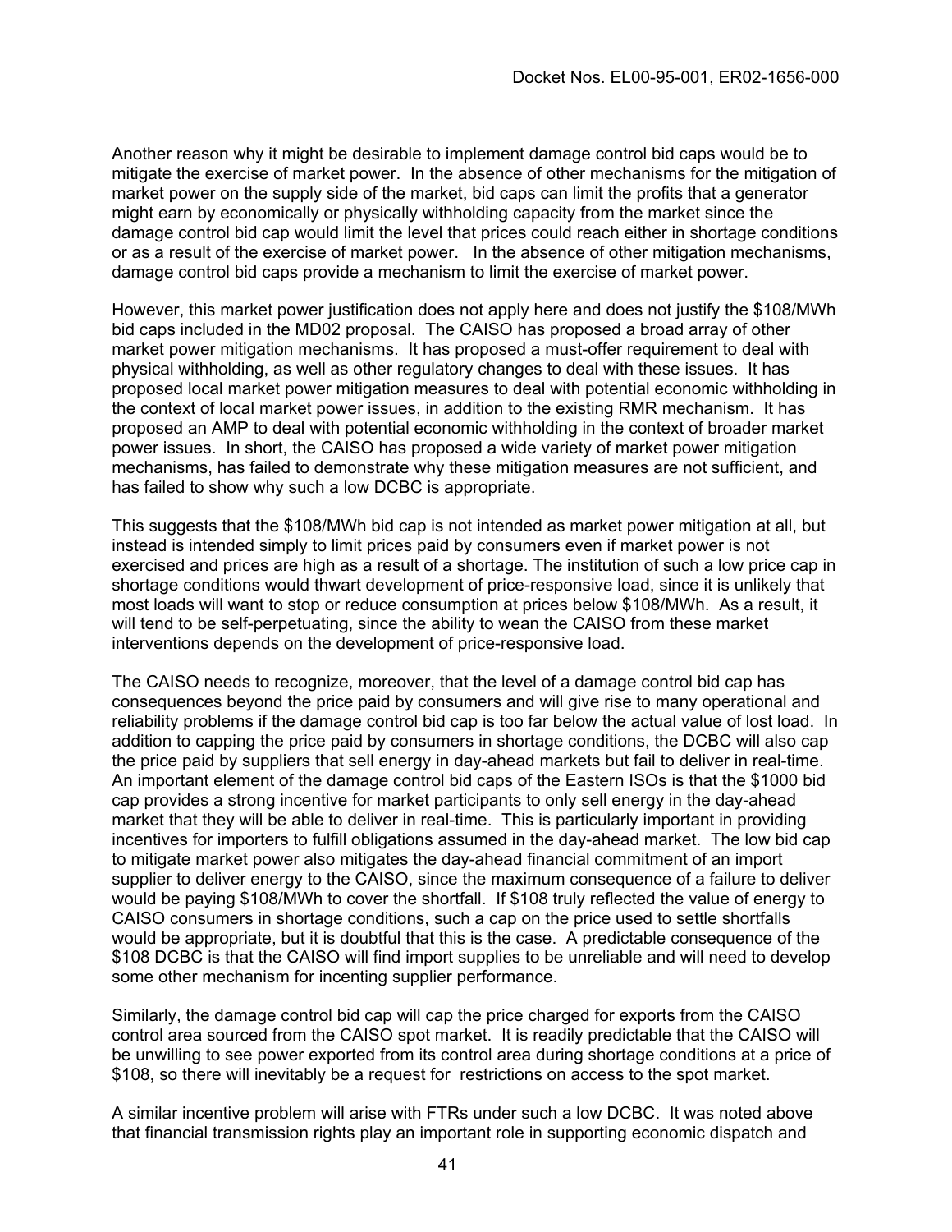Another reason why it might be desirable to implement damage control bid caps would be to mitigate the exercise of market power. In the absence of other mechanisms for the mitigation of market power on the supply side of the market, bid caps can limit the profits that a generator might earn by economically or physically withholding capacity from the market since the damage control bid cap would limit the level that prices could reach either in shortage conditions or as a result of the exercise of market power. In the absence of other mitigation mechanisms, damage control bid caps provide a mechanism to limit the exercise of market power.

However, this market power justification does not apply here and does not justify the $108/MWh bid caps included in the MD02 proposal. The CAISO has proposed a broad array of other market power mitigation mechanisms. It has proposed a must-offer requirement to deal with physical withholding, as well as other regulatory changes to deal with these issues. It has proposed local market power mitigation measures to deal with potential economic withholding in the context of local market power issues, in addition to the existing RMR mechanism. It has proposed an AMP to deal with potential economic withholding in the context of broader market power issues. In short, the CAISO has proposed a wide variety of market power mitigation mechanisms, has failed to demonstrate why these mitigation measures are not sufficient, and has failed to show why such a low DCBC is appropriate.

This suggests that the $108/MWh bid cap is not intended as market power mitigation at all, but instead is intended simply to limit prices paid by consumers even if market power is not exercised and prices are high as a result of a shortage. The institution of such a low price cap in shortage conditions would thwart development of price-responsive load, since it is unlikely that most loads will want to stop or reduce consumption at prices below $108/MWh. As a result, it will tend to be self-perpetuating, since the ability to wean the CAISO from these market interventions depends on the development of price-responsive load.

The CAISO needs to recognize, moreover, that the level of a damage control bid cap has consequences beyond the price paid by consumers and will give rise to many operational and reliability problems if the damage control bid cap is too far below the actual value of lost load. In addition to capping the price paid by consumers in shortage conditions, the DCBC will also cap the price paid by suppliers that sell energy in day-ahead markets but fail to deliver in real-time. An important element of the damage control bid caps of the Eastern ISOs is that the $1000 bid cap provides a strong incentive for market participants to only sell energy in the day-ahead market that they will be able to deliver in real-time. This is particularly important in providing incentives for importers to fulfill obligations assumed in the day-ahead market. The low bid cap to mitigate market power also mitigates the day-ahead financial commitment of an import supplier to deliver energy to the CAISO, since the maximum consequence of a failure to deliver would be paying $108/MWh to cover the shortfall. If $108 truly reflected the value of energy to CAISO consumers in shortage conditions, such a cap on the price used to settle shortfalls would be appropriate, but it is doubtful that this is the case. A predictable consequence of the $108 DCBC is that the CAISO will find import supplies to be unreliable and will need to develop some other mechanism for incenting supplier performance.

Similarly, the damage control bid cap will cap the price charged for exports from the CAISO control area sourced from the CAISO spot market. It is readily predictable that the CAISO will be unwilling to see power exported from its control area during shortage conditions at a price of $108, so there will inevitably be a request for restrictions on access to the spot market.

A similar incentive problem will arise with FTRs under such a low DCBC. It was noted above that financial transmission rights play an important role in supporting economic dispatch and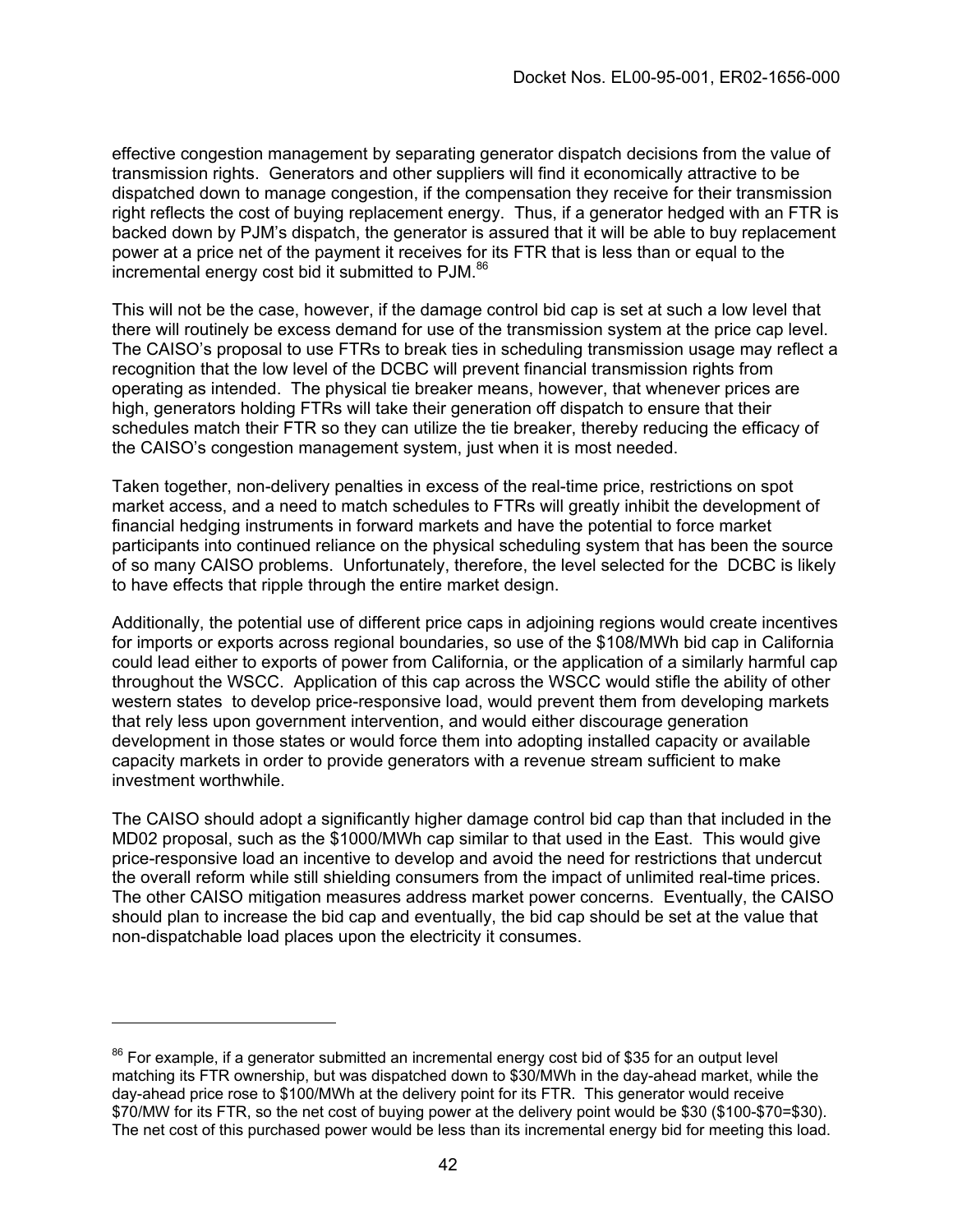effective congestion management by separating generator dispatch decisions from the value of transmission rights. Generators and other suppliers will find it economically attractive to be dispatched down to manage congestion, if the compensation they receive for their transmission right reflects the cost of buying replacement energy. Thus, if a generator hedged with an FTR is backed down by PJM's dispatch, the generator is assured that it will be able to buy replacement power at a price net of the payment it receives for its FTR that is less than or equal to the incremental energy cost bid it submitted to PJM.[86]

This will not be the case, however, if the damage control bid cap is set at such a low level that there will routinely be excess demand for use of the transmission system at the price cap level. The CAISO's proposal to use FTRs to break ties in scheduling transmission usage may reflect a recognition that the low level of the DCBC will prevent financial transmission rights from operating as intended. The physical tie breaker means, however, that whenever prices are high, generators holding FTRs will take their generation off dispatch to ensure that their schedules match their FTR so they can utilize the tie breaker, thereby reducing the efficacy of the CAISO's congestion management system, just when it is most needed.

Taken together, non-delivery penalties in excess of the real-time price, restrictions on spot market access, and a need to match schedules to FTRs will greatly inhibit the development of financial hedging instruments in forward markets and have the potential to force market participants into continued reliance on the physical scheduling system that has been the source of so many CAISO problems. Unfortunately, therefore, the level selected for the DCBC is likely to have effects that ripple through the entire market design.

Additionally, the potential use of different price caps in adjoining regions would create incentives for imports or exports across regional boundaries, so use of the $108/MWh bid cap in California could lead either to exports of power from California, or the application of a similarly harmful cap throughout the WSCC. Application of this cap across the WSCC would stifle the ability of other western states to develop price-responsive load, would prevent them from developing markets that rely less upon government intervention, and would either discourage generation development in those states or would force them into adopting installed capacity or available capacity markets in order to provide generators with a revenue stream sufficient to make investment worthwhile.

The CAISO should adopt a significantly higher damage control bid cap than that included in the MD02 proposal, such as the $1000/MWh cap similar to that used in the East. This would give price-responsive load an incentive to develop and avoid the need for restrictions that undercut the overall reform while still shielding consumers from the impact of unlimited real-time prices. The other CAISO mitigation measures address market power concerns. Eventually, the CAISO should plan to increase the bid cap and eventually, the bid cap should be set at the value that non-dispatchable load places upon the electricity it consumes.

---

[86] For example, if a generator submitted an incremental energy cost bid of $35 for an output level matching its FTR ownership, but was dispatched down to $30/MWh in the day-ahead market, while the day-ahead price rose to $100/MWh at the delivery point for its FTR. This generator would receive $70/MW for its FTR, so the net cost of buying power at the delivery point would be $30 ($100-$70=$30). The net cost of this purchased power would be less than its incremental energy bid for meeting this load.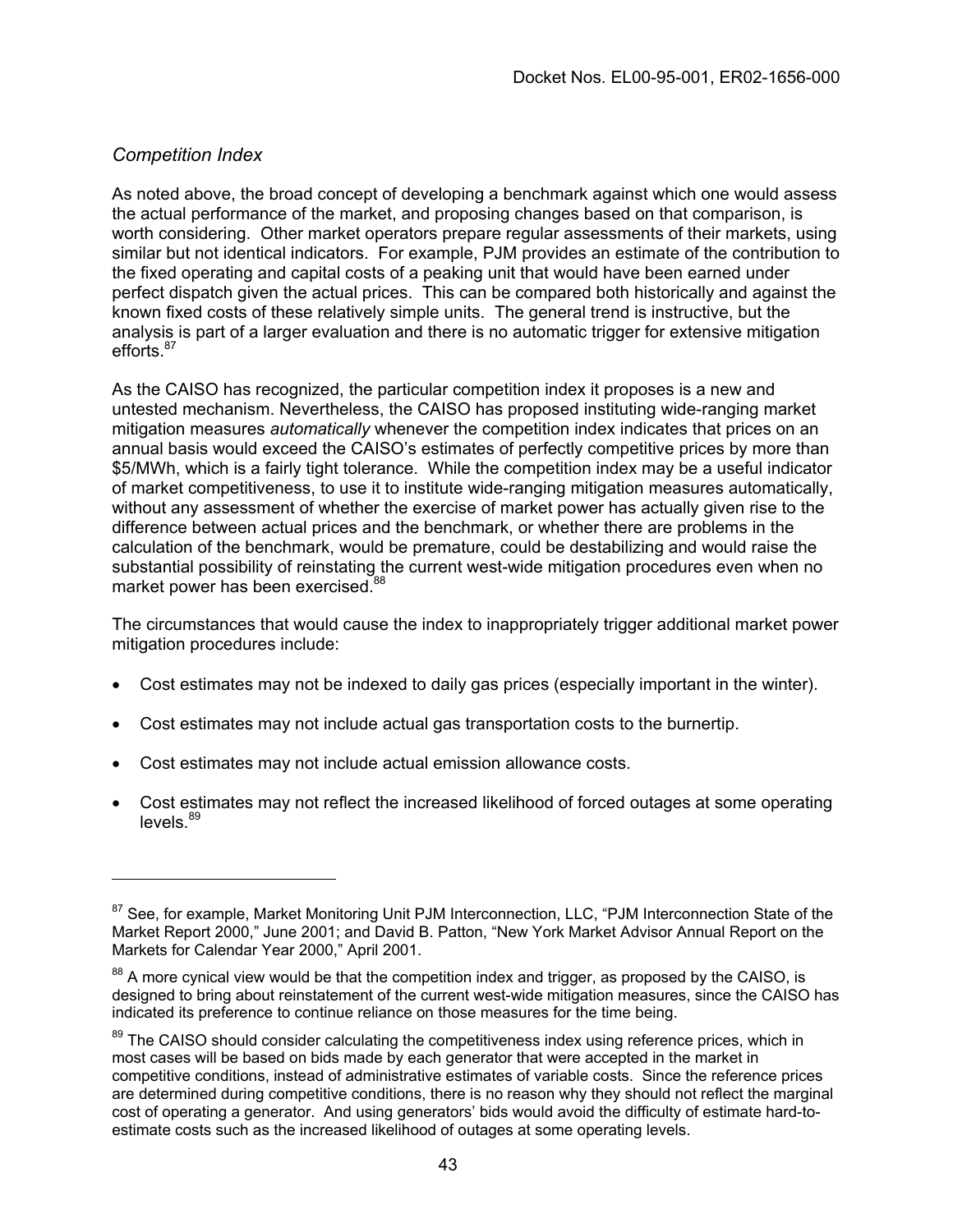*Competition Index*

As noted above, the broad concept of developing a benchmark against which one would assess the actual performance of the market, and proposing changes based on that comparison, is worth considering. Other market operators prepare regular assessments of their markets, using similar but not identical indicators. For example, PJM provides an estimate of the contribution to the fixed operating and capital costs of a peaking unit that would have been earned under perfect dispatch given the actual prices. This can be compared both historically and against the known fixed costs of these relatively simple units. The general trend is instructive, but the analysis is part of a larger evaluation and there is no automatic trigger for extensive mitigation efforts.[87]

As the CAISO has recognized, the particular competition index it proposes is a new and untested mechanism. Nevertheless, the CAISO has proposed instituting wide-ranging market mitigation measures *automatically* whenever the competition index indicates that prices on an annual basis would exceed the CAISO's estimates of perfectly competitive prices by more than \$5/MWh, which is a fairly tight tolerance. While the competition index may be a useful indicator of market competitiveness, to use it to institute wide-ranging mitigation measures automatically, without any assessment of whether the exercise of market power has actually given rise to the difference between actual prices and the benchmark, or whether there are problems in the calculation of the benchmark, would be premature, could be destabilizing and would raise the substantial possibility of reinstating the current west-wide mitigation procedures even when no market power has been exercised.[88]

The circumstances that would cause the index to inappropriately trigger additional market power mitigation procedures include:

- Cost estimates may not be indexed to daily gas prices (especially important in the winter).
- Cost estimates may not include actual gas transportation costs to the burnertip.
- Cost estimates may not include actual emission allowance costs.
- Cost estimates may not reflect the increased likelihood of forced outages at some operating levels.[89]

---

[87] See, for example, Market Monitoring Unit PJM Interconnection, LLC, "PJM Interconnection State of the Market Report 2000," June 2001; and David B. Patton, "New York Market Advisor Annual Report on the Markets for Calendar Year 2000," April 2001.

[88] A more cynical view would be that the competition index and trigger, as proposed by the CAISO, is designed to bring about reinstatement of the current west-wide mitigation measures, since the CAISO has indicated its preference to continue reliance on those measures for the time being.

[89] The CAISO should consider calculating the competitiveness index using reference prices, which in most cases will be based on bids made by each generator that were accepted in the market in competitive conditions, instead of administrative estimates of variable costs. Since the reference prices are determined during competitive conditions, there is no reason why they should not reflect the marginal cost of operating a generator. And using generators' bids would avoid the difficulty of estimate hard-to-estimate costs such as the increased likelihood of outages at some operating levels.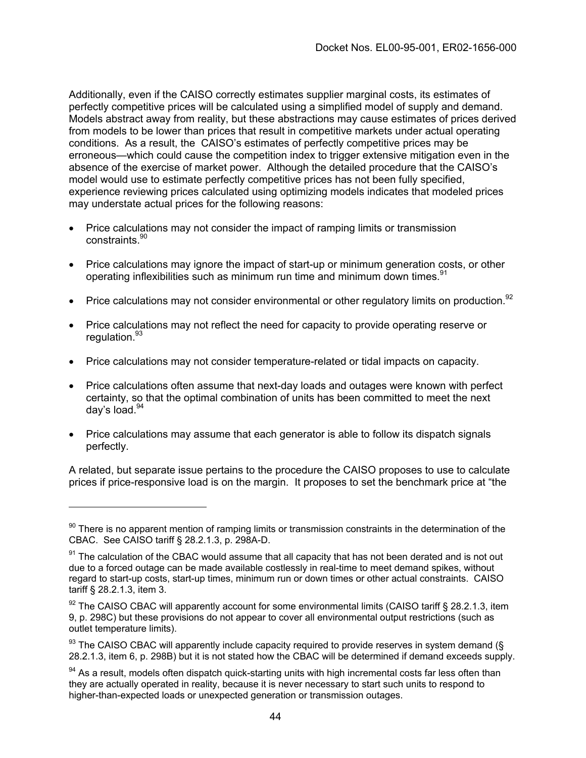Additionally, even if the CAISO correctly estimates supplier marginal costs, its estimates of perfectly competitive prices will be calculated using a simplified model of supply and demand. Models abstract away from reality, but these abstractions may cause estimates of prices derived from models to be lower than prices that result in competitive markets under actual operating conditions. As a result, the CAISO's estimates of perfectly competitive prices may be erroneous—which could cause the competition index to trigger extensive mitigation even in the absence of the exercise of market power. Although the detailed procedure that the CAISO's model would use to estimate perfectly competitive prices has not been fully specified, experience reviewing prices calculated using optimizing models indicates that modeled prices may understate actual prices for the following reasons:

- Price calculations may not consider the impact of ramping limits or transmission constraints.[90]
- Price calculations may ignore the impact of start-up or minimum generation costs, or other operating inflexibilities such as minimum run time and minimum down times.[91]
- Price calculations may not consider environmental or other regulatory limits on production.[92]
- Price calculations may not reflect the need for capacity to provide operating reserve or regulation.[93]
- Price calculations may not consider temperature-related or tidal impacts on capacity.
- Price calculations often assume that next-day loads and outages were known with perfect certainty, so that the optimal combination of units has been committed to meet the next day's load.[94]
- Price calculations may assume that each generator is able to follow its dispatch signals perfectly.

A related, but separate issue pertains to the procedure the CAISO proposes to use to calculate prices if price-responsive load is on the margin. It proposes to set the benchmark price at "the

---

[90] There is no apparent mention of ramping limits or transmission constraints in the determination of the CBAC. See CAISO tariff § 28.2.1.3, p. 298A-D.

[91] The calculation of the CBAC would assume that all capacity that has not been derated and is not out due to a forced outage can be made available costlessly in real-time to meet demand spikes, without regard to start-up costs, start-up times, minimum run or down times or other actual constraints. CAISO tariff § 28.2.1.3, item 3.

[92] The CAISO CBAC will apparently account for some environmental limits (CAISO tariff § 28.2.1.3, item 9, p. 298C) but these provisions do not appear to cover all environmental output restrictions (such as outlet temperature limits).

[93] The CAISO CBAC will apparently include capacity required to provide reserves in system demand (§ 28.2.1.3, item 6, p. 298B) but it is not stated how the CBAC will be determined if demand exceeds supply.

[94] As a result, models often dispatch quick-starting units with high incremental costs far less often than they are actually operated in reality, because it is never necessary to start such units to respond to higher-than-expected loads or unexpected generation or transmission outages.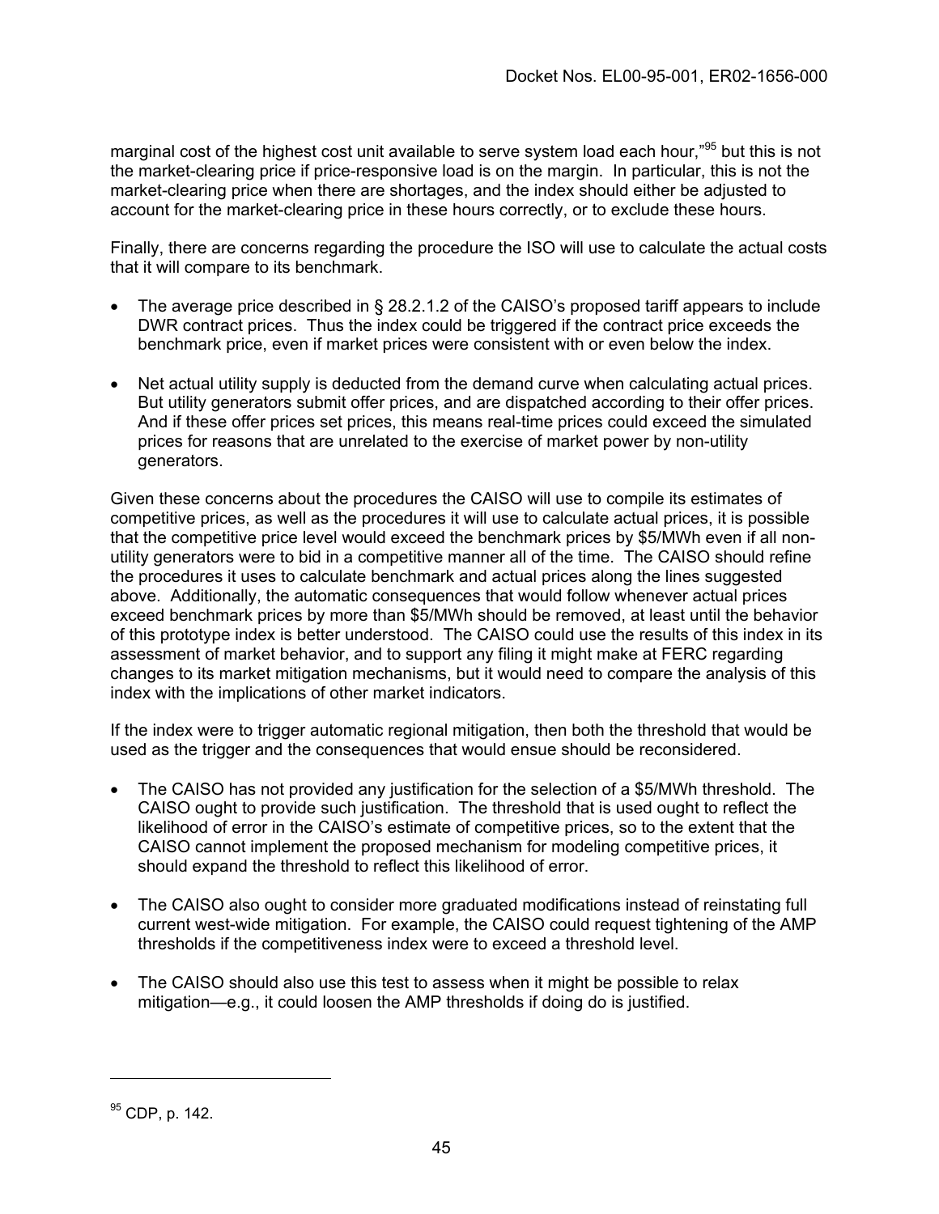marginal cost of the highest cost unit available to serve system load each hour,"[95] but this is not the market-clearing price if price-responsive load is on the margin. In particular, this is not the market-clearing price when there are shortages, and the index should either be adjusted to account for the market-clearing price in these hours correctly, or to exclude these hours.

Finally, there are concerns regarding the procedure the ISO will use to calculate the actual costs that it will compare to its benchmark.

- The average price described in § 28.2.1.2 of the CAISO's proposed tariff appears to include DWR contract prices. Thus the index could be triggered if the contract price exceeds the benchmark price, even if market prices were consistent with or even below the index.
- Net actual utility supply is deducted from the demand curve when calculating actual prices. But utility generators submit offer prices, and are dispatched according to their offer prices. And if these offer prices set prices, this means real-time prices could exceed the simulated prices for reasons that are unrelated to the exercise of market power by non-utility generators.

Given these concerns about the procedures the CAISO will use to compile its estimates of competitive prices, as well as the procedures it will use to calculate actual prices, it is possible that the competitive price level would exceed the benchmark prices by \$5/MWh even if all non-utility generators were to bid in a competitive manner all of the time. The CAISO should refine the procedures it uses to calculate benchmark and actual prices along the lines suggested above. Additionally, the automatic consequences that would follow whenever actual prices exceed benchmark prices by more than \$5/MWh should be removed, at least until the behavior of this prototype index is better understood. The CAISO could use the results of this index in its assessment of market behavior, and to support any filing it might make at FERC regarding changes to its market mitigation mechanisms, but it would need to compare the analysis of this index with the implications of other market indicators.

If the index were to trigger automatic regional mitigation, then both the threshold that would be used as the trigger and the consequences that would ensue should be reconsidered.

- The CAISO has not provided any justification for the selection of a \$5/MWh threshold. The CAISO ought to provide such justification. The threshold that is used ought to reflect the likelihood of error in the CAISO's estimate of competitive prices, so to the extent that the CAISO cannot implement the proposed mechanism for modeling competitive prices, it should expand the threshold to reflect this likelihood of error.
- The CAISO also ought to consider more graduated modifications instead of reinstating full current west-wide mitigation. For example, the CAISO could request tightening of the AMP thresholds if the competitiveness index were to exceed a threshold level.
- The CAISO should also use this test to assess when it might be possible to relax mitigation—e.g., it could loosen the AMP thresholds if doing do is justified.

[95] CDP, p. 142.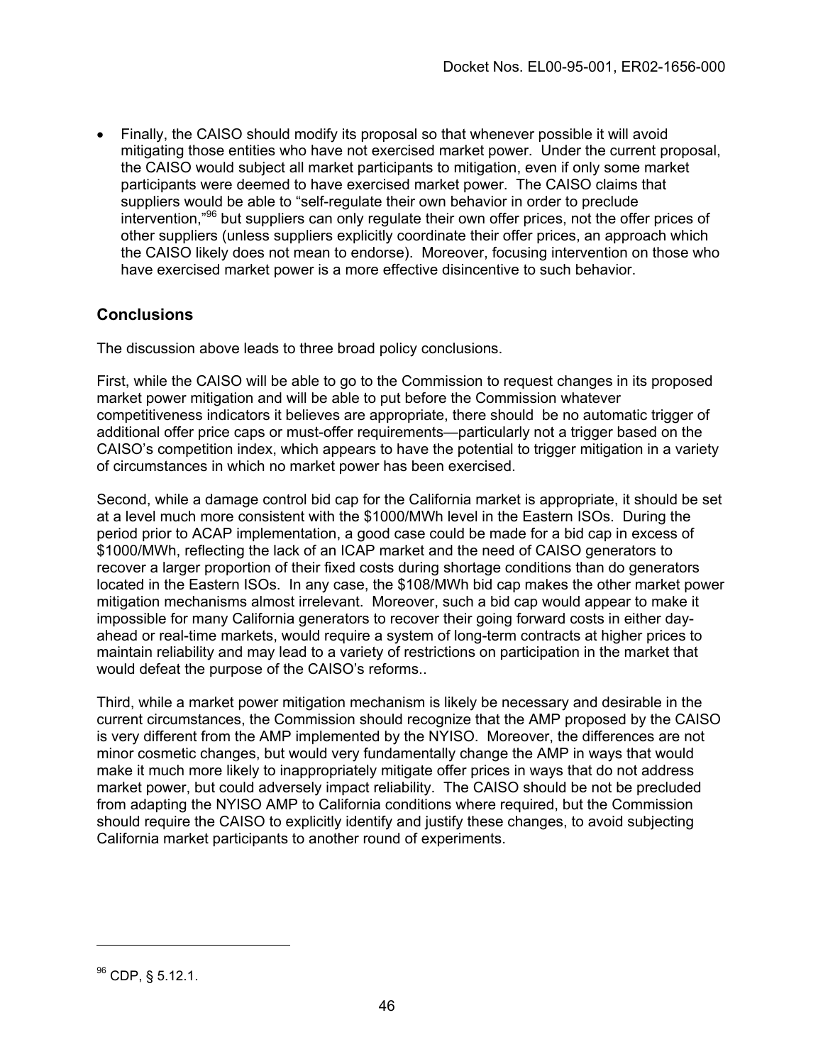- Finally, the CAISO should modify its proposal so that whenever possible it will avoid mitigating those entities who have not exercised market power. Under the current proposal, the CAISO would subject all market participants to mitigation, even if only some market participants were deemed to have exercised market power. The CAISO claims that suppliers would be able to "self-regulate their own behavior in order to preclude intervention,"[96] but suppliers can only regulate their own offer prices, not the offer prices of other suppliers (unless suppliers explicitly coordinate their offer prices, an approach which the CAISO likely does not mean to endorse). Moreover, focusing intervention on those who have exercised market power is a more effective disincentive to such behavior.

## Conclusions

The discussion above leads to three broad policy conclusions.

First, while the CAISO will be able to go to the Commission to request changes in its proposed market power mitigation and will be able to put before the Commission whatever competitiveness indicators it believes are appropriate, there should be no automatic trigger of additional offer price caps or must-offer requirements—particularly not a trigger based on the CAISO's competition index, which appears to have the potential to trigger mitigation in a variety of circumstances in which no market power has been exercised.

Second, while a damage control bid cap for the California market is appropriate, it should be set at a level much more consistent with the $1000/MWh level in the Eastern ISOs. During the period prior to ACAP implementation, a good case could be made for a bid cap in excess of $1000/MWh, reflecting the lack of an ICAP market and the need of CAISO generators to recover a larger proportion of their fixed costs during shortage conditions than do generators located in the Eastern ISOs. In any case, the $108/MWh bid cap makes the other market power mitigation mechanisms almost irrelevant. Moreover, such a bid cap would appear to make it impossible for many California generators to recover their going forward costs in either day-ahead or real-time markets, would require a system of long-term contracts at higher prices to maintain reliability and may lead to a variety of restrictions on participation in the market that would defeat the purpose of the CAISO's reforms..

Third, while a market power mitigation mechanism is likely be necessary and desirable in the current circumstances, the Commission should recognize that the AMP proposed by the CAISO is very different from the AMP implemented by the NYISO. Moreover, the differences are not minor cosmetic changes, but would very fundamentally change the AMP in ways that would make it much more likely to inappropriately mitigate offer prices in ways that do not address market power, but could adversely impact reliability. The CAISO should be not be precluded from adapting the NYISO AMP to California conditions where required, but the Commission should require the CAISO to explicitly identify and justify these changes, to avoid subjecting California market participants to another round of experiments.

---

[96] CDP, § 5.12.1.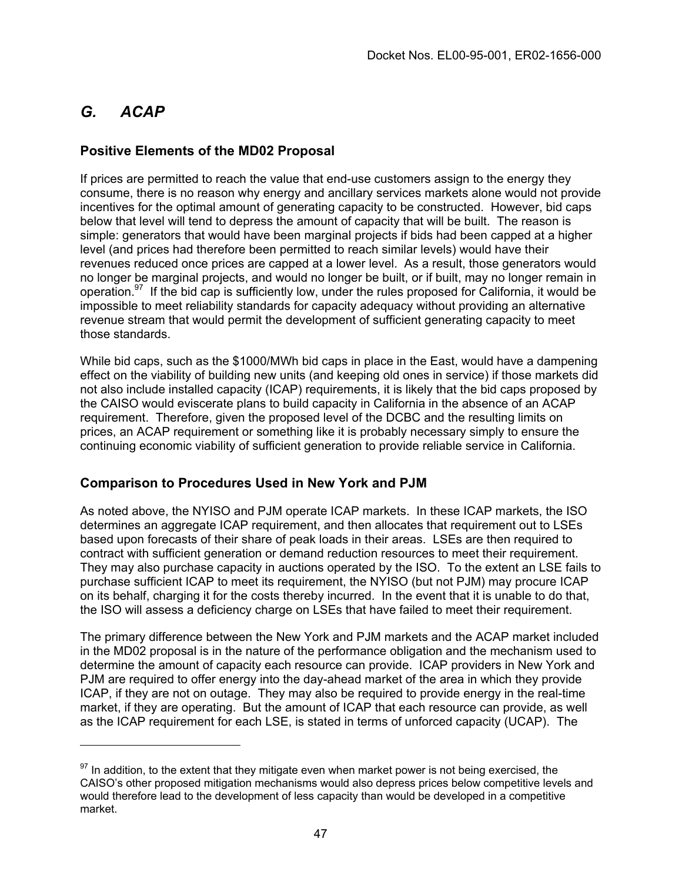## *G. ACAP*

### Positive Elements of the MD02 Proposal

If prices are permitted to reach the value that end-use customers assign to the energy they consume, there is no reason why energy and ancillary services markets alone would not provide incentives for the optimal amount of generating capacity to be constructed. However, bid caps below that level will tend to depress the amount of capacity that will be built. The reason is simple: generators that would have been marginal projects if bids had been capped at a higher level (and prices had therefore been permitted to reach similar levels) would have their revenues reduced once prices are capped at a lower level. As a result, those generators would no longer be marginal projects, and would no longer be built, or if built, may no longer remain in operation.[97] If the bid cap is sufficiently low, under the rules proposed for California, it would be impossible to meet reliability standards for capacity adequacy without providing an alternative revenue stream that would permit the development of sufficient generating capacity to meet those standards.

While bid caps, such as the $1000/MWh bid caps in place in the East, would have a dampening effect on the viability of building new units (and keeping old ones in service) if those markets did not also include installed capacity (ICAP) requirements, it is likely that the bid caps proposed by the CAISO would eviscerate plans to build capacity in California in the absence of an ACAP requirement. Therefore, given the proposed level of the DCBC and the resulting limits on prices, an ACAP requirement or something like it is probably necessary simply to ensure the continuing economic viability of sufficient generation to provide reliable service in California.

### Comparison to Procedures Used in New York and PJM

As noted above, the NYISO and PJM operate ICAP markets. In these ICAP markets, the ISO determines an aggregate ICAP requirement, and then allocates that requirement out to LSEs based upon forecasts of their share of peak loads in their areas. LSEs are then required to contract with sufficient generation or demand reduction resources to meet their requirement. They may also purchase capacity in auctions operated by the ISO. To the extent an LSE fails to purchase sufficient ICAP to meet its requirement, the NYISO (but not PJM) may procure ICAP on its behalf, charging it for the costs thereby incurred. In the event that it is unable to do that, the ISO will assess a deficiency charge on LSEs that have failed to meet their requirement.

The primary difference between the New York and PJM markets and the ACAP market included in the MD02 proposal is in the nature of the performance obligation and the mechanism used to determine the amount of capacity each resource can provide. ICAP providers in New York and PJM are required to offer energy into the day-ahead market of the area in which they provide ICAP, if they are not on outage. They may also be required to provide energy in the real-time market, if they are operating. But the amount of ICAP that each resource can provide, as well as the ICAP requirement for each LSE, is stated in terms of unforced capacity (UCAP). The

[97] In addition, to the extent that they mitigate even when market power is not being exercised, the CAISO's other proposed mitigation mechanisms would also depress prices below competitive levels and would therefore lead to the development of less capacity than would be developed in a competitive market.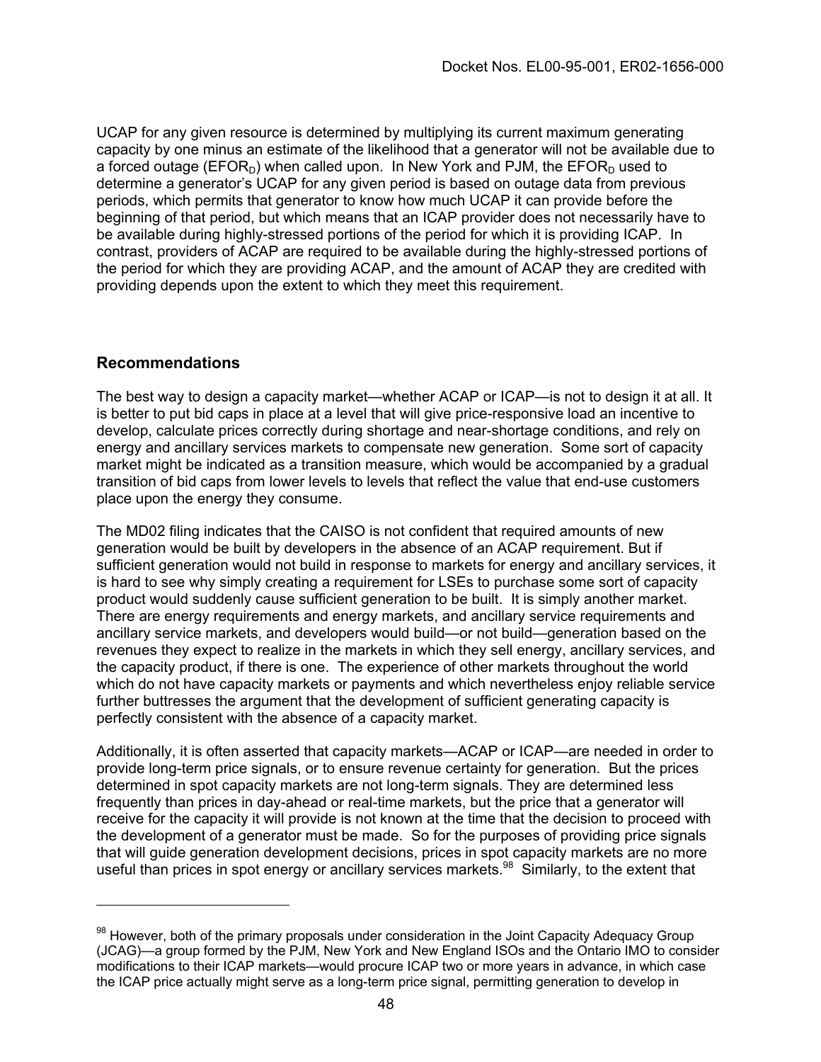UCAP for any given resource is determined by multiplying its current maximum generating capacity by one minus an estimate of the likelihood that a generator will not be available due to a forced outage ($EFOR_D$) when called upon. In New York and PJM, the $EFOR_D$ used to determine a generator's UCAP for any given period is based on outage data from previous periods, which permits that generator to know how much UCAP it can provide before the beginning of that period, but which means that an ICAP provider does not necessarily have to be available during highly-stressed portions of the period for which it is providing ICAP. In contrast, providers of ACAP are required to be available during the highly-stressed portions of the period for which they are providing ACAP, and the amount of ACAP they are credited with providing depends upon the extent to which they meet this requirement.

## Recommendations

The best way to design a capacity market—whether ACAP or ICAP—is not to design it at all. It is better to put bid caps in place at a level that will give price-responsive load an incentive to develop, calculate prices correctly during shortage and near-shortage conditions, and rely on energy and ancillary services markets to compensate new generation. Some sort of capacity market might be indicated as a transition measure, which would be accompanied by a gradual transition of bid caps from lower levels to levels that reflect the value that end-use customers place upon the energy they consume.

The MD02 filing indicates that the CAISO is not confident that required amounts of new generation would be built by developers in the absence of an ACAP requirement. But if sufficient generation would not build in response to markets for energy and ancillary services, it is hard to see why simply creating a requirement for LSEs to purchase some sort of capacity product would suddenly cause sufficient generation to be built. It is simply another market. There are energy requirements and energy markets, and ancillary service requirements and ancillary service markets, and developers would build—or not build—generation based on the revenues they expect to realize in the markets in which they sell energy, ancillary services, and the capacity product, if there is one. The experience of other markets throughout the world which do not have capacity markets or payments and which nevertheless enjoy reliable service further buttresses the argument that the development of sufficient generating capacity is perfectly consistent with the absence of a capacity market.

Additionally, it is often asserted that capacity markets—ACAP or ICAP—are needed in order to provide long-term price signals, or to ensure revenue certainty for generation. But the prices determined in spot capacity markets are not long-term signals. They are determined less frequently than prices in day-ahead or real-time markets, but the price that a generator will receive for the capacity it will provide is not known at the time that the decision to proceed with the development of a generator must be made. So for the purposes of providing price signals that will guide generation development decisions, prices in spot capacity markets are no more useful than prices in spot energy or ancillary services markets.[98] Similarly, to the extent that

[98] However, both of the primary proposals under consideration in the Joint Capacity Adequacy Group (JCAG)—a group formed by the PJM, New York and New England ISOs and the Ontario IMO to consider modifications to their ICAP markets—would procure ICAP two or more years in advance, in which case the ICAP price actually might serve as a long-term price signal, permitting generation to develop in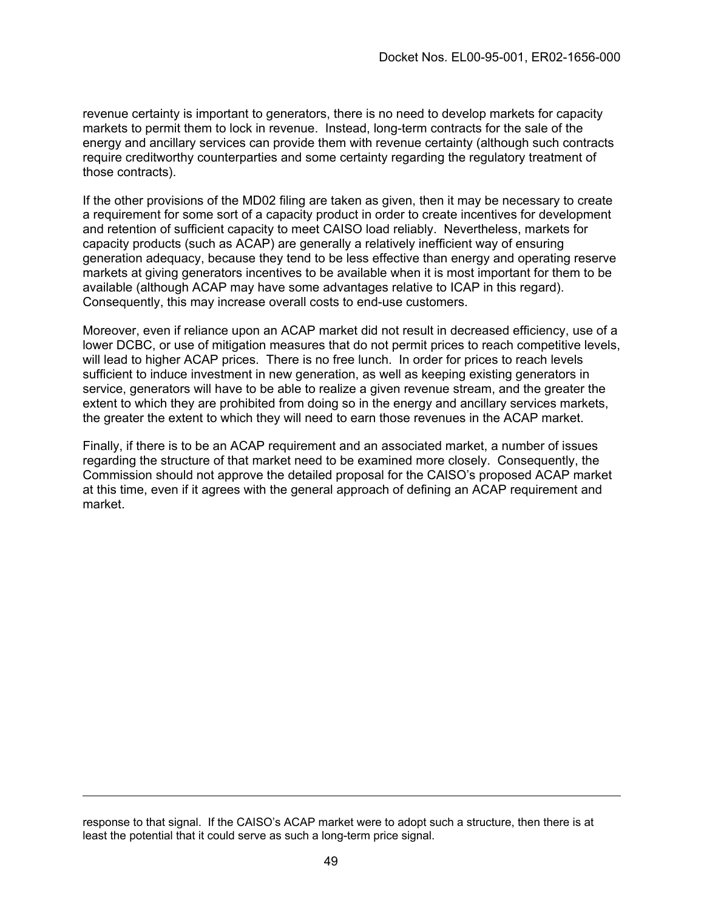revenue certainty is important to generators, there is no need to develop markets for capacity markets to permit them to lock in revenue. Instead, long-term contracts for the sale of the energy and ancillary services can provide them with revenue certainty (although such contracts require creditworthy counterparties and some certainty regarding the regulatory treatment of those contracts).

If the other provisions of the MD02 filing are taken as given, then it may be necessary to create a requirement for some sort of a capacity product in order to create incentives for development and retention of sufficient capacity to meet CAISO load reliably. Nevertheless, markets for capacity products (such as ACAP) are generally a relatively inefficient way of ensuring generation adequacy, because they tend to be less effective than energy and operating reserve markets at giving generators incentives to be available when it is most important for them to be available (although ACAP may have some advantages relative to ICAP in this regard). Consequently, this may increase overall costs to end-use customers.

Moreover, even if reliance upon an ACAP market did not result in decreased efficiency, use of a lower DCBC, or use of mitigation measures that do not permit prices to reach competitive levels, will lead to higher ACAP prices. There is no free lunch. In order for prices to reach levels sufficient to induce investment in new generation, as well as keeping existing generators in service, generators will have to be able to realize a given revenue stream, and the greater the extent to which they are prohibited from doing so in the energy and ancillary services markets, the greater the extent to which they will need to earn those revenues in the ACAP market.

Finally, if there is to be an ACAP requirement and an associated market, a number of issues regarding the structure of that market need to be examined more closely. Consequently, the Commission should not approve the detailed proposal for the CAISO's proposed ACAP market at this time, even if it agrees with the general approach of defining an ACAP requirement and market.

---

response to that signal. If the CAISO's ACAP market were to adopt such a structure, then there is at least the potential that it could serve as such a long-term price signal.